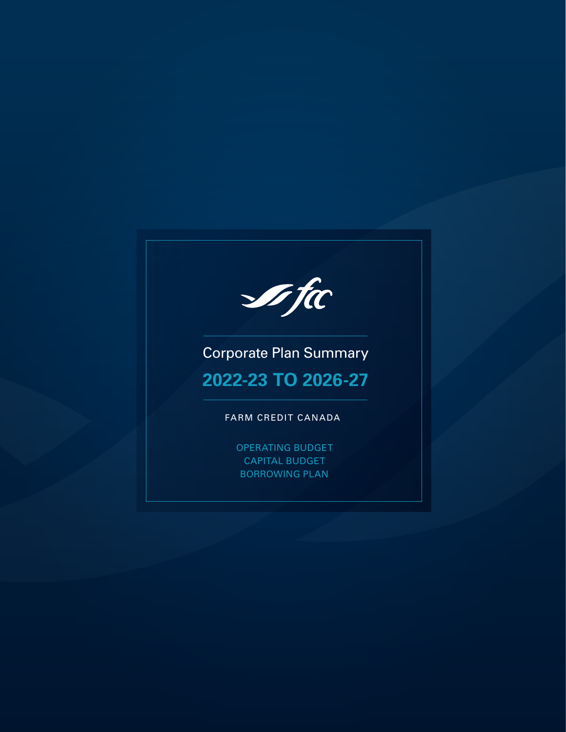fcc

# Corporate Plan Summary

## 2022-23 TO 2026-27

FARM CREDIT CANADA

OPERATING BUDGET
CAPITAL BUDGET
BORROWING PLAN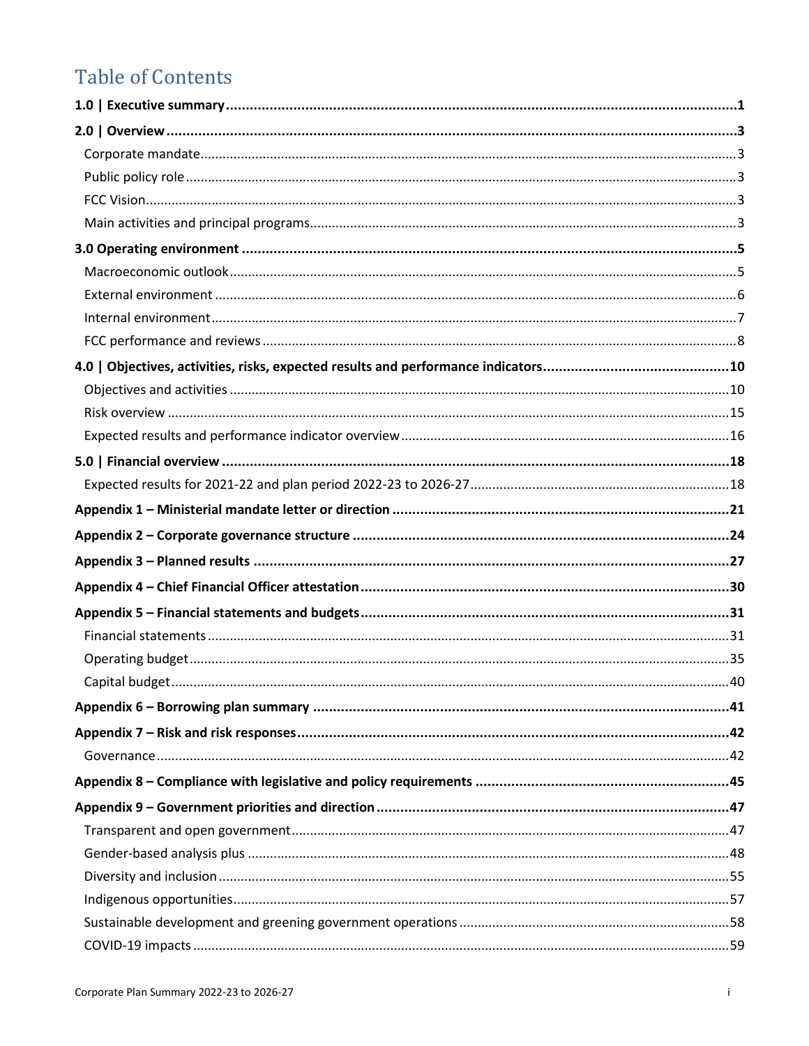# Table of Contents

**1.0 | Executive summary** .......... **1**

**2.0 | Overview** .......... **3**

- Corporate mandate .......... 3
- Public policy role .......... 3
- FCC Vision .......... 3
- Main activities and principal programs .......... 3

**3.0 Operating environment** .......... **5**

- Macroeconomic outlook .......... 5
- External environment .......... 6
- Internal environment .......... 7
- FCC performance and reviews .......... 8

**4.0 | Objectives, activities, risks, expected results and performance indicators** .......... **10**

- Objectives and activities .......... 10
- Risk overview .......... 15
- Expected results and performance indicator overview .......... 16

**5.0 | Financial overview** .......... **18**

- Expected results for 2021-22 and plan period 2022-23 to 2026-27 .......... 18

**Appendix 1 – Ministerial mandate letter or direction** .......... **21**

**Appendix 2 – Corporate governance structure** .......... **24**

**Appendix 3 – Planned results** .......... **27**

**Appendix 4 – Chief Financial Officer attestation** .......... **30**

**Appendix 5 – Financial statements and budgets** .......... **31**

- Financial statements .......... 31
- Operating budget .......... 35
- Capital budget .......... 40

**Appendix 6 – Borrowing plan summary** .......... **41**

**Appendix 7 – Risk and risk responses** .......... **42**

- Governance .......... 42

**Appendix 8 – Compliance with legislative and policy requirements** .......... **45**

**Appendix 9 – Government priorities and direction** .......... **47**

- Transparent and open government .......... 47
- Gender-based analysis plus .......... 48
- Diversity and inclusion .......... 55
- Indigenous opportunities .......... 57
- Sustainable development and greening government operations .......... 58
- COVID-19 impacts .......... 59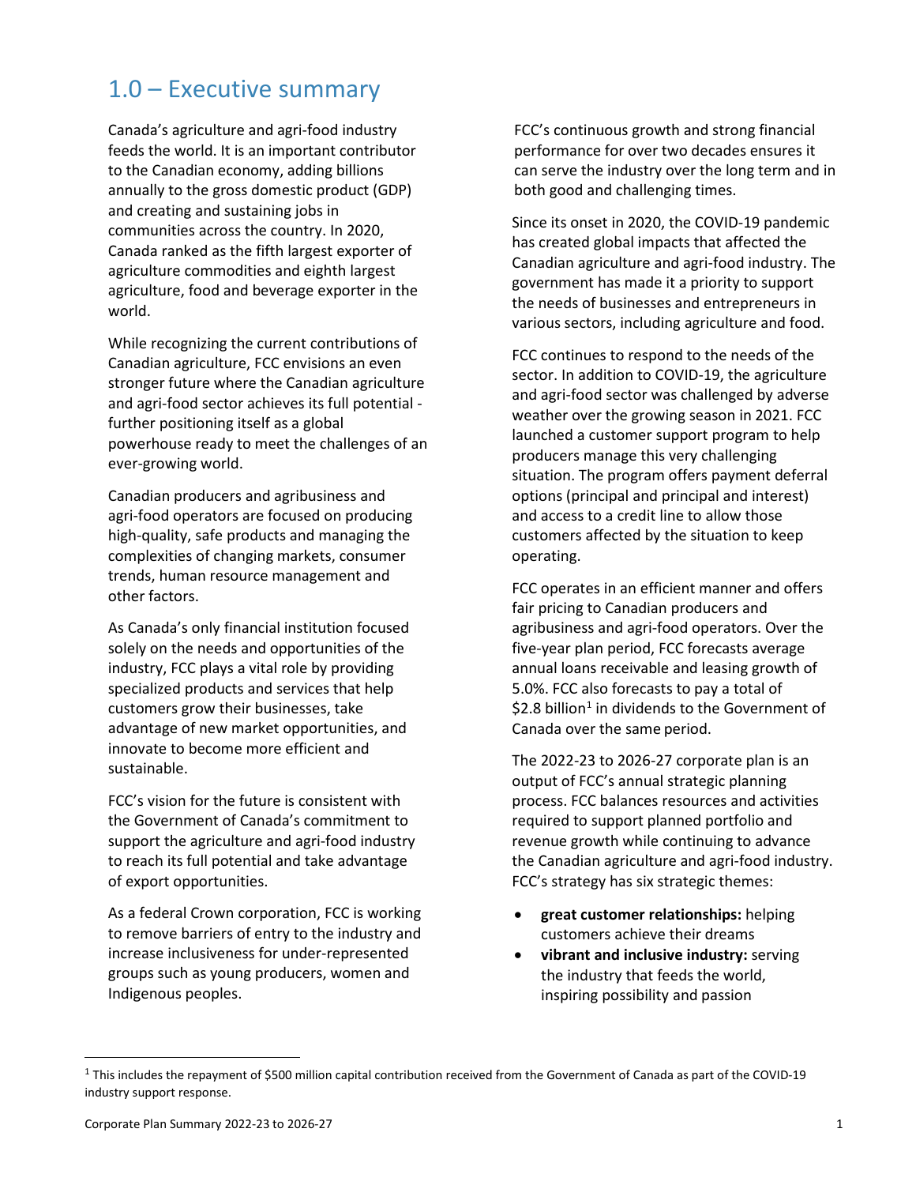# 1.0 – Executive summary

Canada's agriculture and agri-food industry feeds the world. It is an important contributor to the Canadian economy, adding billions annually to the gross domestic product (GDP) and creating and sustaining jobs in communities across the country. In 2020, Canada ranked as the fifth largest exporter of agriculture commodities and eighth largest agriculture, food and beverage exporter in the world.

While recognizing the current contributions of Canadian agriculture, FCC envisions an even stronger future where the Canadian agriculture and agri-food sector achieves its full potential - further positioning itself as a global powerhouse ready to meet the challenges of an ever-growing world.

Canadian producers and agribusiness and agri-food operators are focused on producing high-quality, safe products and managing the complexities of changing markets, consumer trends, human resource management and other factors.

As Canada's only financial institution focused solely on the needs and opportunities of the industry, FCC plays a vital role by providing specialized products and services that help customers grow their businesses, take advantage of new market opportunities, and innovate to become more efficient and sustainable.

FCC's vision for the future is consistent with the Government of Canada's commitment to support the agriculture and agri-food industry to reach its full potential and take advantage of export opportunities.

As a federal Crown corporation, FCC is working to remove barriers of entry to the industry and increase inclusiveness for under-represented groups such as young producers, women and Indigenous peoples.

FCC's continuous growth and strong financial performance for over two decades ensures it can serve the industry over the long term and in both good and challenging times.

Since its onset in 2020, the COVID-19 pandemic has created global impacts that affected the Canadian agriculture and agri-food industry. The government has made it a priority to support the needs of businesses and entrepreneurs in various sectors, including agriculture and food.

FCC continues to respond to the needs of the sector. In addition to COVID-19, the agriculture and agri-food sector was challenged by adverse weather over the growing season in 2021. FCC launched a customer support program to help producers manage this very challenging situation. The program offers payment deferral options (principal and principal and interest) and access to a credit line to allow those customers affected by the situation to keep operating.

FCC operates in an efficient manner and offers fair pricing to Canadian producers and agribusiness and agri-food operators. Over the five-year plan period, FCC forecasts average annual loans receivable and leasing growth of 5.0%. FCC also forecasts to pay a total of $2.8 billion[1] in dividends to the Government of Canada over the same period.

The 2022-23 to 2026-27 corporate plan is an output of FCC's annual strategic planning process. FCC balances resources and activities required to support planned portfolio and revenue growth while continuing to advance the Canadian agriculture and agri-food industry. FCC's strategy has six strategic themes:

- **great customer relationships:** helping customers achieve their dreams
- **vibrant and inclusive industry:** serving the industry that feeds the world, inspiring possibility and passion

[1] This includes the repayment of $500 million capital contribution received from the Government of Canada as part of the COVID-19 industry support response.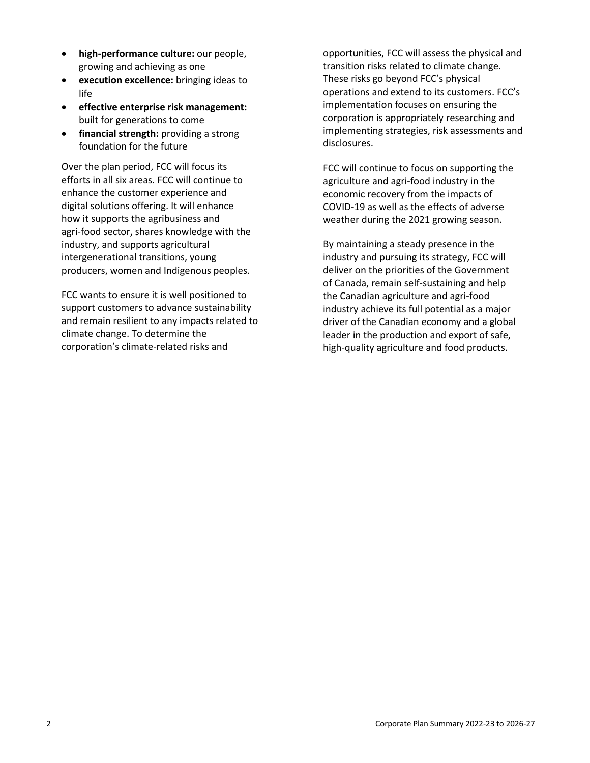- **high-performance culture:** our people, growing and achieving as one
- **execution excellence:** bringing ideas to life
- **effective enterprise risk management:** built for generations to come
- **financial strength:** providing a strong foundation for the future

Over the plan period, FCC will focus its efforts in all six areas. FCC will continue to enhance the customer experience and digital solutions offering. It will enhance how it supports the agribusiness and agri-food sector, shares knowledge with the industry, and supports agricultural intergenerational transitions, young producers, women and Indigenous peoples.

FCC wants to ensure it is well positioned to support customers to advance sustainability and remain resilient to any impacts related to climate change. To determine the corporation's climate-related risks and opportunities, FCC will assess the physical and transition risks related to climate change. These risks go beyond FCC's physical operations and extend to its customers. FCC's implementation focuses on ensuring the corporation is appropriately researching and implementing strategies, risk assessments and disclosures.

FCC will continue to focus on supporting the agriculture and agri-food industry in the economic recovery from the impacts of COVID-19 as well as the effects of adverse weather during the 2021 growing season.

By maintaining a steady presence in the industry and pursuing its strategy, FCC will deliver on the priorities of the Government of Canada, remain self-sustaining and help the Canadian agriculture and agri-food industry achieve its full potential as a major driver of the Canadian economy and a global leader in the production and export of safe, high-quality agriculture and food products.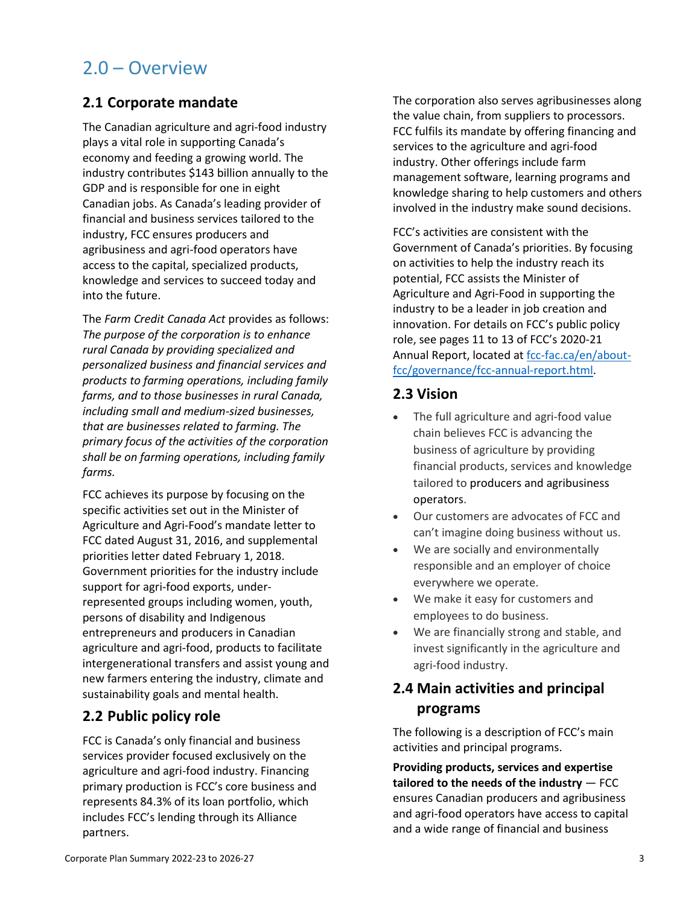# 2.0 – Overview

## 2.1 Corporate mandate

The Canadian agriculture and agri-food industry plays a vital role in supporting Canada's economy and feeding a growing world. The industry contributes $143 billion annually to the GDP and is responsible for one in eight Canadian jobs. As Canada's leading provider of financial and business services tailored to the industry, FCC ensures producers and agribusiness and agri-food operators have access to the capital, specialized products, knowledge and services to succeed today and into the future.

The *Farm Credit Canada Act* provides as follows: *The purpose of the corporation is to enhance rural Canada by providing specialized and personalized business and financial services and products to farming operations, including family farms, and to those businesses in rural Canada, including small and medium-sized businesses, that are businesses related to farming. The primary focus of the activities of the corporation shall be on farming operations, including family farms.*

FCC achieves its purpose by focusing on the specific activities set out in the Minister of Agriculture and Agri-Food's mandate letter to FCC dated August 31, 2016, and supplemental priorities letter dated February 1, 2018. Government priorities for the industry include support for agri-food exports, under-represented groups including women, youth, persons of disability and Indigenous entrepreneurs and producers in Canadian agriculture and agri-food, products to facilitate intergenerational transfers and assist young and new farmers entering the industry, climate and sustainability goals and mental health.

## 2.2 Public policy role

FCC is Canada's only financial and business services provider focused exclusively on the agriculture and agri-food industry. Financing primary production is FCC's core business and represents 84.3% of its loan portfolio, which includes FCC's lending through its Alliance partners.

The corporation also serves agribusinesses along the value chain, from suppliers to processors. FCC fulfils its mandate by offering financing and services to the agriculture and agri-food industry. Other offerings include farm management software, learning programs and knowledge sharing to help customers and others involved in the industry make sound decisions.

FCC's activities are consistent with the Government of Canada's priorities. By focusing on activities to help the industry reach its potential, FCC assists the Minister of Agriculture and Agri-Food in supporting the industry to be a leader in job creation and innovation. For details on FCC's public policy role, see pages 11 to 13 of FCC's 2020-21 Annual Report, located at fcc-fac.ca/en/about-fcc/governance/fcc-annual-report.html.

## 2.3 Vision

- The full agriculture and agri-food value chain believes FCC is advancing the business of agriculture by providing financial products, services and knowledge tailored to producers and agribusiness operators.
- Our customers are advocates of FCC and can't imagine doing business without us.
- We are socially and environmentally responsible and an employer of choice everywhere we operate.
- We make it easy for customers and employees to do business.
- We are financially strong and stable, and invest significantly in the agriculture and agri-food industry.

## 2.4 Main activities and principal programs

The following is a description of FCC's main activities and principal programs.

**Providing products, services and expertise tailored to the needs of the industry** — FCC ensures Canadian producers and agribusiness and agri-food operators have access to capital and a wide range of financial and business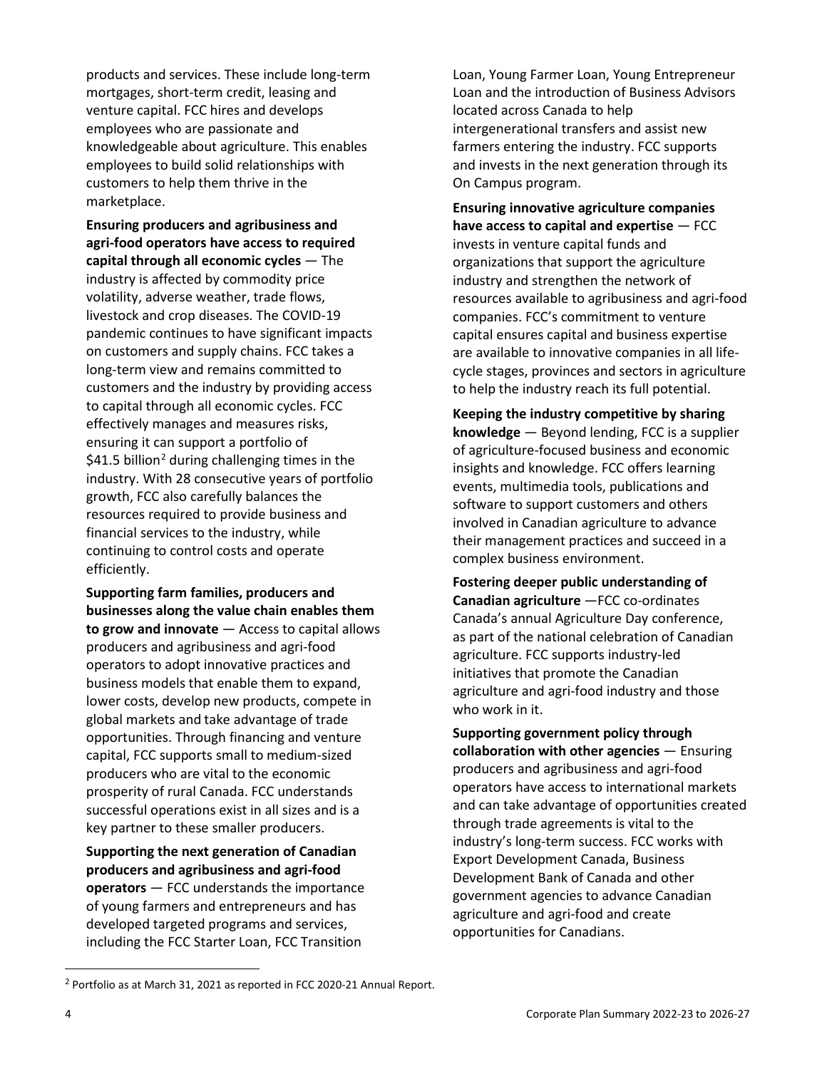products and services. These include long-term mortgages, short-term credit, leasing and venture capital. FCC hires and develops employees who are passionate and knowledgeable about agriculture. This enables employees to build solid relationships with customers to help them thrive in the marketplace.

**Ensuring producers and agribusiness and agri-food operators have access to required capital through all economic cycles** — The industry is affected by commodity price volatility, adverse weather, trade flows, livestock and crop diseases. The COVID-19 pandemic continues to have significant impacts on customers and supply chains. FCC takes a long-term view and remains committed to customers and the industry by providing access to capital through all economic cycles. FCC effectively manages and measures risks, ensuring it can support a portfolio of $41.5 billion[2] during challenging times in the industry. With 28 consecutive years of portfolio growth, FCC also carefully balances the resources required to provide business and financial services to the industry, while continuing to control costs and operate efficiently.

**Supporting farm families, producers and businesses along the value chain enables them to grow and innovate** — Access to capital allows producers and agribusiness and agri-food operators to adopt innovative practices and business models that enable them to expand, lower costs, develop new products, compete in global markets and take advantage of trade opportunities. Through financing and venture capital, FCC supports small to medium-sized producers who are vital to the economic prosperity of rural Canada. FCC understands successful operations exist in all sizes and is a key partner to these smaller producers.

**Supporting the next generation of Canadian producers and agribusiness and agri-food operators** — FCC understands the importance of young farmers and entrepreneurs and has developed targeted programs and services, including the FCC Starter Loan, FCC Transition Loan, Young Farmer Loan, Young Entrepreneur Loan and the introduction of Business Advisors located across Canada to help intergenerational transfers and assist new farmers entering the industry. FCC supports and invests in the next generation through its On Campus program.

**Ensuring innovative agriculture companies have access to capital and expertise** — FCC invests in venture capital funds and organizations that support the agriculture industry and strengthen the network of resources available to agribusiness and agri-food companies. FCC's commitment to venture capital ensures capital and business expertise are available to innovative companies in all life-cycle stages, provinces and sectors in agriculture to help the industry reach its full potential.

**Keeping the industry competitive by sharing knowledge** — Beyond lending, FCC is a supplier of agriculture-focused business and economic insights and knowledge. FCC offers learning events, multimedia tools, publications and software to support customers and others involved in Canadian agriculture to advance their management practices and succeed in a complex business environment.

**Fostering deeper public understanding of Canadian agriculture** —FCC co-ordinates Canada's annual Agriculture Day conference, as part of the national celebration of Canadian agriculture. FCC supports industry-led initiatives that promote the Canadian agriculture and agri-food industry and those who work in it.

**Supporting government policy through collaboration with other agencies** — Ensuring producers and agribusiness and agri-food operators have access to international markets and can take advantage of opportunities created through trade agreements is vital to the industry's long-term success. FCC works with Export Development Canada, Business Development Bank of Canada and other government agencies to advance Canadian agriculture and agri-food and create opportunities for Canadians.

[2] Portfolio as at March 31, 2021 as reported in FCC 2020-21 Annual Report.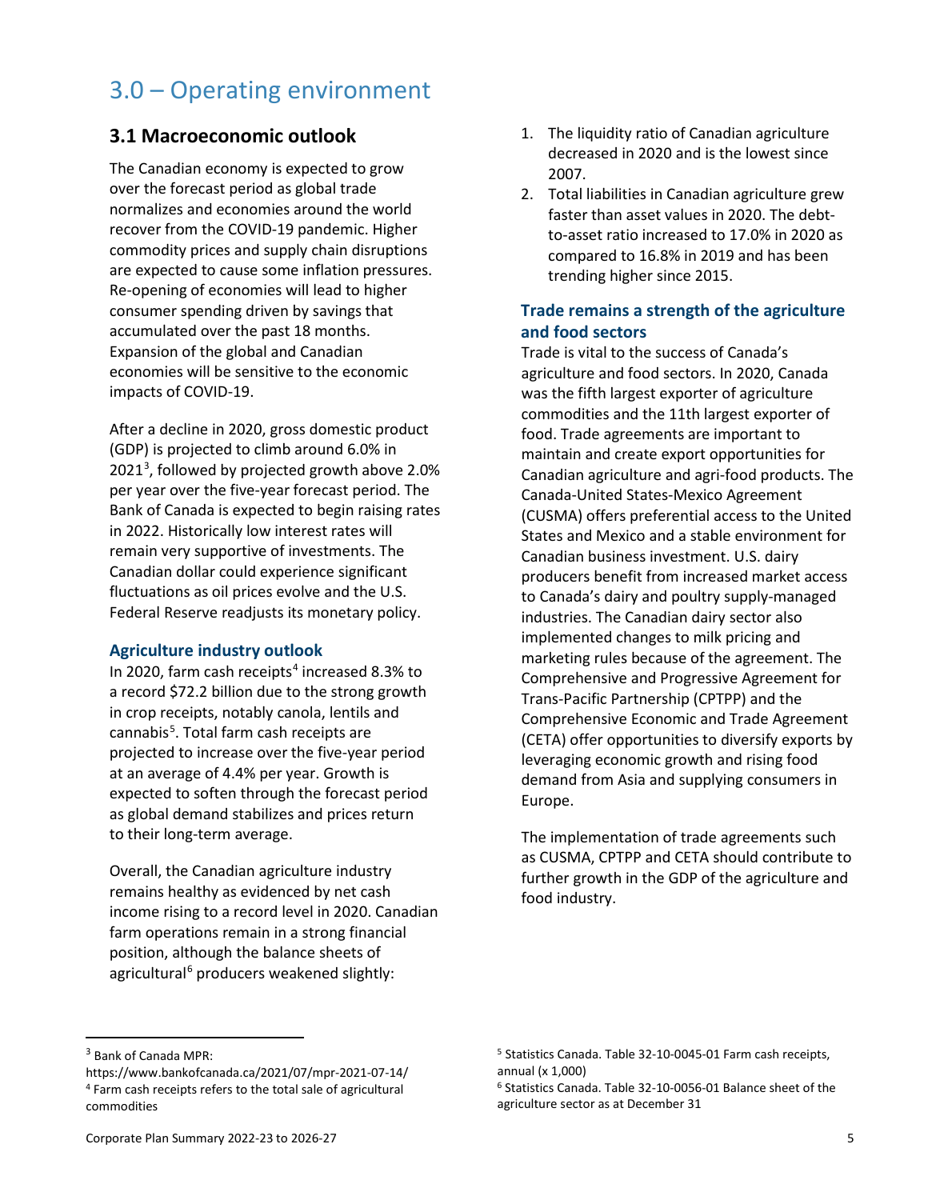# 3.0 – Operating environment

## 3.1 Macroeconomic outlook

The Canadian economy is expected to grow over the forecast period as global trade normalizes and economies around the world recover from the COVID-19 pandemic. Higher commodity prices and supply chain disruptions are expected to cause some inflation pressures. Re-opening of economies will lead to higher consumer spending driven by savings that accumulated over the past 18 months. Expansion of the global and Canadian economies will be sensitive to the economic impacts of COVID-19.

After a decline in 2020, gross domestic product (GDP) is projected to climb around 6.0% in 2021[3], followed by projected growth above 2.0% per year over the five-year forecast period. The Bank of Canada is expected to begin raising rates in 2022. Historically low interest rates will remain very supportive of investments. The Canadian dollar could experience significant fluctuations as oil prices evolve and the U.S. Federal Reserve readjusts its monetary policy.

### Agriculture industry outlook

In 2020, farm cash receipts[4] increased 8.3% to a record $72.2 billion due to the strong growth in crop receipts, notably canola, lentils and cannabis[5]. Total farm cash receipts are projected to increase over the five-year period at an average of 4.4% per year. Growth is expected to soften through the forecast period as global demand stabilizes and prices return to their long-term average.

Overall, the Canadian agriculture industry remains healthy as evidenced by net cash income rising to a record level in 2020. Canadian farm operations remain in a strong financial position, although the balance sheets of agricultural[6] producers weakened slightly:

1. The liquidity ratio of Canadian agriculture decreased in 2020 and is the lowest since 2007.
2. Total liabilities in Canadian agriculture grew faster than asset values in 2020. The debt-to-asset ratio increased to 17.0% in 2020 as compared to 16.8% in 2019 and has been trending higher since 2015.

### Trade remains a strength of the agriculture and food sectors

Trade is vital to the success of Canada's agriculture and food sectors. In 2020, Canada was the fifth largest exporter of agriculture commodities and the 11th largest exporter of food. Trade agreements are important to maintain and create export opportunities for Canadian agriculture and agri-food products. The Canada-United States-Mexico Agreement (CUSMA) offers preferential access to the United States and Mexico and a stable environment for Canadian business investment. U.S. dairy producers benefit from increased market access to Canada's dairy and poultry supply-managed industries. The Canadian dairy sector also implemented changes to milk pricing and marketing rules because of the agreement. The Comprehensive and Progressive Agreement for Trans-Pacific Partnership (CPTPP) and the Comprehensive Economic and Trade Agreement (CETA) offer opportunities to diversify exports by leveraging economic growth and rising food demand from Asia and supplying consumers in Europe.

The implementation of trade agreements such as CUSMA, CPTPP and CETA should contribute to further growth in the GDP of the agriculture and food industry.

---

[3] Bank of Canada MPR: https://www.bankofcanada.ca/2021/07/mpr-2021-07-14/

[4] Farm cash receipts refers to the total sale of agricultural commodities

[5] Statistics Canada. Table 32-10-0045-01 Farm cash receipts, annual (x 1,000)

[6] Statistics Canada. Table 32-10-0056-01 Balance sheet of the agriculture sector as at December 31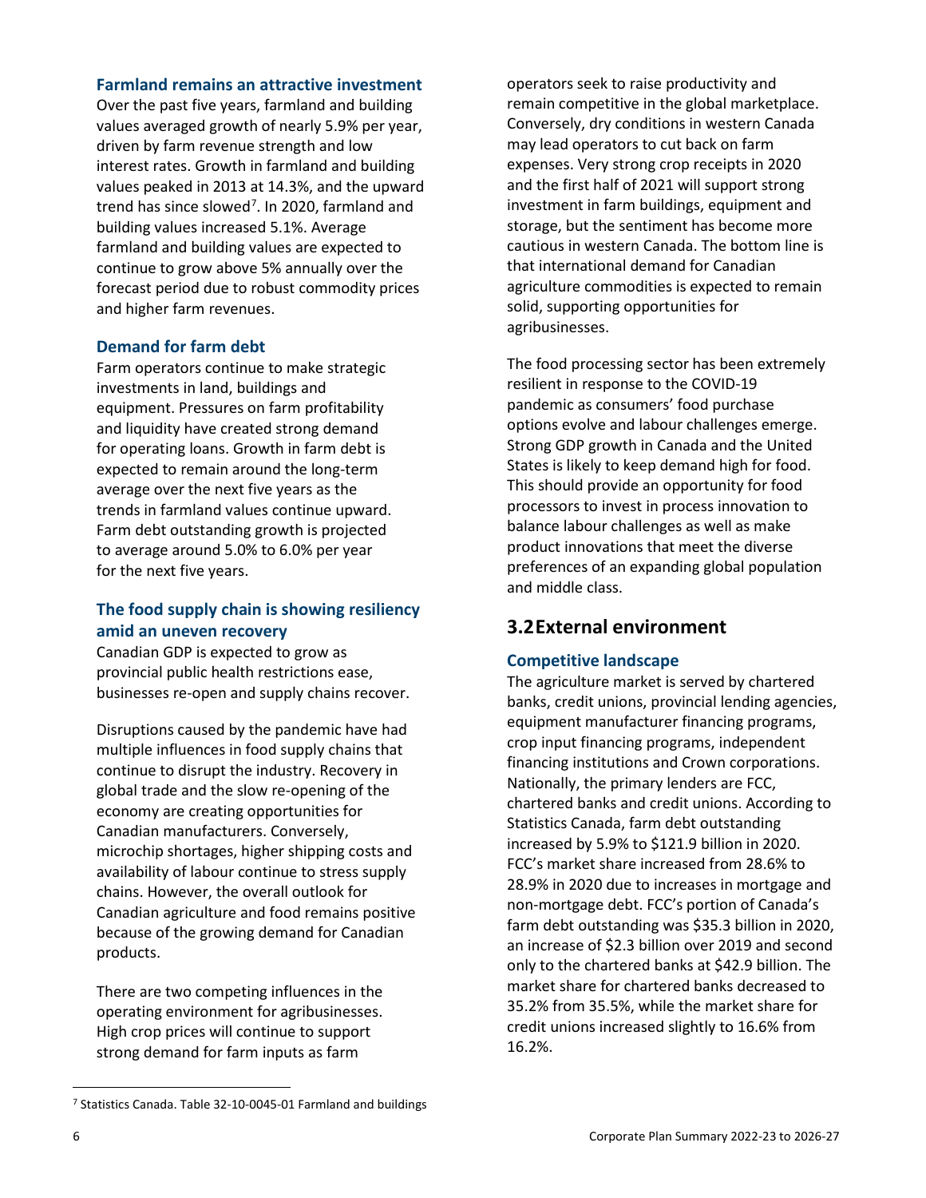### Farmland remains an attractive investment

Over the past five years, farmland and building values averaged growth of nearly 5.9% per year, driven by farm revenue strength and low interest rates. Growth in farmland and building values peaked in 2013 at 14.3%, and the upward trend has since slowed[7]. In 2020, farmland and building values increased 5.1%. Average farmland and building values are expected to continue to grow above 5% annually over the forecast period due to robust commodity prices and higher farm revenues.

### Demand for farm debt

Farm operators continue to make strategic investments in land, buildings and equipment. Pressures on farm profitability and liquidity have created strong demand for operating loans. Growth in farm debt is expected to remain around the long-term average over the next five years as the trends in farmland values continue upward. Farm debt outstanding growth is projected to average around 5.0% to 6.0% per year for the next five years.

### The food supply chain is showing resiliency amid an uneven recovery

Canadian GDP is expected to grow as provincial public health restrictions ease, businesses re-open and supply chains recover.

Disruptions caused by the pandemic have had multiple influences in food supply chains that continue to disrupt the industry. Recovery in global trade and the slow re-opening of the economy are creating opportunities for Canadian manufacturers. Conversely, microchip shortages, higher shipping costs and availability of labour continue to stress supply chains. However, the overall outlook for Canadian agriculture and food remains positive because of the growing demand for Canadian products.

There are two competing influences in the operating environment for agribusinesses. High crop prices will continue to support strong demand for farm inputs as farm operators seek to raise productivity and remain competitive in the global marketplace. Conversely, dry conditions in western Canada may lead operators to cut back on farm expenses. Very strong crop receipts in 2020 and the first half of 2021 will support strong investment in farm buildings, equipment and storage, but the sentiment has become more cautious in western Canada. The bottom line is that international demand for Canadian agriculture commodities is expected to remain solid, supporting opportunities for agribusinesses.

The food processing sector has been extremely resilient in response to the COVID-19 pandemic as consumers' food purchase options evolve and labour challenges emerge. Strong GDP growth in Canada and the United States is likely to keep demand high for food. This should provide an opportunity for food processors to invest in process innovation to balance labour challenges as well as make product innovations that meet the diverse preferences of an expanding global population and middle class.

## 3.2 External environment

### Competitive landscape

The agriculture market is served by chartered banks, credit unions, provincial lending agencies, equipment manufacturer financing programs, crop input financing programs, independent financing institutions and Crown corporations. Nationally, the primary lenders are FCC, chartered banks and credit unions. According to Statistics Canada, farm debt outstanding increased by 5.9% to $121.9 billion in 2020. FCC's market share increased from 28.6% to 28.9% in 2020 due to increases in mortgage and non-mortgage debt. FCC's portion of Canada's farm debt outstanding was $35.3 billion in 2020, an increase of $2.3 billion over 2019 and second only to the chartered banks at $42.9 billion. The market share for chartered banks decreased to 35.2% from 35.5%, while the market share for credit unions increased slightly to 16.6% from 16.2%.

[7] Statistics Canada. Table 32-10-0045-01 Farmland and buildings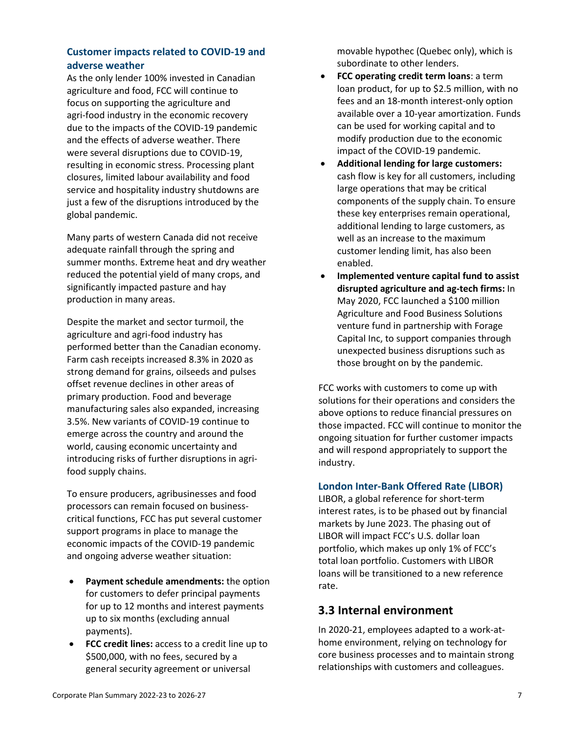### Customer impacts related to COVID-19 and adverse weather

As the only lender 100% invested in Canadian agriculture and food, FCC will continue to focus on supporting the agriculture and agri-food industry in the economic recovery due to the impacts of the COVID-19 pandemic and the effects of adverse weather. There were several disruptions due to COVID-19, resulting in economic stress. Processing plant closures, limited labour availability and food service and hospitality industry shutdowns are just a few of the disruptions introduced by the global pandemic.

Many parts of western Canada did not receive adequate rainfall through the spring and summer months. Extreme heat and dry weather reduced the potential yield of many crops, and significantly impacted pasture and hay production in many areas.

Despite the market and sector turmoil, the agriculture and agri-food industry has performed better than the Canadian economy. Farm cash receipts increased 8.3% in 2020 as strong demand for grains, oilseeds and pulses offset revenue declines in other areas of primary production. Food and beverage manufacturing sales also expanded, increasing 3.5%. New variants of COVID-19 continue to emerge across the country and around the world, causing economic uncertainty and introducing risks of further disruptions in agri-food supply chains.

To ensure producers, agribusinesses and food processors can remain focused on business-critical functions, FCC has put several customer support programs in place to manage the economic impacts of the COVID-19 pandemic and ongoing adverse weather situation:

- **Payment schedule amendments:** the option for customers to defer principal payments for up to 12 months and interest payments up to six months (excluding annual payments).
- **FCC credit lines:** access to a credit line up to $500,000, with no fees, secured by a general security agreement or universal movable hypothec (Quebec only), which is subordinate to other lenders.
- **FCC operating credit term loans**: a term loan product, for up to $2.5 million, with no fees and an 18-month interest-only option available over a 10-year amortization. Funds can be used for working capital and to modify production due to the economic impact of the COVID-19 pandemic.
- **Additional lending for large customers:** cash flow is key for all customers, including large operations that may be critical components of the supply chain. To ensure these key enterprises remain operational, additional lending to large customers, as well as an increase to the maximum customer lending limit, has also been enabled.
- **Implemented venture capital fund to assist disrupted agriculture and ag-tech firms:** In May 2020, FCC launched a $100 million Agriculture and Food Business Solutions venture fund in partnership with Forage Capital Inc, to support companies through unexpected business disruptions such as those brought on by the pandemic.

FCC works with customers to come up with solutions for their operations and considers the above options to reduce financial pressures on those impacted. FCC will continue to monitor the ongoing situation for further customer impacts and will respond appropriately to support the industry.

### London Inter-Bank Offered Rate (LIBOR)

LIBOR, a global reference for short-term interest rates, is to be phased out by financial markets by June 2023. The phasing out of LIBOR will impact FCC's U.S. dollar loan portfolio, which makes up only 1% of FCC's total loan portfolio. Customers with LIBOR loans will be transitioned to a new reference rate.

## 3.3 Internal environment

In 2020-21, employees adapted to a work-at-home environment, relying on technology for core business processes and to maintain strong relationships with customers and colleagues.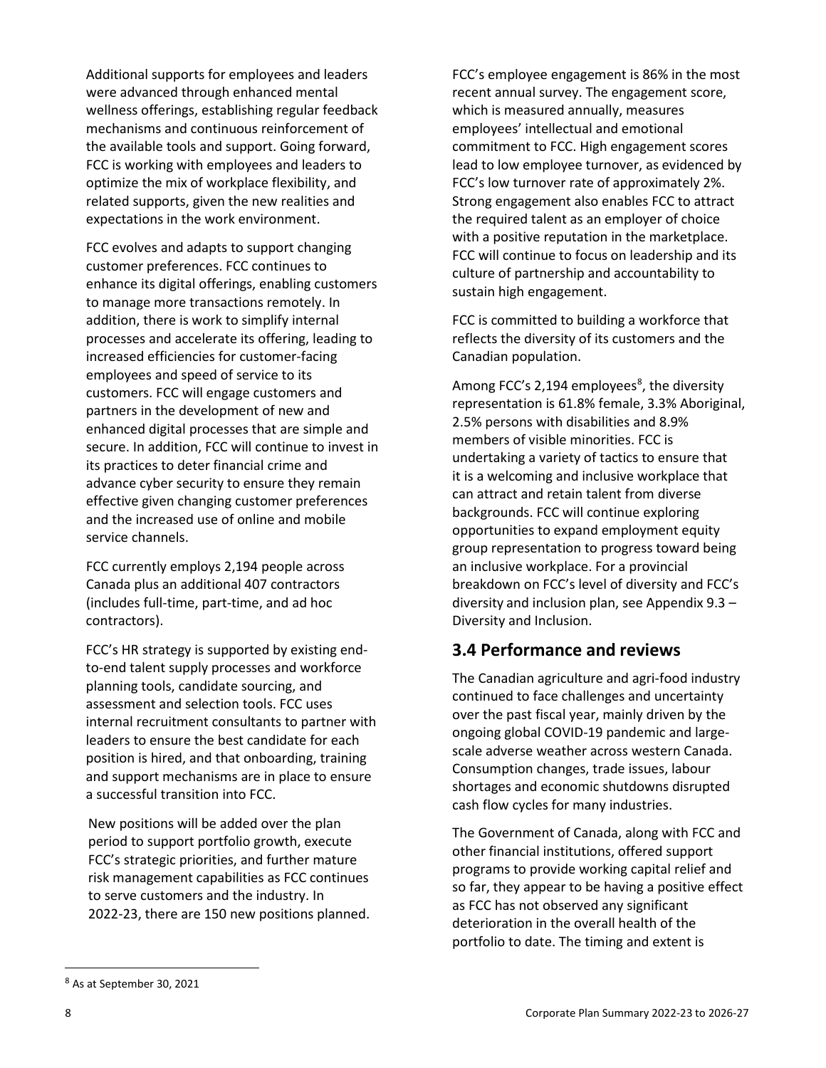Additional supports for employees and leaders were advanced through enhanced mental wellness offerings, establishing regular feedback mechanisms and continuous reinforcement of the available tools and support. Going forward, FCC is working with employees and leaders to optimize the mix of workplace flexibility, and related supports, given the new realities and expectations in the work environment.

FCC evolves and adapts to support changing customer preferences. FCC continues to enhance its digital offerings, enabling customers to manage more transactions remotely. In addition, there is work to simplify internal processes and accelerate its offering, leading to increased efficiencies for customer-facing employees and speed of service to its customers. FCC will engage customers and partners in the development of new and enhanced digital processes that are simple and secure. In addition, FCC will continue to invest in its practices to deter financial crime and advance cyber security to ensure they remain effective given changing customer preferences and the increased use of online and mobile service channels.

FCC currently employs 2,194 people across Canada plus an additional 407 contractors (includes full-time, part-time, and ad hoc contractors).

FCC's HR strategy is supported by existing end-to-end talent supply processes and workforce planning tools, candidate sourcing, and assessment and selection tools. FCC uses internal recruitment consultants to partner with leaders to ensure the best candidate for each position is hired, and that onboarding, training and support mechanisms are in place to ensure a successful transition into FCC.

New positions will be added over the plan period to support portfolio growth, execute FCC's strategic priorities, and further mature risk management capabilities as FCC continues to serve customers and the industry. In 2022-23, there are 150 new positions planned.

FCC's employee engagement is 86% in the most recent annual survey. The engagement score, which is measured annually, measures employees' intellectual and emotional commitment to FCC. High engagement scores lead to low employee turnover, as evidenced by FCC's low turnover rate of approximately 2%. Strong engagement also enables FCC to attract the required talent as an employer of choice with a positive reputation in the marketplace. FCC will continue to focus on leadership and its culture of partnership and accountability to sustain high engagement.

FCC is committed to building a workforce that reflects the diversity of its customers and the Canadian population.

Among FCC's 2,194 employees[8], the diversity representation is 61.8% female, 3.3% Aboriginal, 2.5% persons with disabilities and 8.9% members of visible minorities. FCC is undertaking a variety of tactics to ensure that it is a welcoming and inclusive workplace that can attract and retain talent from diverse backgrounds. FCC will continue exploring opportunities to expand employment equity group representation to progress toward being an inclusive workplace. For a provincial breakdown on FCC's level of diversity and FCC's diversity and inclusion plan, see Appendix 9.3 – Diversity and Inclusion.

## 3.4 Performance and reviews

The Canadian agriculture and agri-food industry continued to face challenges and uncertainty over the past fiscal year, mainly driven by the ongoing global COVID-19 pandemic and large-scale adverse weather across western Canada. Consumption changes, trade issues, labour shortages and economic shutdowns disrupted cash flow cycles for many industries.

The Government of Canada, along with FCC and other financial institutions, offered support programs to provide working capital relief and so far, they appear to be having a positive effect as FCC has not observed any significant deterioration in the overall health of the portfolio to date. The timing and extent is

---

[8] As at September 30, 2021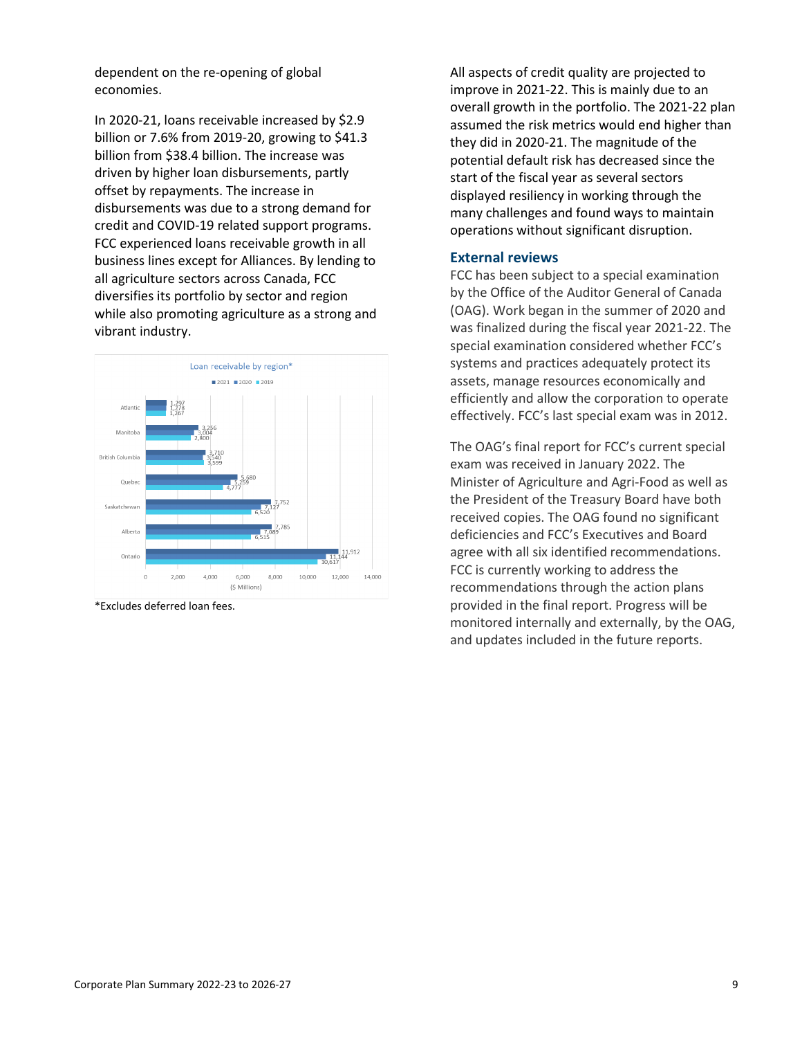dependent on the re-opening of global economies.

In 2020-21, loans receivable increased by $2.9 billion or 7.6% from 2019-20, growing to $41.3 billion from $38.4 billion. The increase was driven by higher loan disbursements, partly offset by repayments. The increase in disbursements was due to a strong demand for credit and COVID-19 related support programs. FCC experienced loans receivable growth in all business lines except for Alliances. By lending to all agriculture sectors across Canada, FCC diversifies its portfolio by sector and region while also promoting agriculture as a strong and vibrant industry.

**Loan receivable by region*** ($ Millions)

| Region | 2021 | 2020 | 2019 |
|---|---|---|---|
| Atlantic | 1,297 | 1,278 | 1,267 |
| Manitoba | 3,256 | 3,004 | 2,800 |
| British Columbia | 3,710 | 3,540 | 3,599 |
| Quebec | 5,680 | 5,259 | 4,777 |
| Saskatchewan | 7,752 | 7,127 | 6,520 |
| Alberta | 7,785 | 7,089 | 6,515 |
| Ontario | 11,912 | 11,144 | 10,617 |

*Excludes deferred loan fees.

All aspects of credit quality are projected to improve in 2021-22. This is mainly due to an overall growth in the portfolio. The 2021-22 plan assumed the risk metrics would end higher than they did in 2020-21. The magnitude of the potential default risk has decreased since the start of the fiscal year as several sectors displayed resiliency in working through the many challenges and found ways to maintain operations without significant disruption.

## External reviews

FCC has been subject to a special examination by the Office of the Auditor General of Canada (OAG). Work began in the summer of 2020 and was finalized during the fiscal year 2021-22. The special examination considered whether FCC's systems and practices adequately protect its assets, manage resources economically and efficiently and allow the corporation to operate effectively. FCC's last special exam was in 2012.

The OAG's final report for FCC's current special exam was received in January 2022. The Minister of Agriculture and Agri-Food as well as the President of the Treasury Board have both received copies. The OAG found no significant deficiencies and FCC's Executives and Board agree with all six identified recommendations. FCC is currently working to address the recommendations through the action plans provided in the final report. Progress will be monitored internally and externally, by the OAG, and updates included in the future reports.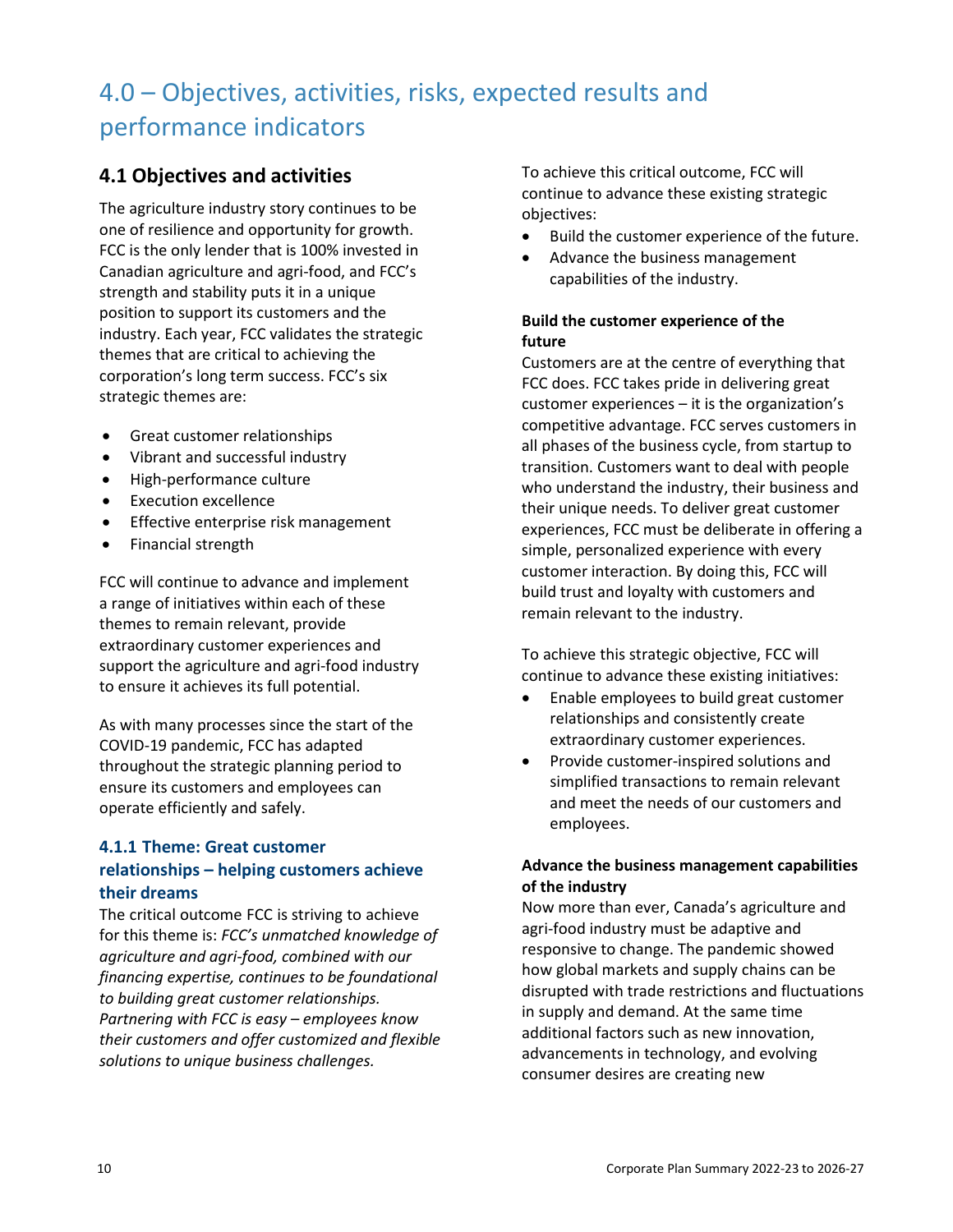# 4.0 – Objectives, activities, risks, expected results and performance indicators

## 4.1 Objectives and activities

The agriculture industry story continues to be one of resilience and opportunity for growth. FCC is the only lender that is 100% invested in Canadian agriculture and agri-food, and FCC's strength and stability puts it in a unique position to support its customers and the industry. Each year, FCC validates the strategic themes that are critical to achieving the corporation's long term success. FCC's six strategic themes are:

- Great customer relationships
- Vibrant and successful industry
- High-performance culture
- Execution excellence
- Effective enterprise risk management
- Financial strength

FCC will continue to advance and implement a range of initiatives within each of these themes to remain relevant, provide extraordinary customer experiences and support the agriculture and agri-food industry to ensure it achieves its full potential.

As with many processes since the start of the COVID-19 pandemic, FCC has adapted throughout the strategic planning period to ensure its customers and employees can operate efficiently and safely.

### 4.1.1 Theme: Great customer relationships – helping customers achieve their dreams

The critical outcome FCC is striving to achieve for this theme is: *FCC's unmatched knowledge of agriculture and agri-food, combined with our financing expertise, continues to be foundational to building great customer relationships. Partnering with FCC is easy – employees know their customers and offer customized and flexible solutions to unique business challenges.*

To achieve this critical outcome, FCC will continue to advance these existing strategic objectives:

- Build the customer experience of the future.
- Advance the business management capabilities of the industry.

**Build the customer experience of the future**

Customers are at the centre of everything that FCC does. FCC takes pride in delivering great customer experiences – it is the organization's competitive advantage. FCC serves customers in all phases of the business cycle, from startup to transition. Customers want to deal with people who understand the industry, their business and their unique needs. To deliver great customer experiences, FCC must be deliberate in offering a simple, personalized experience with every customer interaction. By doing this, FCC will build trust and loyalty with customers and remain relevant to the industry.

To achieve this strategic objective, FCC will continue to advance these existing initiatives:

- Enable employees to build great customer relationships and consistently create extraordinary customer experiences.
- Provide customer-inspired solutions and simplified transactions to remain relevant and meet the needs of our customers and employees.

**Advance the business management capabilities of the industry**

Now more than ever, Canada's agriculture and agri-food industry must be adaptive and responsive to change. The pandemic showed how global markets and supply chains can be disrupted with trade restrictions and fluctuations in supply and demand. At the same time additional factors such as new innovation, advancements in technology, and evolving consumer desires are creating new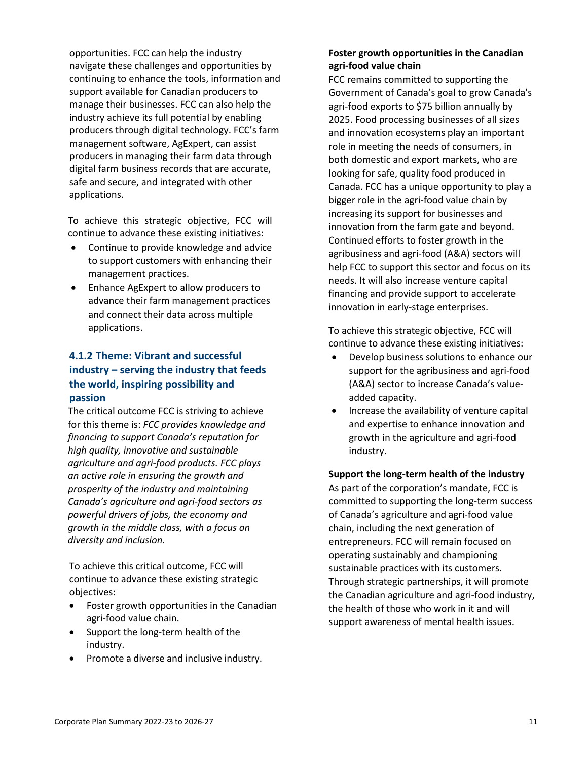opportunities. FCC can help the industry navigate these challenges and opportunities by continuing to enhance the tools, information and support available for Canadian producers to manage their businesses. FCC can also help the industry achieve its full potential by enabling producers through digital technology. FCC's farm management software, AgExpert, can assist producers in managing their farm data through digital farm business records that are accurate, safe and secure, and integrated with other applications.

To achieve this strategic objective, FCC will continue to advance these existing initiatives:

- Continue to provide knowledge and advice to support customers with enhancing their management practices.
- Enhance AgExpert to allow producers to advance their farm management practices and connect their data across multiple applications.

### 4.1.2 Theme: Vibrant and successful industry – serving the industry that feeds the world, inspiring possibility and passion

The critical outcome FCC is striving to achieve for this theme is: *FCC provides knowledge and financing to support Canada's reputation for high quality, innovative and sustainable agriculture and agri-food products. FCC plays an active role in ensuring the growth and prosperity of the industry and maintaining Canada's agriculture and agri-food sectors as powerful drivers of jobs, the economy and growth in the middle class, with a focus on diversity and inclusion.*

To achieve this critical outcome, FCC will continue to advance these existing strategic objectives:

- Foster growth opportunities in the Canadian agri-food value chain.
- Support the long-term health of the industry.
- Promote a diverse and inclusive industry.

**Foster growth opportunities in the Canadian agri-food value chain**

FCC remains committed to supporting the Government of Canada's goal to grow Canada's agri-food exports to $75 billion annually by 2025. Food processing businesses of all sizes and innovation ecosystems play an important role in meeting the needs of consumers, in both domestic and export markets, who are looking for safe, quality food produced in Canada. FCC has a unique opportunity to play a bigger role in the agri-food value chain by increasing its support for businesses and innovation from the farm gate and beyond. Continued efforts to foster growth in the agribusiness and agri-food (A&A) sectors will help FCC to support this sector and focus on its needs. It will also increase venture capital financing and provide support to accelerate innovation in early-stage enterprises.

To achieve this strategic objective, FCC will continue to advance these existing initiatives:

- Develop business solutions to enhance our support for the agribusiness and agri-food (A&A) sector to increase Canada's value-added capacity.
- Increase the availability of venture capital and expertise to enhance innovation and growth in the agriculture and agri-food industry.

**Support the long-term health of the industry**

As part of the corporation's mandate, FCC is committed to supporting the long-term success of Canada's agriculture and agri-food value chain, including the next generation of entrepreneurs. FCC will remain focused on operating sustainably and championing sustainable practices with its customers. Through strategic partnerships, it will promote the Canadian agriculture and agri-food industry, the health of those who work in it and will support awareness of mental health issues.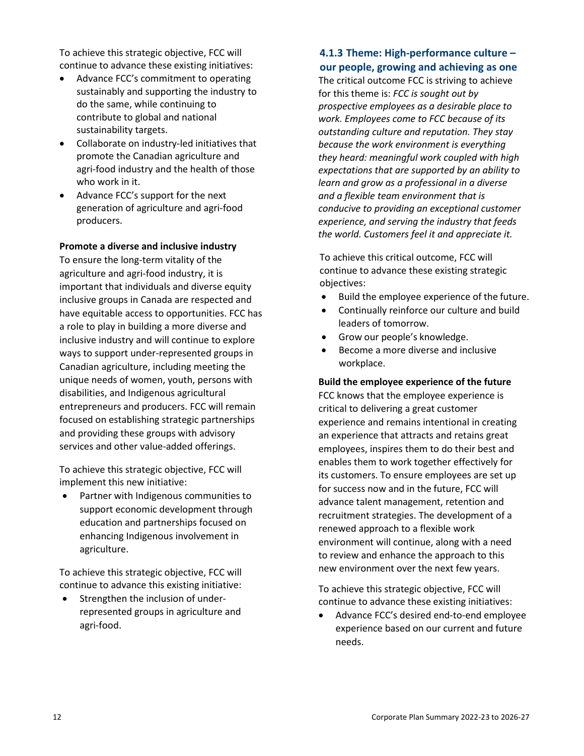To achieve this strategic objective, FCC will continue to advance these existing initiatives:

- Advance FCC's commitment to operating sustainably and supporting the industry to do the same, while continuing to contribute to global and national sustainability targets.
- Collaborate on industry-led initiatives that promote the Canadian agriculture and agri-food industry and the health of those who work in it.
- Advance FCC's support for the next generation of agriculture and agri-food producers.

**Promote a diverse and inclusive industry**

To ensure the long-term vitality of the agriculture and agri-food industry, it is important that individuals and diverse equity inclusive groups in Canada are respected and have equitable access to opportunities. FCC has a role to play in building a more diverse and inclusive industry and will continue to explore ways to support under-represented groups in Canadian agriculture, including meeting the unique needs of women, youth, persons with disabilities, and Indigenous agricultural entrepreneurs and producers. FCC will remain focused on establishing strategic partnerships and providing these groups with advisory services and other value-added offerings.

To achieve this strategic objective, FCC will implement this new initiative:

- Partner with Indigenous communities to support economic development through education and partnerships focused on enhancing Indigenous involvement in agriculture.

To achieve this strategic objective, FCC will continue to advance this existing initiative:

- Strengthen the inclusion of under-represented groups in agriculture and agri-food.

### 4.1.3 Theme: High-performance culture – our people, growing and achieving as one

The critical outcome FCC is striving to achieve for this theme is: *FCC is sought out by prospective employees as a desirable place to work. Employees come to FCC because of its outstanding culture and reputation. They stay because the work environment is everything they heard: meaningful work coupled with high expectations that are supported by an ability to learn and grow as a professional in a diverse and a flexible team environment that is conducive to providing an exceptional customer experience, and serving the industry that feeds the world. Customers feel it and appreciate it.*

To achieve this critical outcome, FCC will continue to advance these existing strategic objectives:

- Build the employee experience of the future.
- Continually reinforce our culture and build leaders of tomorrow.
- Grow our people's knowledge.
- Become a more diverse and inclusive workplace.

**Build the employee experience of the future**

FCC knows that the employee experience is critical to delivering a great customer experience and remains intentional in creating an experience that attracts and retains great employees, inspires them to do their best and enables them to work together effectively for its customers. To ensure employees are set up for success now and in the future, FCC will advance talent management, retention and recruitment strategies. The development of a renewed approach to a flexible work environment will continue, along with a need to review and enhance the approach to this new environment over the next few years.

To achieve this strategic objective, FCC will continue to advance these existing initiatives:

- Advance FCC's desired end-to-end employee experience based on our current and future needs.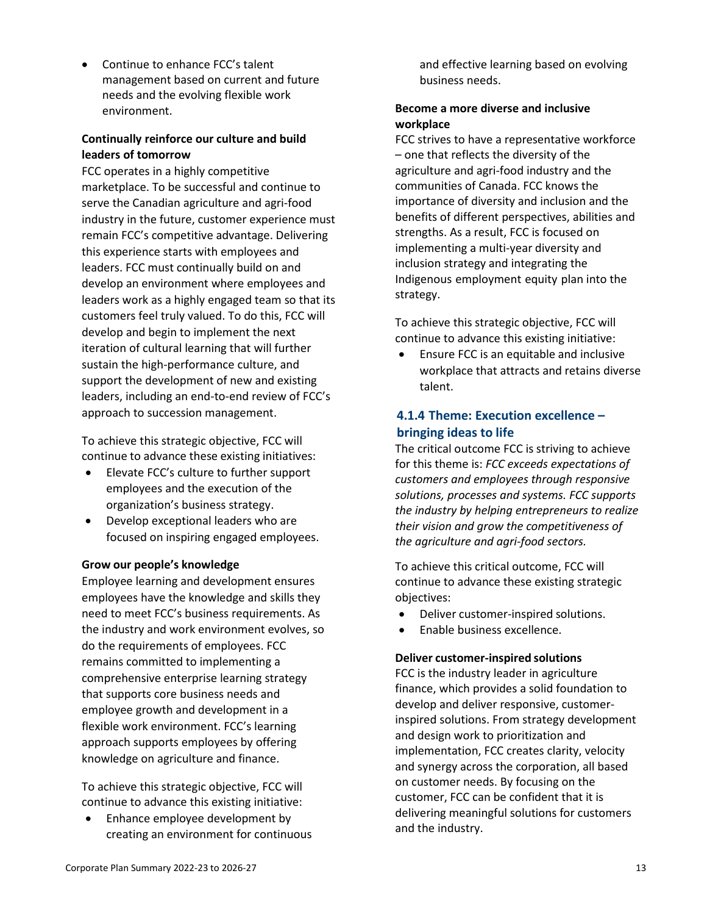- Continue to enhance FCC's talent management based on current and future needs and the evolving flexible work environment.

**Continually reinforce our culture and build leaders of tomorrow**

FCC operates in a highly competitive marketplace. To be successful and continue to serve the Canadian agriculture and agri-food industry in the future, customer experience must remain FCC's competitive advantage. Delivering this experience starts with employees and leaders. FCC must continually build on and develop an environment where employees and leaders work as a highly engaged team so that its customers feel truly valued. To do this, FCC will develop and begin to implement the next iteration of cultural learning that will further sustain the high-performance culture, and support the development of new and existing leaders, including an end-to-end review of FCC's approach to succession management.

To achieve this strategic objective, FCC will continue to advance these existing initiatives:

- Elevate FCC's culture to further support employees and the execution of the organization's business strategy.
- Develop exceptional leaders who are focused on inspiring engaged employees.

**Grow our people's knowledge**

Employee learning and development ensures employees have the knowledge and skills they need to meet FCC's business requirements. As the industry and work environment evolves, so do the requirements of employees. FCC remains committed to implementing a comprehensive enterprise learning strategy that supports core business needs and employee growth and development in a flexible work environment. FCC's learning approach supports employees by offering knowledge on agriculture and finance.

To achieve this strategic objective, FCC will continue to advance this existing initiative:

- Enhance employee development by creating an environment for continuous and effective learning based on evolving business needs.

**Become a more diverse and inclusive workplace**

FCC strives to have a representative workforce – one that reflects the diversity of the agriculture and agri-food industry and the communities of Canada. FCC knows the importance of diversity and inclusion and the benefits of different perspectives, abilities and strengths. As a result, FCC is focused on implementing a multi-year diversity and inclusion strategy and integrating the Indigenous employment equity plan into the strategy.

To achieve this strategic objective, FCC will continue to advance this existing initiative:

- Ensure FCC is an equitable and inclusive workplace that attracts and retains diverse talent.

### 4.1.4 Theme: Execution excellence – bringing ideas to life

The critical outcome FCC is striving to achieve for this theme is: *FCC exceeds expectations of customers and employees through responsive solutions, processes and systems. FCC supports the industry by helping entrepreneurs to realize their vision and grow the competitiveness of the agriculture and agri-food sectors.*

To achieve this critical outcome, FCC will continue to advance these existing strategic objectives:

- Deliver customer-inspired solutions.
- Enable business excellence.

**Deliver customer-inspired solutions**

FCC is the industry leader in agriculture finance, which provides a solid foundation to develop and deliver responsive, customer-inspired solutions. From strategy development and design work to prioritization and implementation, FCC creates clarity, velocity and synergy across the corporation, all based on customer needs. By focusing on the customer, FCC can be confident that it is delivering meaningful solutions for customers and the industry.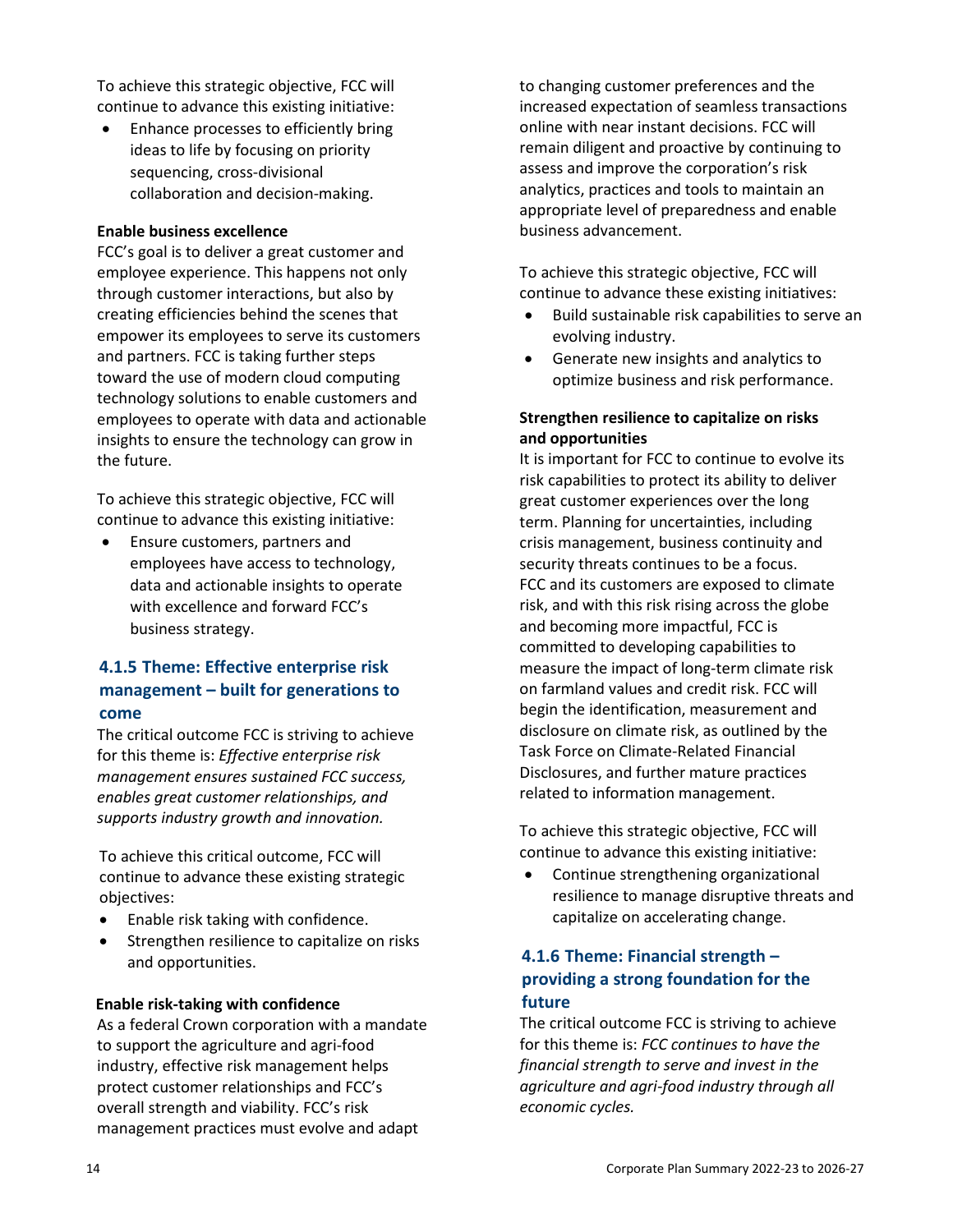To achieve this strategic objective, FCC will continue to advance this existing initiative:

- Enhance processes to efficiently bring ideas to life by focusing on priority sequencing, cross-divisional collaboration and decision-making.

**Enable business excellence**
FCC's goal is to deliver a great customer and employee experience. This happens not only through customer interactions, but also by creating efficiencies behind the scenes that empower its employees to serve its customers and partners. FCC is taking further steps toward the use of modern cloud computing technology solutions to enable customers and employees to operate with data and actionable insights to ensure the technology can grow in the future.

To achieve this strategic objective, FCC will continue to advance this existing initiative:

- Ensure customers, partners and employees have access to technology, data and actionable insights to operate with excellence and forward FCC's business strategy.

### 4.1.5 Theme: Effective enterprise risk management – built for generations to come

The critical outcome FCC is striving to achieve for this theme is: *Effective enterprise risk management ensures sustained FCC success, enables great customer relationships, and supports industry growth and innovation.*

To achieve this critical outcome, FCC will continue to advance these existing strategic objectives:

- Enable risk taking with confidence.
- Strengthen resilience to capitalize on risks and opportunities.

**Enable risk-taking with confidence**
As a federal Crown corporation with a mandate to support the agriculture and agri-food industry, effective risk management helps protect customer relationships and FCC's overall strength and viability. FCC's risk management practices must evolve and adapt to changing customer preferences and the increased expectation of seamless transactions online with near instant decisions. FCC will remain diligent and proactive by continuing to assess and improve the corporation's risk analytics, practices and tools to maintain an appropriate level of preparedness and enable business advancement.

To achieve this strategic objective, FCC will continue to advance these existing initiatives:

- Build sustainable risk capabilities to serve an evolving industry.
- Generate new insights and analytics to optimize business and risk performance.

**Strengthen resilience to capitalize on risks and opportunities**
It is important for FCC to continue to evolve its risk capabilities to protect its ability to deliver great customer experiences over the long term. Planning for uncertainties, including crisis management, business continuity and security threats continues to be a focus. FCC and its customers are exposed to climate risk, and with this risk rising across the globe and becoming more impactful, FCC is committed to developing capabilities to measure the impact of long-term climate risk on farmland values and credit risk. FCC will begin the identification, measurement and disclosure on climate risk, as outlined by the Task Force on Climate-Related Financial Disclosures, and further mature practices related to information management.

To achieve this strategic objective, FCC will continue to advance this existing initiative:

- Continue strengthening organizational resilience to manage disruptive threats and capitalize on accelerating change.

### 4.1.6 Theme: Financial strength – providing a strong foundation for the future

The critical outcome FCC is striving to achieve for this theme is: *FCC continues to have the financial strength to serve and invest in the agriculture and agri-food industry through all economic cycles.*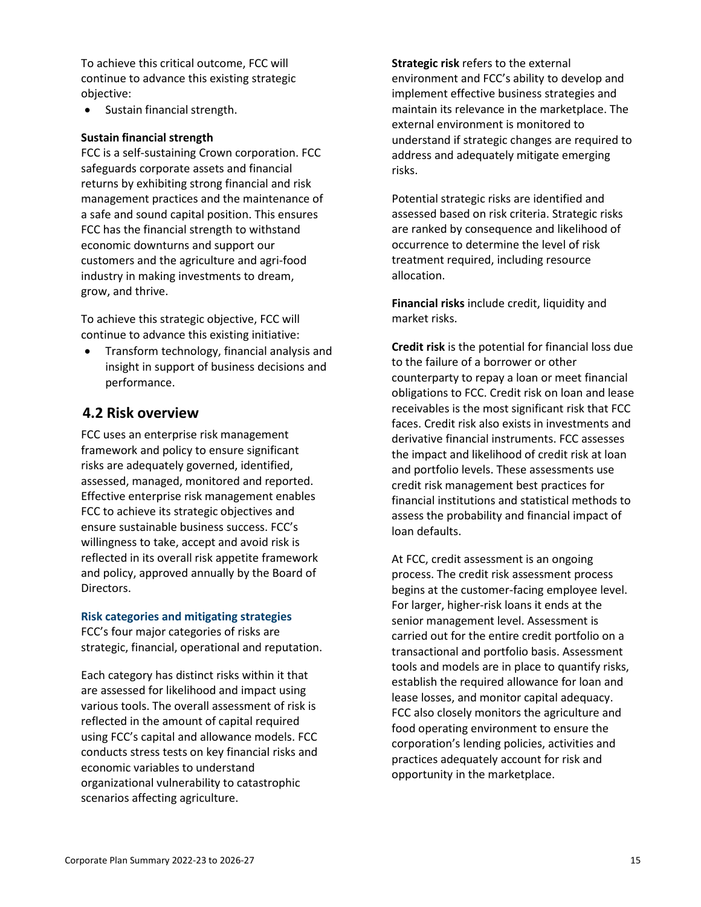To achieve this critical outcome, FCC will continue to advance this existing strategic objective:

- Sustain financial strength.

**Sustain financial strength**

FCC is a self-sustaining Crown corporation. FCC safeguards corporate assets and financial returns by exhibiting strong financial and risk management practices and the maintenance of a safe and sound capital position. This ensures FCC has the financial strength to withstand economic downturns and support our customers and the agriculture and agri-food industry in making investments to dream, grow, and thrive.

To achieve this strategic objective, FCC will continue to advance this existing initiative:

- Transform technology, financial analysis and insight in support of business decisions and performance.

## 4.2 Risk overview

FCC uses an enterprise risk management framework and policy to ensure significant risks are adequately governed, identified, assessed, managed, monitored and reported. Effective enterprise risk management enables FCC to achieve its strategic objectives and ensure sustainable business success. FCC's willingness to take, accept and avoid risk is reflected in its overall risk appetite framework and policy, approved annually by the Board of Directors.

### Risk categories and mitigating strategies

FCC's four major categories of risks are strategic, financial, operational and reputation.

Each category has distinct risks within it that are assessed for likelihood and impact using various tools. The overall assessment of risk is reflected in the amount of capital required using FCC's capital and allowance models. FCC conducts stress tests on key financial risks and economic variables to understand organizational vulnerability to catastrophic scenarios affecting agriculture.

**Strategic risk** refers to the external environment and FCC's ability to develop and implement effective business strategies and maintain its relevance in the marketplace. The external environment is monitored to understand if strategic changes are required to address and adequately mitigate emerging risks.

Potential strategic risks are identified and assessed based on risk criteria. Strategic risks are ranked by consequence and likelihood of occurrence to determine the level of risk treatment required, including resource allocation.

**Financial risks** include credit, liquidity and market risks.

**Credit risk** is the potential for financial loss due to the failure of a borrower or other counterparty to repay a loan or meet financial obligations to FCC. Credit risk on loan and lease receivables is the most significant risk that FCC faces. Credit risk also exists in investments and derivative financial instruments. FCC assesses the impact and likelihood of credit risk at loan and portfolio levels. These assessments use credit risk management best practices for financial institutions and statistical methods to assess the probability and financial impact of loan defaults.

At FCC, credit assessment is an ongoing process. The credit risk assessment process begins at the customer-facing employee level. For larger, higher-risk loans it ends at the senior management level. Assessment is carried out for the entire credit portfolio on a transactional and portfolio basis. Assessment tools and models are in place to quantify risks, establish the required allowance for loan and lease losses, and monitor capital adequacy. FCC also closely monitors the agriculture and food operating environment to ensure the corporation's lending policies, activities and practices adequately account for risk and opportunity in the marketplace.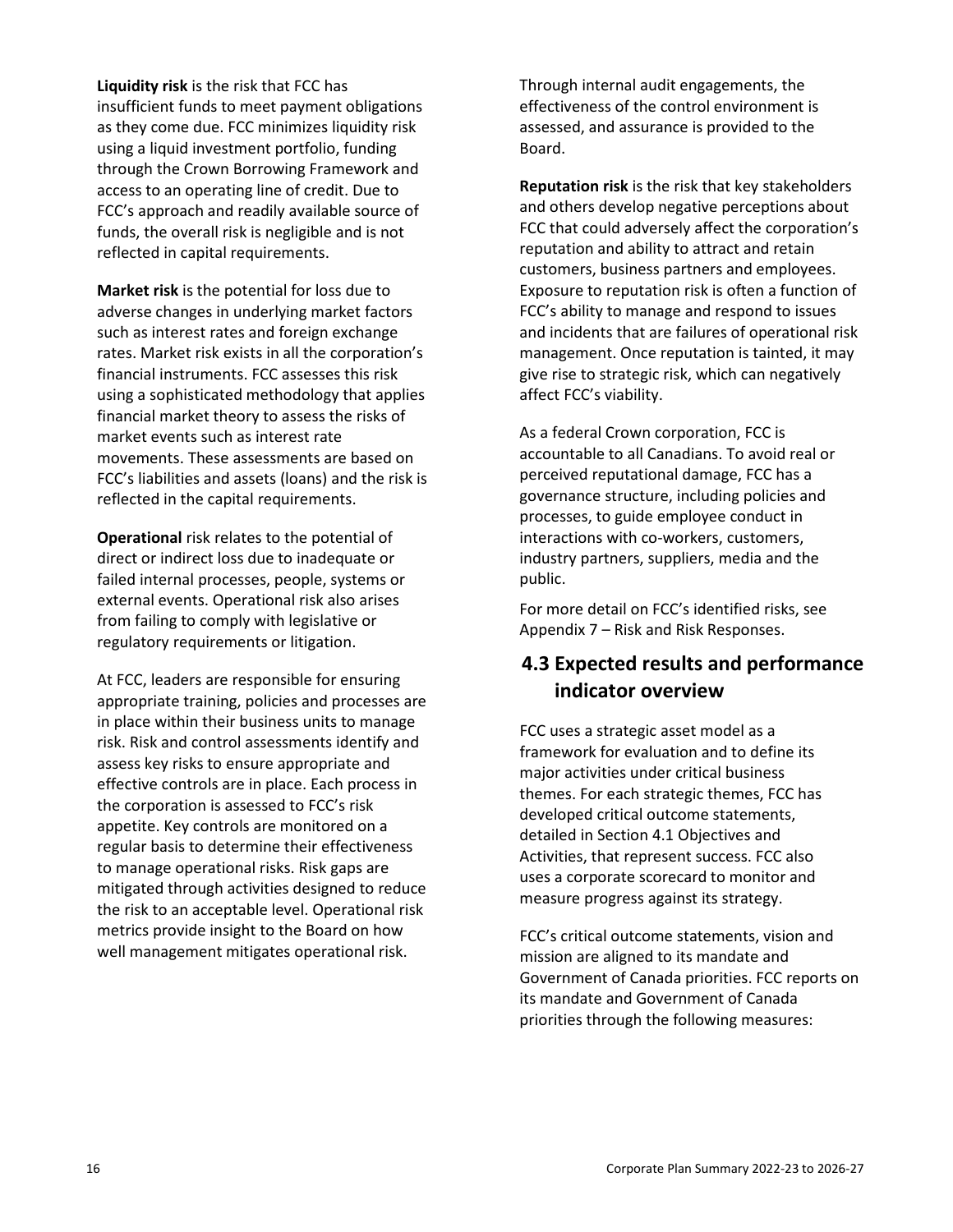**Liquidity risk** is the risk that FCC has insufficient funds to meet payment obligations as they come due. FCC minimizes liquidity risk using a liquid investment portfolio, funding through the Crown Borrowing Framework and access to an operating line of credit. Due to FCC's approach and readily available source of funds, the overall risk is negligible and is not reflected in capital requirements.

**Market risk** is the potential for loss due to adverse changes in underlying market factors such as interest rates and foreign exchange rates. Market risk exists in all the corporation's financial instruments. FCC assesses this risk using a sophisticated methodology that applies financial market theory to assess the risks of market events such as interest rate movements. These assessments are based on FCC's liabilities and assets (loans) and the risk is reflected in the capital requirements.

**Operational** risk relates to the potential of direct or indirect loss due to inadequate or failed internal processes, people, systems or external events. Operational risk also arises from failing to comply with legislative or regulatory requirements or litigation.

At FCC, leaders are responsible for ensuring appropriate training, policies and processes are in place within their business units to manage risk. Risk and control assessments identify and assess key risks to ensure appropriate and effective controls are in place. Each process in the corporation is assessed to FCC's risk appetite. Key controls are monitored on a regular basis to determine their effectiveness to manage operational risks. Risk gaps are mitigated through activities designed to reduce the risk to an acceptable level. Operational risk metrics provide insight to the Board on how well management mitigates operational risk.

Through internal audit engagements, the effectiveness of the control environment is assessed, and assurance is provided to the Board.

**Reputation risk** is the risk that key stakeholders and others develop negative perceptions about FCC that could adversely affect the corporation's reputation and ability to attract and retain customers, business partners and employees. Exposure to reputation risk is often a function of FCC's ability to manage and respond to issues and incidents that are failures of operational risk management. Once reputation is tainted, it may give rise to strategic risk, which can negatively affect FCC's viability.

As a federal Crown corporation, FCC is accountable to all Canadians. To avoid real or perceived reputational damage, FCC has a governance structure, including policies and processes, to guide employee conduct in interactions with co-workers, customers, industry partners, suppliers, media and the public.

For more detail on FCC's identified risks, see Appendix 7 – Risk and Risk Responses.

## 4.3 Expected results and performance indicator overview

FCC uses a strategic asset model as a framework for evaluation and to define its major activities under critical business themes. For each strategic themes, FCC has developed critical outcome statements, detailed in Section 4.1 Objectives and Activities, that represent success. FCC also uses a corporate scorecard to monitor and measure progress against its strategy.

FCC's critical outcome statements, vision and mission are aligned to its mandate and Government of Canada priorities. FCC reports on its mandate and Government of Canada priorities through the following measures: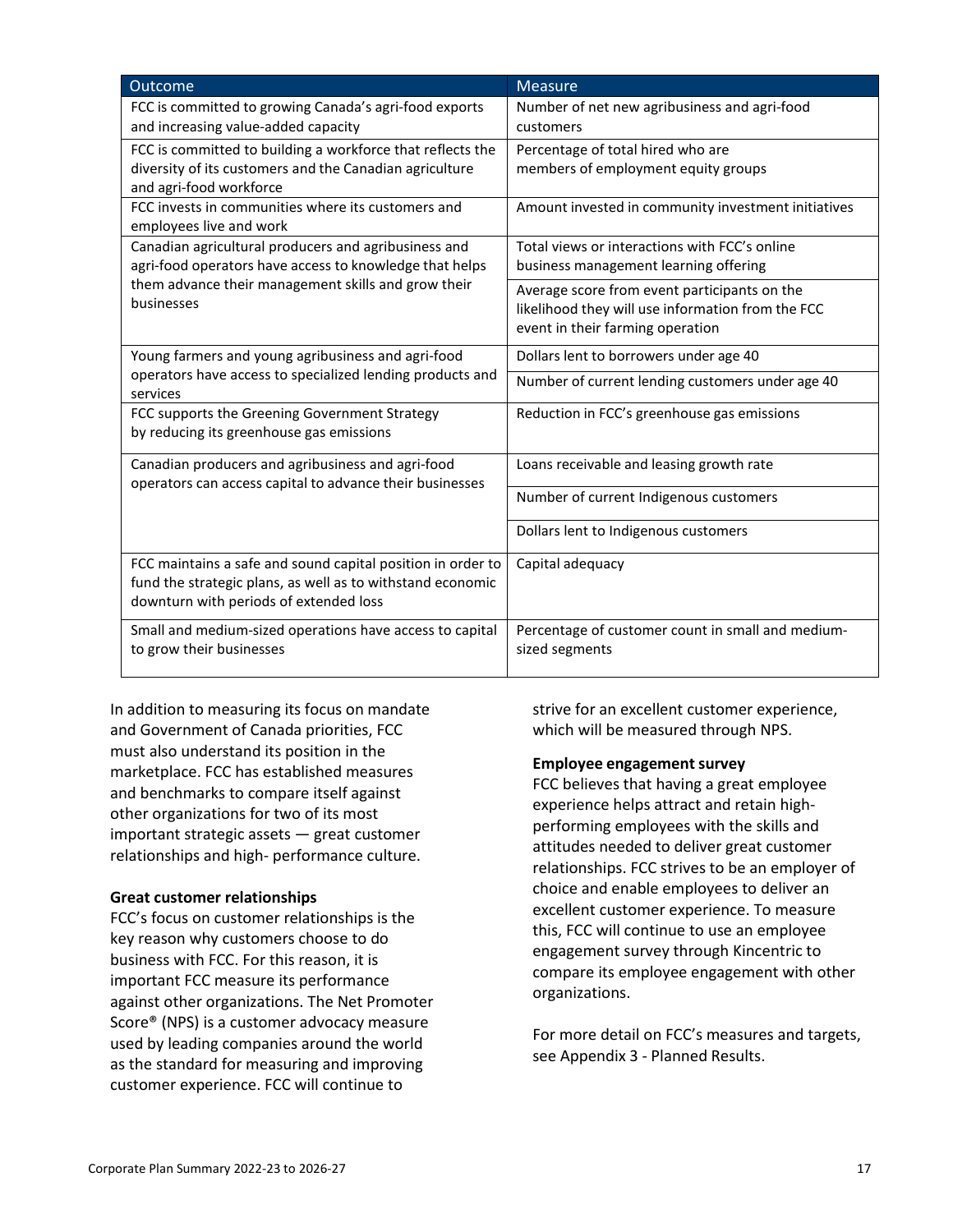| Outcome | Measure |
| --- | --- |
| FCC is committed to growing Canada's agri-food exports and increasing value-added capacity | Number of net new agribusiness and agri-food customers |
| FCC is committed to building a workforce that reflects the diversity of its customers and the Canadian agriculture and agri-food workforce | Percentage of total hired who are members of employment equity groups |
| FCC invests in communities where its customers and employees live and work | Amount invested in community investment initiatives |
| Canadian agricultural producers and agribusiness and agri-food operators have access to knowledge that helps them advance their management skills and grow their businesses | Total views or interactions with FCC's online business management learning offering |
| | Average score from event participants on the likelihood they will use information from the FCC event in their farming operation |
| Young farmers and young agribusiness and agri-food operators have access to specialized lending products and services | Dollars lent to borrowers under age 40 |
| | Number of current lending customers under age 40 |
| FCC supports the Greening Government Strategy by reducing its greenhouse gas emissions | Reduction in FCC's greenhouse gas emissions |
| Canadian producers and agribusiness and agri-food operators can access capital to advance their businesses | Loans receivable and leasing growth rate |
| | Number of current Indigenous customers |
| | Dollars lent to Indigenous customers |
| FCC maintains a safe and sound capital position in order to fund the strategic plans, as well as to withstand economic downturn with periods of extended loss | Capital adequacy |
| Small and medium-sized operations have access to capital to grow their businesses | Percentage of customer count in small and medium-sized segments |

In addition to measuring its focus on mandate and Government of Canada priorities, FCC must also understand its position in the marketplace. FCC has established measures and benchmarks to compare itself against other organizations for two of its most important strategic assets — great customer relationships and high- performance culture.

**Great customer relationships**

FCC's focus on customer relationships is the key reason why customers choose to do business with FCC. For this reason, it is important FCC measure its performance against other organizations. The Net Promoter Score® (NPS) is a customer advocacy measure used by leading companies around the world as the standard for measuring and improving customer experience. FCC will continue to strive for an excellent customer experience, which will be measured through NPS.

**Employee engagement survey**

FCC believes that having a great employee experience helps attract and retain high-performing employees with the skills and attitudes needed to deliver great customer relationships. FCC strives to be an employer of choice and enable employees to deliver an excellent customer experience. To measure this, FCC will continue to use an employee engagement survey through Kincentric to compare its employee engagement with other organizations.

For more detail on FCC's measures and targets, see Appendix 3 - Planned Results.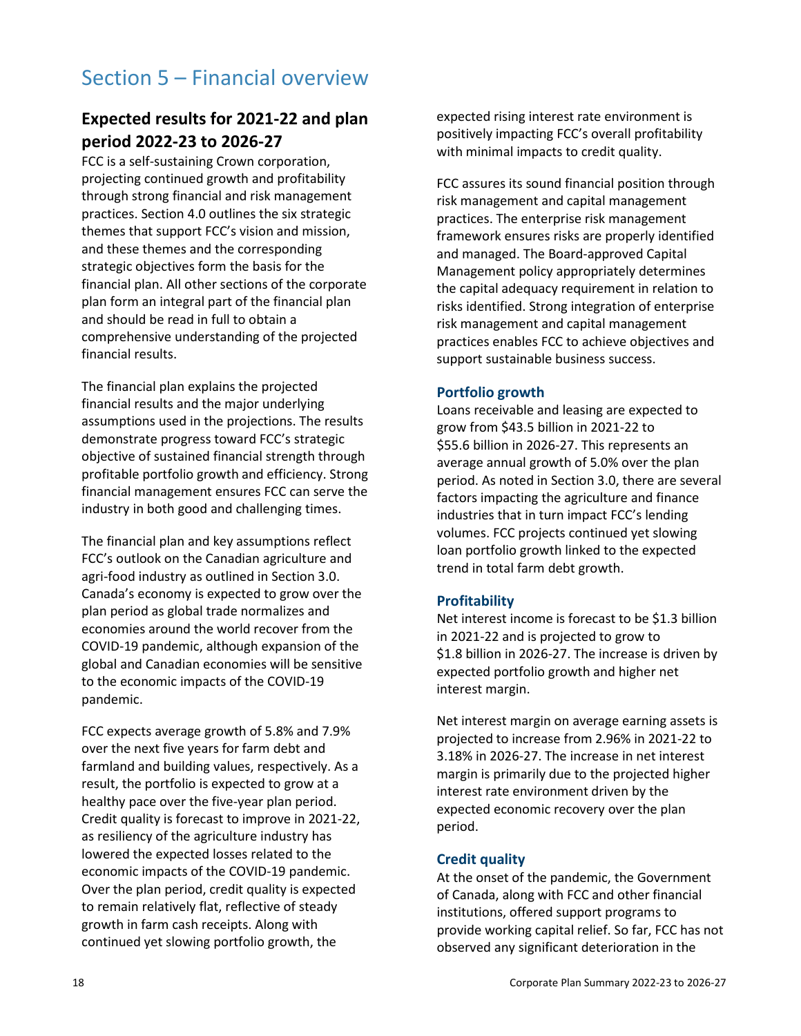# Section 5 – Financial overview

## Expected results for 2021-22 and plan period 2022-23 to 2026-27

FCC is a self-sustaining Crown corporation, projecting continued growth and profitability through strong financial and risk management practices. Section 4.0 outlines the six strategic themes that support FCC's vision and mission, and these themes and the corresponding strategic objectives form the basis for the financial plan. All other sections of the corporate plan form an integral part of the financial plan and should be read in full to obtain a comprehensive understanding of the projected financial results.

The financial plan explains the projected financial results and the major underlying assumptions used in the projections. The results demonstrate progress toward FCC's strategic objective of sustained financial strength through profitable portfolio growth and efficiency. Strong financial management ensures FCC can serve the industry in both good and challenging times.

The financial plan and key assumptions reflect FCC's outlook on the Canadian agriculture and agri-food industry as outlined in Section 3.0. Canada's economy is expected to grow over the plan period as global trade normalizes and economies around the world recover from the COVID-19 pandemic, although expansion of the global and Canadian economies will be sensitive to the economic impacts of the COVID-19 pandemic.

FCC expects average growth of 5.8% and 7.9% over the next five years for farm debt and farmland and building values, respectively. As a result, the portfolio is expected to grow at a healthy pace over the five-year plan period. Credit quality is forecast to improve in 2021-22, as resiliency of the agriculture industry has lowered the expected losses related to the economic impacts of the COVID-19 pandemic. Over the plan period, credit quality is expected to remain relatively flat, reflective of steady growth in farm cash receipts. Along with continued yet slowing portfolio growth, the expected rising interest rate environment is positively impacting FCC's overall profitability with minimal impacts to credit quality.

FCC assures its sound financial position through risk management and capital management practices. The enterprise risk management framework ensures risks are properly identified and managed. The Board-approved Capital Management policy appropriately determines the capital adequacy requirement in relation to risks identified. Strong integration of enterprise risk management and capital management practices enables FCC to achieve objectives and support sustainable business success.

### Portfolio growth

Loans receivable and leasing are expected to grow from $43.5 billion in 2021-22 to $55.6 billion in 2026-27. This represents an average annual growth of 5.0% over the plan period. As noted in Section 3.0, there are several factors impacting the agriculture and finance industries that in turn impact FCC's lending volumes. FCC projects continued yet slowing loan portfolio growth linked to the expected trend in total farm debt growth.

### Profitability

Net interest income is forecast to be $1.3 billion in 2021-22 and is projected to grow to $1.8 billion in 2026-27. The increase is driven by expected portfolio growth and higher net interest margin.

Net interest margin on average earning assets is projected to increase from 2.96% in 2021-22 to 3.18% in 2026-27. The increase in net interest margin is primarily due to the projected higher interest rate environment driven by the expected economic recovery over the plan period.

### Credit quality

At the onset of the pandemic, the Government of Canada, along with FCC and other financial institutions, offered support programs to provide working capital relief. So far, FCC has not observed any significant deterioration in the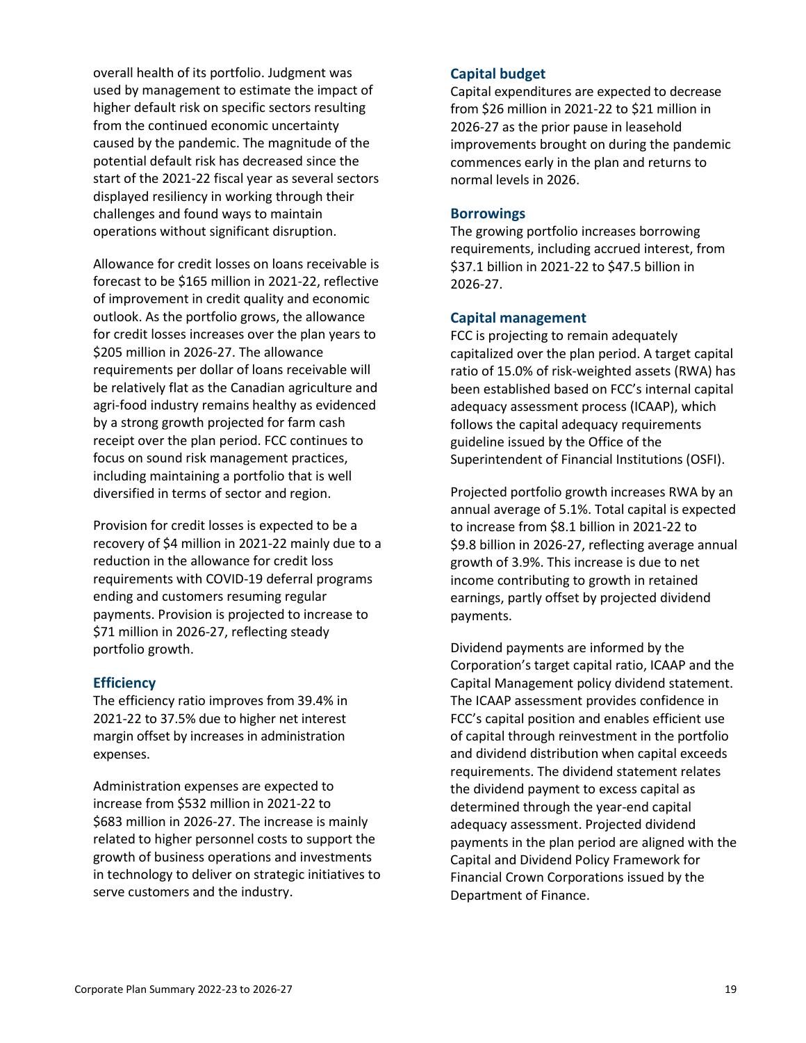overall health of its portfolio. Judgment was used by management to estimate the impact of higher default risk on specific sectors resulting from the continued economic uncertainty caused by the pandemic. The magnitude of the potential default risk has decreased since the start of the 2021-22 fiscal year as several sectors displayed resiliency in working through their challenges and found ways to maintain operations without significant disruption.

Allowance for credit losses on loans receivable is forecast to be $165 million in 2021-22, reflective of improvement in credit quality and economic outlook. As the portfolio grows, the allowance for credit losses increases over the plan years to $205 million in 2026-27. The allowance requirements per dollar of loans receivable will be relatively flat as the Canadian agriculture and agri-food industry remains healthy as evidenced by a strong growth projected for farm cash receipt over the plan period. FCC continues to focus on sound risk management practices, including maintaining a portfolio that is well diversified in terms of sector and region.

Provision for credit losses is expected to be a recovery of $4 million in 2021-22 mainly due to a reduction in the allowance for credit loss requirements with COVID-19 deferral programs ending and customers resuming regular payments. Provision is projected to increase to $71 million in 2026-27, reflecting steady portfolio growth.

### Efficiency

The efficiency ratio improves from 39.4% in 2021-22 to 37.5% due to higher net interest margin offset by increases in administration expenses.

Administration expenses are expected to increase from $532 million in 2021-22 to $683 million in 2026-27. The increase is mainly related to higher personnel costs to support the growth of business operations and investments in technology to deliver on strategic initiatives to serve customers and the industry.

### Capital budget

Capital expenditures are expected to decrease from $26 million in 2021-22 to $21 million in 2026-27 as the prior pause in leasehold improvements brought on during the pandemic commences early in the plan and returns to normal levels in 2026.

### Borrowings

The growing portfolio increases borrowing requirements, including accrued interest, from $37.1 billion in 2021-22 to $47.5 billion in 2026-27.

### Capital management

FCC is projecting to remain adequately capitalized over the plan period. A target capital ratio of 15.0% of risk-weighted assets (RWA) has been established based on FCC's internal capital adequacy assessment process (ICAAP), which follows the capital adequacy requirements guideline issued by the Office of the Superintendent of Financial Institutions (OSFI).

Projected portfolio growth increases RWA by an annual average of 5.1%. Total capital is expected to increase from $8.1 billion in 2021-22 to $9.8 billion in 2026-27, reflecting average annual growth of 3.9%. This increase is due to net income contributing to growth in retained earnings, partly offset by projected dividend payments.

Dividend payments are informed by the Corporation's target capital ratio, ICAAP and the Capital Management policy dividend statement. The ICAAP assessment provides confidence in FCC's capital position and enables efficient use of capital through reinvestment in the portfolio and dividend distribution when capital exceeds requirements. The dividend statement relates the dividend payment to excess capital as determined through the year-end capital adequacy assessment. Projected dividend payments in the plan period are aligned with the Capital and Dividend Policy Framework for Financial Crown Corporations issued by the Department of Finance.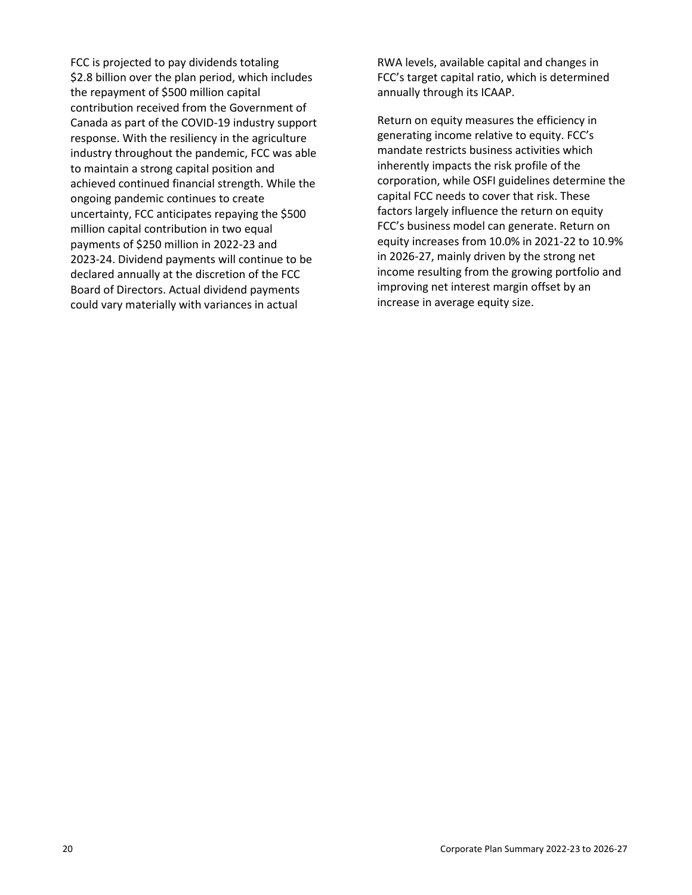FCC is projected to pay dividends totaling $2.8 billion over the plan period, which includes the repayment of $500 million capital contribution received from the Government of Canada as part of the COVID-19 industry support response. With the resiliency in the agriculture industry throughout the pandemic, FCC was able to maintain a strong capital position and achieved continued financial strength. While the ongoing pandemic continues to create uncertainty, FCC anticipates repaying the $500 million capital contribution in two equal payments of $250 million in 2022-23 and 2023-24. Dividend payments will continue to be declared annually at the discretion of the FCC Board of Directors. Actual dividend payments could vary materially with variances in actual RWA levels, available capital and changes in FCC's target capital ratio, which is determined annually through its ICAAP.

Return on equity measures the efficiency in generating income relative to equity. FCC's mandate restricts business activities which inherently impacts the risk profile of the corporation, while OSFI guidelines determine the capital FCC needs to cover that risk. These factors largely influence the return on equity FCC's business model can generate. Return on equity increases from 10.0% in 2021-22 to 10.9% in 2026-27, mainly driven by the strong net income resulting from the growing portfolio and improving net interest margin offset by an increase in average equity size.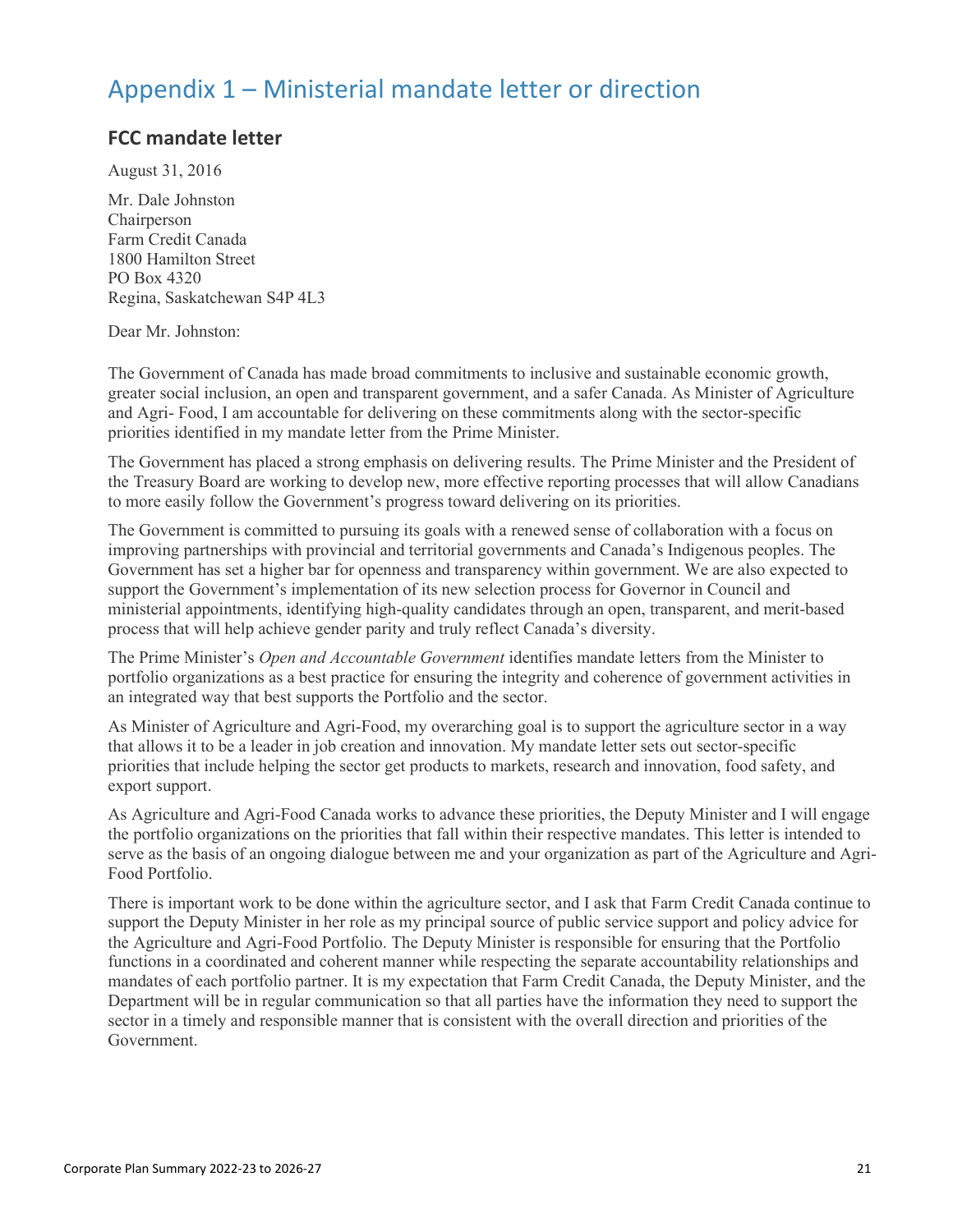# Appendix 1 – Ministerial mandate letter or direction

## FCC mandate letter

August 31, 2016

Mr. Dale Johnston
Chairperson
Farm Credit Canada
1800 Hamilton Street
PO Box 4320
Regina, Saskatchewan S4P 4L3

Dear Mr. Johnston:

The Government of Canada has made broad commitments to inclusive and sustainable economic growth, greater social inclusion, an open and transparent government, and a safer Canada. As Minister of Agriculture and Agri- Food, I am accountable for delivering on these commitments along with the sector-specific priorities identified in my mandate letter from the Prime Minister.

The Government has placed a strong emphasis on delivering results. The Prime Minister and the President of the Treasury Board are working to develop new, more effective reporting processes that will allow Canadians to more easily follow the Government's progress toward delivering on its priorities.

The Government is committed to pursuing its goals with a renewed sense of collaboration with a focus on improving partnerships with provincial and territorial governments and Canada's Indigenous peoples. The Government has set a higher bar for openness and transparency within government. We are also expected to support the Government's implementation of its new selection process for Governor in Council and ministerial appointments, identifying high-quality candidates through an open, transparent, and merit-based process that will help achieve gender parity and truly reflect Canada's diversity.

The Prime Minister's *Open and Accountable Government* identifies mandate letters from the Minister to portfolio organizations as a best practice for ensuring the integrity and coherence of government activities in an integrated way that best supports the Portfolio and the sector.

As Minister of Agriculture and Agri-Food, my overarching goal is to support the agriculture sector in a way that allows it to be a leader in job creation and innovation. My mandate letter sets out sector-specific priorities that include helping the sector get products to markets, research and innovation, food safety, and export support.

As Agriculture and Agri-Food Canada works to advance these priorities, the Deputy Minister and I will engage the portfolio organizations on the priorities that fall within their respective mandates. This letter is intended to serve as the basis of an ongoing dialogue between me and your organization as part of the Agriculture and Agri-Food Portfolio.

There is important work to be done within the agriculture sector, and I ask that Farm Credit Canada continue to support the Deputy Minister in her role as my principal source of public service support and policy advice for the Agriculture and Agri-Food Portfolio. The Deputy Minister is responsible for ensuring that the Portfolio functions in a coordinated and coherent manner while respecting the separate accountability relationships and mandates of each portfolio partner. It is my expectation that Farm Credit Canada, the Deputy Minister, and the Department will be in regular communication so that all parties have the information they need to support the sector in a timely and responsible manner that is consistent with the overall direction and priorities of the Government.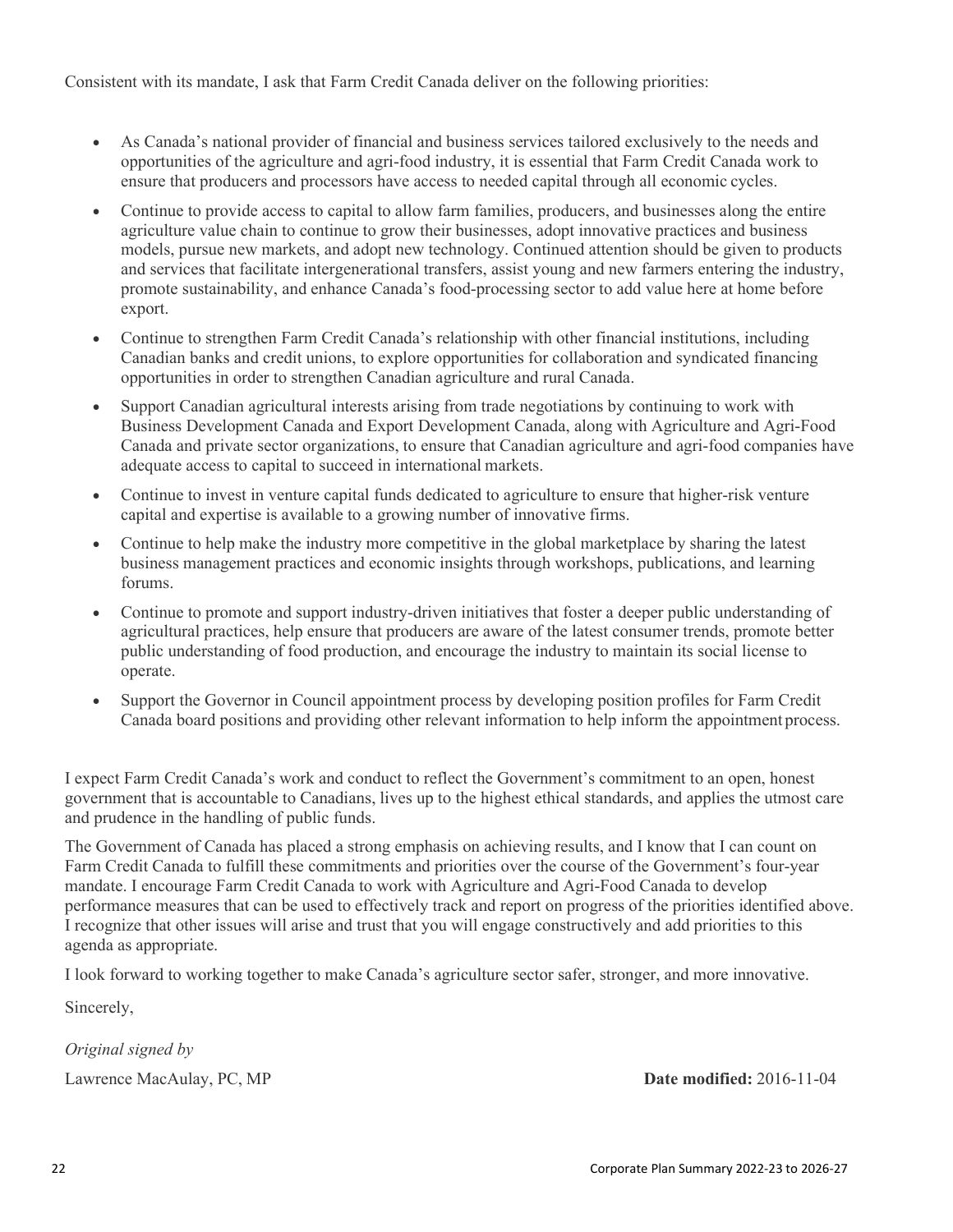Consistent with its mandate, I ask that Farm Credit Canada deliver on the following priorities:

- As Canada's national provider of financial and business services tailored exclusively to the needs and opportunities of the agriculture and agri-food industry, it is essential that Farm Credit Canada work to ensure that producers and processors have access to needed capital through all economic cycles.
- Continue to provide access to capital to allow farm families, producers, and businesses along the entire agriculture value chain to continue to grow their businesses, adopt innovative practices and business models, pursue new markets, and adopt new technology. Continued attention should be given to products and services that facilitate intergenerational transfers, assist young and new farmers entering the industry, promote sustainability, and enhance Canada's food-processing sector to add value here at home before export.
- Continue to strengthen Farm Credit Canada's relationship with other financial institutions, including Canadian banks and credit unions, to explore opportunities for collaboration and syndicated financing opportunities in order to strengthen Canadian agriculture and rural Canada.
- Support Canadian agricultural interests arising from trade negotiations by continuing to work with Business Development Canada and Export Development Canada, along with Agriculture and Agri-Food Canada and private sector organizations, to ensure that Canadian agriculture and agri-food companies have adequate access to capital to succeed in international markets.
- Continue to invest in venture capital funds dedicated to agriculture to ensure that higher-risk venture capital and expertise is available to a growing number of innovative firms.
- Continue to help make the industry more competitive in the global marketplace by sharing the latest business management practices and economic insights through workshops, publications, and learning forums.
- Continue to promote and support industry-driven initiatives that foster a deeper public understanding of agricultural practices, help ensure that producers are aware of the latest consumer trends, promote better public understanding of food production, and encourage the industry to maintain its social license to operate.
- Support the Governor in Council appointment process by developing position profiles for Farm Credit Canada board positions and providing other relevant information to help inform the appointment process.

I expect Farm Credit Canada's work and conduct to reflect the Government's commitment to an open, honest government that is accountable to Canadians, lives up to the highest ethical standards, and applies the utmost care and prudence in the handling of public funds.

The Government of Canada has placed a strong emphasis on achieving results, and I know that I can count on Farm Credit Canada to fulfill these commitments and priorities over the course of the Government's four-year mandate. I encourage Farm Credit Canada to work with Agriculture and Agri-Food Canada to develop performance measures that can be used to effectively track and report on progress of the priorities identified above. I recognize that other issues will arise and trust that you will engage constructively and add priorities to this agenda as appropriate.

I look forward to working together to make Canada's agriculture sector safer, stronger, and more innovative.

Sincerely,

*Original signed by*

Lawrence MacAulay, PC, MP

**Date modified:** 2016-11-04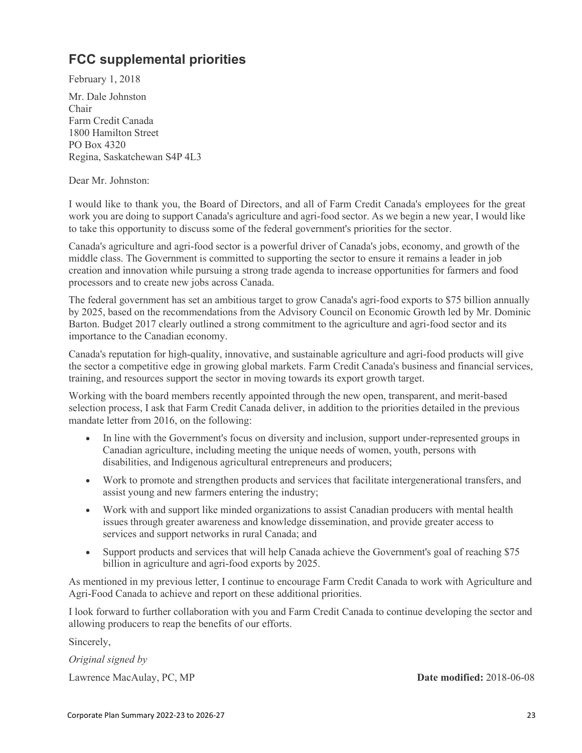## FCC supplemental priorities

February 1, 2018

Mr. Dale Johnston
Chair
Farm Credit Canada
1800 Hamilton Street
PO Box 4320
Regina, Saskatchewan S4P 4L3

Dear Mr. Johnston:

I would like to thank you, the Board of Directors, and all of Farm Credit Canada's employees for the great work you are doing to support Canada's agriculture and agri-food sector. As we begin a new year, I would like to take this opportunity to discuss some of the federal government's priorities for the sector.

Canada's agriculture and agri-food sector is a powerful driver of Canada's jobs, economy, and growth of the middle class. The Government is committed to supporting the sector to ensure it remains a leader in job creation and innovation while pursuing a strong trade agenda to increase opportunities for farmers and food processors and to create new jobs across Canada.

The federal government has set an ambitious target to grow Canada's agri-food exports to $75 billion annually by 2025, based on the recommendations from the Advisory Council on Economic Growth led by Mr. Dominic Barton. Budget 2017 clearly outlined a strong commitment to the agriculture and agri-food sector and its importance to the Canadian economy.

Canada's reputation for high-quality, innovative, and sustainable agriculture and agri-food products will give the sector a competitive edge in growing global markets. Farm Credit Canada's business and financial services, training, and resources support the sector in moving towards its export growth target.

Working with the board members recently appointed through the new open, transparent, and merit-based selection process, I ask that Farm Credit Canada deliver, in addition to the priorities detailed in the previous mandate letter from 2016, on the following:

- In line with the Government's focus on diversity and inclusion, support under-represented groups in Canadian agriculture, including meeting the unique needs of women, youth, persons with disabilities, and Indigenous agricultural entrepreneurs and producers;
- Work to promote and strengthen products and services that facilitate intergenerational transfers, and assist young and new farmers entering the industry;
- Work with and support like minded organizations to assist Canadian producers with mental health issues through greater awareness and knowledge dissemination, and provide greater access to services and support networks in rural Canada; and
- Support products and services that will help Canada achieve the Government's goal of reaching $75 billion in agriculture and agri-food exports by 2025.

As mentioned in my previous letter, I continue to encourage Farm Credit Canada to work with Agriculture and Agri-Food Canada to achieve and report on these additional priorities.

I look forward to further collaboration with you and Farm Credit Canada to continue developing the sector and allowing producers to reap the benefits of our efforts.

Sincerely,

*Original signed by*

Lawrence MacAulay, PC, MP

**Date modified:** 2018-06-08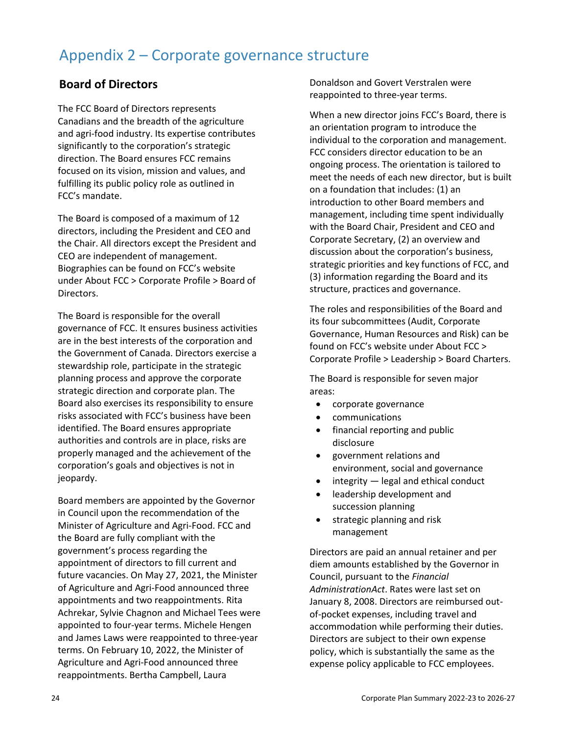# Appendix 2 – Corporate governance structure

## Board of Directors

The FCC Board of Directors represents Canadians and the breadth of the agriculture and agri-food industry. Its expertise contributes significantly to the corporation's strategic direction. The Board ensures FCC remains focused on its vision, mission and values, and fulfilling its public policy role as outlined in FCC's mandate.

The Board is composed of a maximum of 12 directors, including the President and CEO and the Chair. All directors except the President and CEO are independent of management. Biographies can be found on FCC's website under About FCC > Corporate Profile > Board of Directors.

The Board is responsible for the overall governance of FCC. It ensures business activities are in the best interests of the corporation and the Government of Canada. Directors exercise a stewardship role, participate in the strategic planning process and approve the corporate strategic direction and corporate plan. The Board also exercises its responsibility to ensure risks associated with FCC's business have been identified. The Board ensures appropriate authorities and controls are in place, risks are properly managed and the achievement of the corporation's goals and objectives is not in jeopardy.

Board members are appointed by the Governor in Council upon the recommendation of the Minister of Agriculture and Agri-Food. FCC and the Board are fully compliant with the government's process regarding the appointment of directors to fill current and future vacancies. On May 27, 2021, the Minister of Agriculture and Agri-Food announced three appointments and two reappointments. Rita Achrekar, Sylvie Chagnon and Michael Tees were appointed to four-year terms. Michele Hengen and James Laws were reappointed to three-year terms. On February 10, 2022, the Minister of Agriculture and Agri-Food announced three reappointments. Bertha Campbell, Laura Donaldson and Govert Verstralen were reappointed to three-year terms.

When a new director joins FCC's Board, there is an orientation program to introduce the individual to the corporation and management. FCC considers director education to be an ongoing process. The orientation is tailored to meet the needs of each new director, but is built on a foundation that includes: (1) an introduction to other Board members and management, including time spent individually with the Board Chair, President and CEO and Corporate Secretary, (2) an overview and discussion about the corporation's business, strategic priorities and key functions of FCC, and (3) information regarding the Board and its structure, practices and governance.

The roles and responsibilities of the Board and its four subcommittees (Audit, Corporate Governance, Human Resources and Risk) can be found on FCC's website under About FCC > Corporate Profile > Leadership > Board Charters.

The Board is responsible for seven major areas:

- corporate governance
- communications
- financial reporting and public disclosure
- government relations and environment, social and governance
- integrity — legal and ethical conduct
- leadership development and succession planning
- strategic planning and risk management

Directors are paid an annual retainer and per diem amounts established by the Governor in Council, pursuant to the *Financial AdministrationAct*. Rates were last set on January 8, 2008. Directors are reimbursed out-of-pocket expenses, including travel and accommodation while performing their duties. Directors are subject to their own expense policy, which is substantially the same as the expense policy applicable to FCC employees.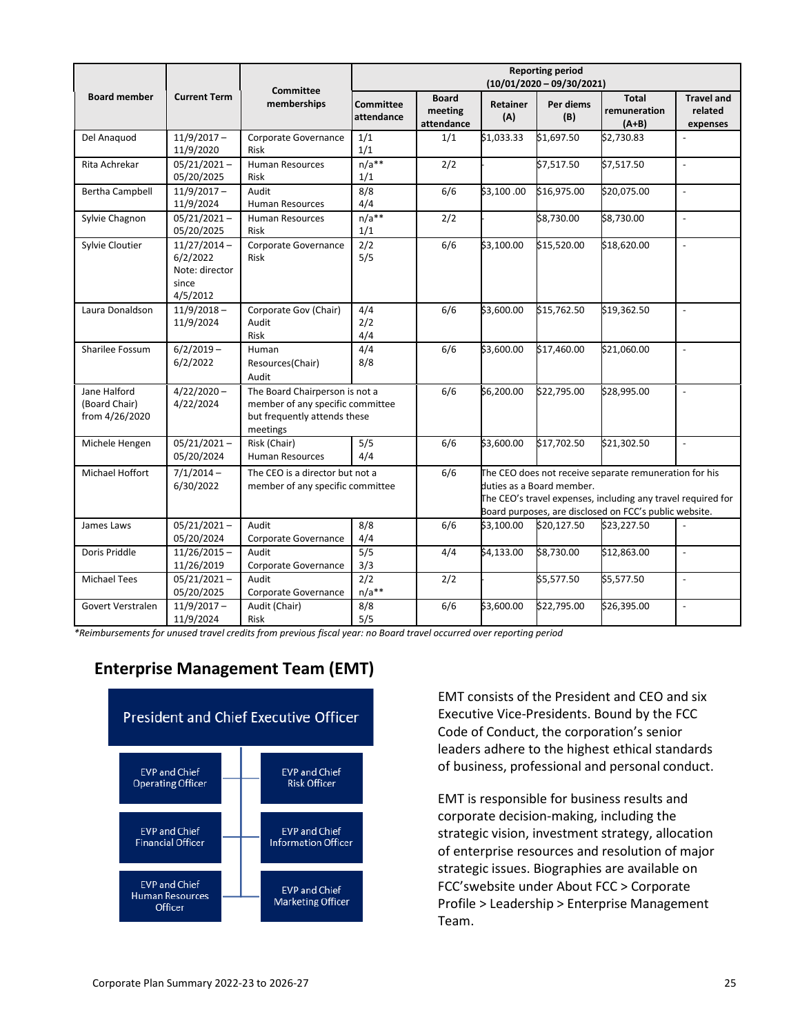| Board member | Current Term | Committee memberships | Reporting period (10/01/2020 – 09/30/2021) | | | | | |
|---|---|---|---|---|---|---|---|---|
| | | | Committee attendance | Board meeting attendance | Retainer (A) | Per diems (B) | Total remuneration (A+B) | Travel and related expenses |
| Del Anaquod | 11/9/2017 – 11/9/2020 | Corporate Governance<br>Risk | 1/1<br>1/1 | 1/1 | $1,033.33 | $1,697.50 | $2,730.83 | - |
| Rita Achrekar | 05/21/2021 – 05/20/2025 | Human Resources<br>Risk | n/a**<br>1/1 | 2/2 | - | $7,517.50 | $7,517.50 | - |
| Bertha Campbell | 11/9/2017 – 11/9/2024 | Audit<br>Human Resources | 8/8<br>4/4 | 6/6 | $3,100 .00 | $16,975.00 | $20,075.00 | - |
| Sylvie Chagnon | 05/21/2021 – 05/20/2025 | Human Resources<br>Risk | n/a**<br>1/1 | 2/2 | - | $8,730.00 | $8,730.00 | - |
| Sylvie Cloutier | 11/27/2014 – 6/2/2022<br>Note: director since 4/5/2012 | Corporate Governance<br>Risk | 2/2<br>5/5 | 6/6 | $3,100.00 | $15,520.00 | $18,620.00 | - |
| Laura Donaldson | 11/9/2018 – 11/9/2024 | Corporate Gov (Chair)<br>Audit<br>Risk | 4/4<br>2/2<br>4/4 | 6/6 | $3,600.00 | $15,762.50 | $19,362.50 | - |
| Sharilee Fossum | 6/2/2019 – 6/2/2022 | Human Resources(Chair)<br>Audit | 4/4<br>8/8 | 6/6 | $3,600.00 | $17,460.00 | $21,060.00 | - |
| Jane Halford (Board Chair) from 4/26/2020 | 4/22/2020 – 4/22/2024 | The Board Chairperson is not a member of any specific committee but frequently attends these meetings | | 6/6 | $6,200.00 | $22,795.00 | $28,995.00 | - |
| Michele Hengen | 05/21/2021 – 05/20/2024 | Risk (Chair)<br>Human Resources | 5/5<br>4/4 | 6/6 | $3,600.00 | $17,702.50 | $21,302.50 | - |
| Michael Hoffort | 7/1/2014 – 6/30/2022 | The CEO is a director but not a member of any specific committee | | 6/6 | The CEO does not receive separate remuneration for his duties as a Board member.<br>The CEO's travel expenses, including any travel required for Board purposes, are disclosed on FCC's public website. | | | |
| James Laws | 05/21/2021 – 05/20/2024 | Audit<br>Corporate Governance | 8/8<br>4/4 | 6/6 | $3,100.00 | $20,127.50 | $23,227.50 | - |
| Doris Priddle | 11/26/2015 – 11/26/2019 | Audit<br>Corporate Governance | 5/5<br>3/3 | 4/4 | $4,133.00 | $8,730.00 | $12,863.00 | - |
| Michael Tees | 05/21/2021 – 05/20/2025 | Audit<br>Corporate Governance | 2/2<br>n/a** | 2/2 | - | $5,577.50 | $5,577.50 | - |
| Govert Verstralen | 11/9/2017 – 11/9/2024 | Audit (Chair)<br>Risk | 8/8<br>5/5 | 6/6 | $3,600.00 | $22,795.00 | $26,395.00 | - |

*Reimbursements for unused travel credits from previous fiscal year: no Board travel occurred over reporting period*

## Enterprise Management Team (EMT)

President and Chief Executive Officer

- EVP and Chief Operating Officer
- EVP and Chief Risk Officer
- EVP and Chief Financial Officer
- EVP and Chief Information Officer
- EVP and Chief Human Resources Officer
- EVP and Chief Marketing Officer

EMT consists of the President and CEO and six Executive Vice-Presidents. Bound by the FCC Code of Conduct, the corporation's senior leaders adhere to the highest ethical standards of business, professional and personal conduct.

EMT is responsible for business results and corporate decision-making, including the strategic vision, investment strategy, allocation of enterprise resources and resolution of major strategic issues. Biographies are available on FCC'swebsite under About FCC > Corporate Profile > Leadership > Enterprise Management Team.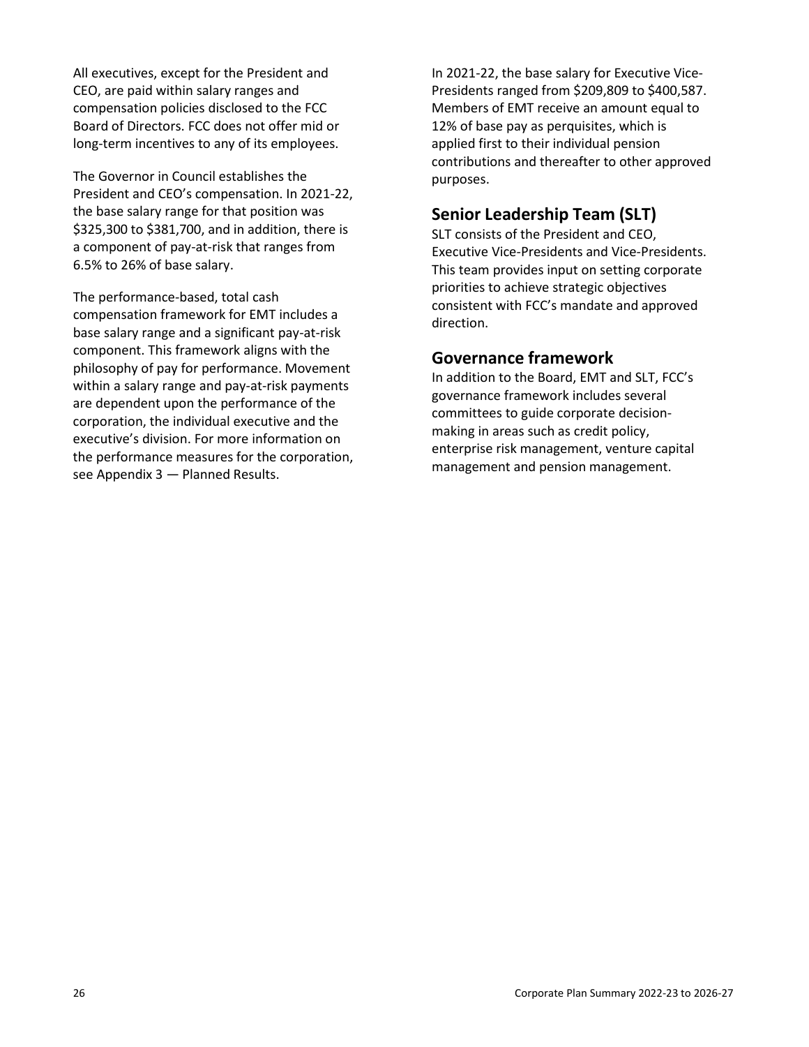All executives, except for the President and CEO, are paid within salary ranges and compensation policies disclosed to the FCC Board of Directors. FCC does not offer mid or long-term incentives to any of its employees.

The Governor in Council establishes the President and CEO's compensation. In 2021-22, the base salary range for that position was \$325,300 to \$381,700, and in addition, there is a component of pay-at-risk that ranges from 6.5% to 26% of base salary.

The performance-based, total cash compensation framework for EMT includes a base salary range and a significant pay-at-risk component. This framework aligns with the philosophy of pay for performance. Movement within a salary range and pay-at-risk payments are dependent upon the performance of the corporation, the individual executive and the executive's division. For more information on the performance measures for the corporation, see Appendix 3 — Planned Results.

In 2021-22, the base salary for Executive Vice-Presidents ranged from \$209,809 to \$400,587. Members of EMT receive an amount equal to 12% of base pay as perquisites, which is applied first to their individual pension contributions and thereafter to other approved purposes.

## Senior Leadership Team (SLT)

SLT consists of the President and CEO, Executive Vice-Presidents and Vice-Presidents. This team provides input on setting corporate priorities to achieve strategic objectives consistent with FCC's mandate and approved direction.

## Governance framework

In addition to the Board, EMT and SLT, FCC's governance framework includes several committees to guide corporate decision-making in areas such as credit policy, enterprise risk management, venture capital management and pension management.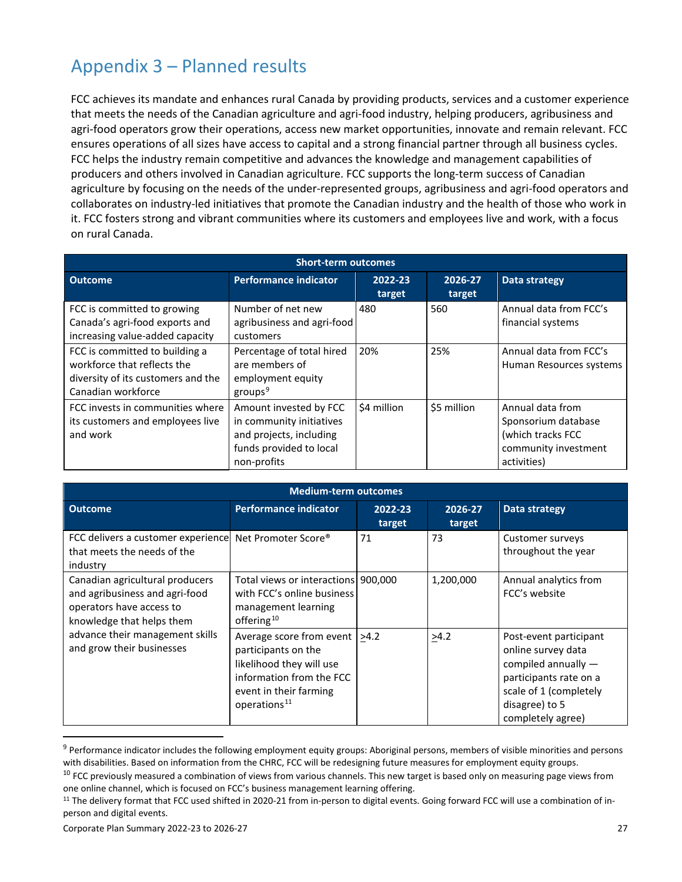# Appendix 3 – Planned results

FCC achieves its mandate and enhances rural Canada by providing products, services and a customer experience that meets the needs of the Canadian agriculture and agri-food industry, helping producers, agribusiness and agri-food operators grow their operations, access new market opportunities, innovate and remain relevant. FCC ensures operations of all sizes have access to capital and a strong financial partner through all business cycles. FCC helps the industry remain competitive and advances the knowledge and management capabilities of producers and others involved in Canadian agriculture. FCC supports the long-term success of Canadian agriculture by focusing on the needs of the under-represented groups, agribusiness and agri-food operators and collaborates on industry-led initiatives that promote the Canadian industry and the health of those who work in it. FCC fosters strong and vibrant communities where its customers and employees live and work, with a focus on rural Canada.

| Short-term outcomes | | | | |
|---|---|---|---|---|
| **Outcome** | **Performance indicator** | **2022-23 target** | **2026-27 target** | **Data strategy** |
| FCC is committed to growing Canada's agri-food exports and increasing value-added capacity | Number of net new agribusiness and agri-food customers | 480 | 560 | Annual data from FCC's financial systems |
| FCC is committed to building a workforce that reflects the diversity of its customers and the Canadian workforce | Percentage of total hired are members of employment equity groups[9] | 20% | 25% | Annual data from FCC's Human Resources systems |
| FCC invests in communities where its customers and employees live and work | Amount invested by FCC in community initiatives and projects, including funds provided to local non-profits | $4 million | $5 million | Annual data from Sponsorium database (which tracks FCC community investment activities) |

| Medium-term outcomes | | | | |
|---|---|---|---|---|
| **Outcome** | **Performance indicator** | **2022-23 target** | **2026-27 target** | **Data strategy** |
| FCC delivers a customer experience that meets the needs of the industry | Net Promoter Score® | 71 | 73 | Customer surveys throughout the year |
| Canadian agricultural producers and agribusiness and agri-food operators have access to knowledge that helps them advance their management skills and grow their businesses | Total views or interactions with FCC's online business management learning offering[10] | 900,000 | 1,200,000 | Annual analytics from FCC's website |
| | Average score from event participants on the likelihood they will use information from the FCC event in their farming operations[11] | ≥4.2 | ≥4.2 | Post-event participant online survey data compiled annually — participants rate on a scale of 1 (completely disagree) to 5 completely agree) |

[9] Performance indicator includes the following employment equity groups: Aboriginal persons, members of visible minorities and persons with disabilities. Based on information from the CHRC, FCC will be redesigning future measures for employment equity groups.

[10] FCC previously measured a combination of views from various channels. This new target is based only on measuring page views from one online channel, which is focused on FCC's business management learning offering.

[11] The delivery format that FCC used shifted in 2020-21 from in-person to digital events. Going forward FCC will use a combination of in-person and digital events.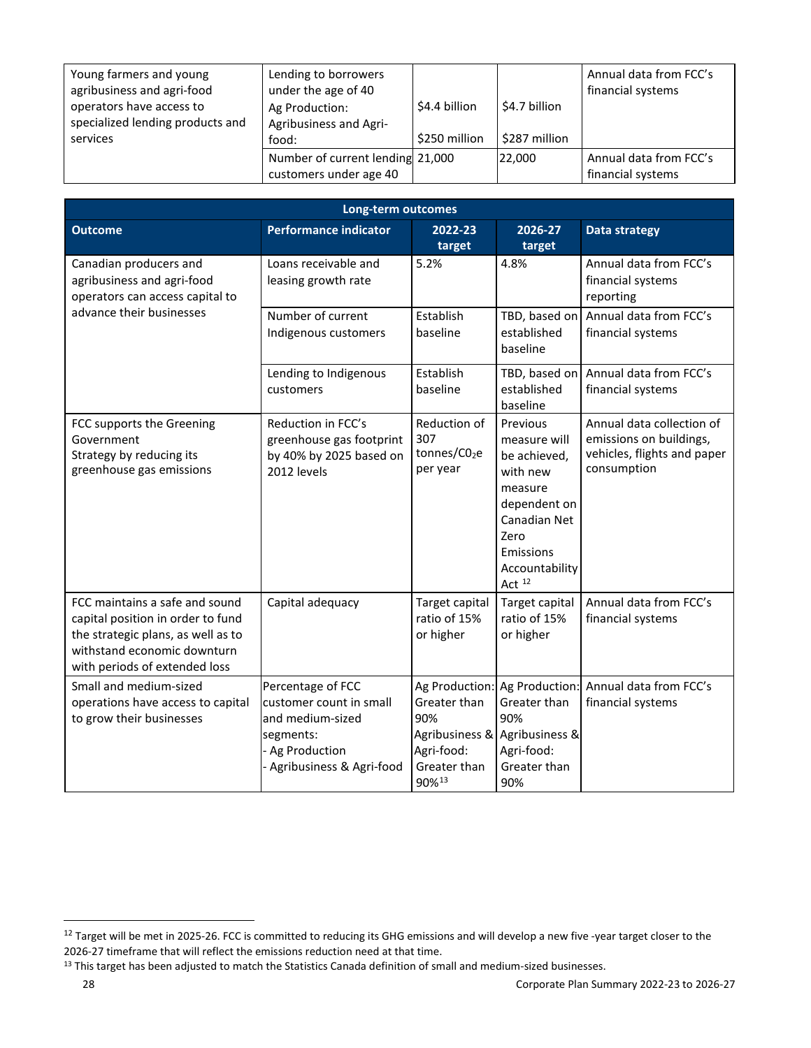| | | | | |
|---|---|---|---|---|
| Young farmers and young agribusiness and agri-food operators have access to specialized lending products and services | Lending to borrowers under the age of 40<br>Ag Production:<br>Agribusiness and Agri-food: | <br><br>$4.4 billion<br><br>$250 million | <br><br>$4.7 billion<br><br>$287 million | Annual data from FCC's financial systems |
| | Number of current lending customers under age 40 | 21,000 | 22,000 | Annual data from FCC's financial systems |

| Long-term outcomes | | | | |
|---|---|---|---|---|
| **Outcome** | **Performance indicator** | **2022-23 target** | **2026-27 target** | **Data strategy** |
| Canadian producers and agribusiness and agri-food operators can access capital to advance their businesses | Loans receivable and leasing growth rate | 5.2% | 4.8% | Annual data from FCC's financial systems reporting |
| | Number of current Indigenous customers | Establish baseline | TBD, based on established baseline | Annual data from FCC's financial systems |
| | Lending to Indigenous customers | Establish baseline | TBD, based on established baseline | Annual data from FCC's financial systems |
| FCC supports the Greening Government Strategy by reducing its greenhouse gas emissions | Reduction in FCC's greenhouse gas footprint by 40% by 2025 based on 2012 levels | Reduction of 307 tonnes/$CO_2e$ per year | Previous measure will be achieved, with new measure dependent on Canadian Net Zero Emissions Accountability Act [12] | Annual data collection of emissions on buildings, vehicles, flights and paper consumption |
| FCC maintains a safe and sound capital position in order to fund the strategic plans, as well as to withstand economic downturn with periods of extended loss | Capital adequacy | Target capital ratio of 15% or higher | Target capital ratio of 15% or higher | Annual data from FCC's financial systems |
| Small and medium-sized operations have access to capital to grow their businesses | Percentage of FCC customer count in small and medium-sized segments:<br>- Ag Production<br>- Agribusiness & Agri-food | Ag Production: Greater than 90%<br>Agribusiness & Agri-food: Greater than 90%[13] | Ag Production: Greater than 90%<br>Agribusiness & Agri-food: Greater than 90% | Annual data from FCC's financial systems |

[12] Target will be met in 2025-26. FCC is committed to reducing its GHG emissions and will develop a new five -year target closer to the 2026-27 timeframe that will reflect the emissions reduction need at that time.

[13] This target has been adjusted to match the Statistics Canada definition of small and medium-sized businesses.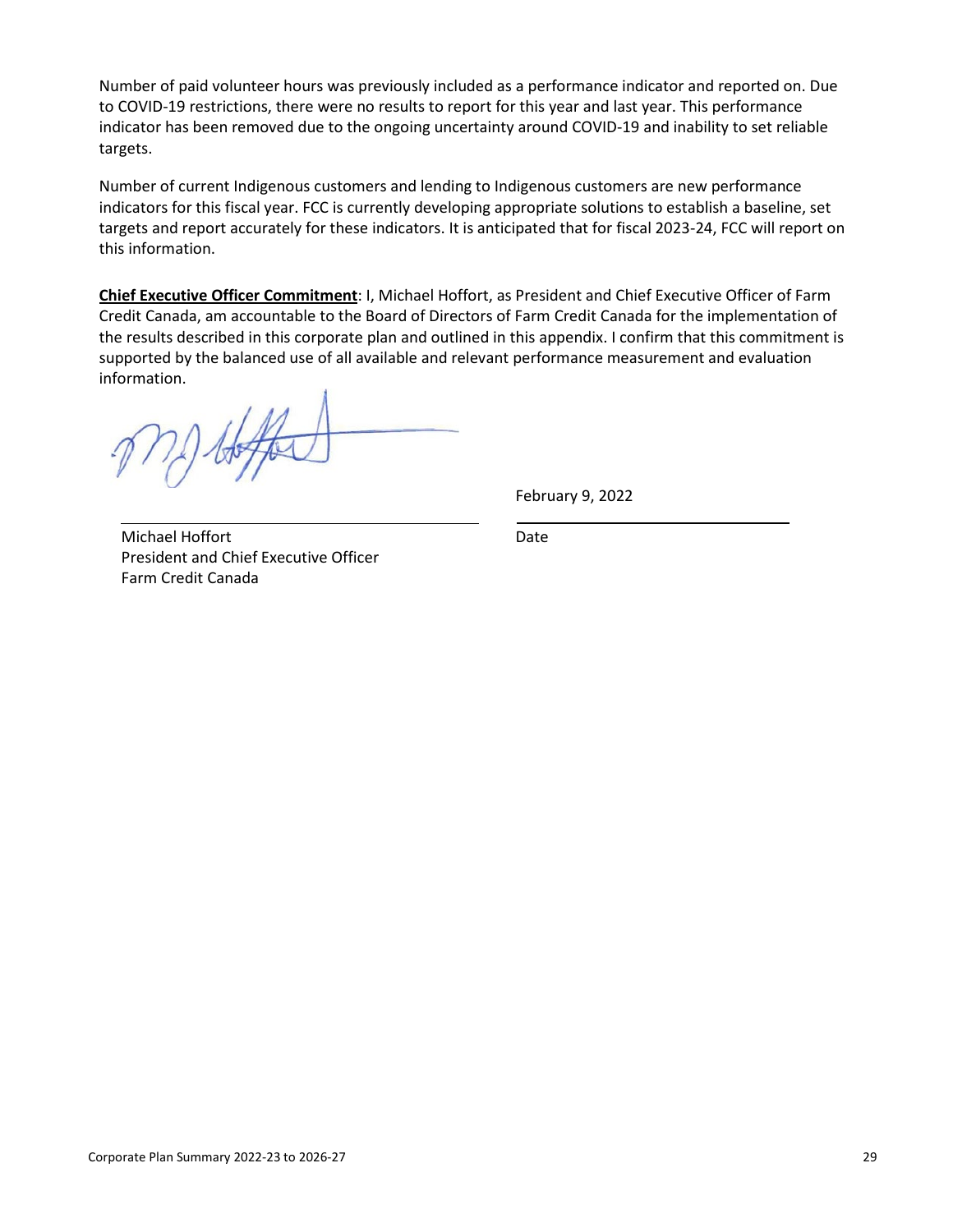Number of paid volunteer hours was previously included as a performance indicator and reported on. Due to COVID-19 restrictions, there were no results to report for this year and last year. This performance indicator has been removed due to the ongoing uncertainty around COVID-19 and inability to set reliable targets.

Number of current Indigenous customers and lending to Indigenous customers are new performance indicators for this fiscal year. FCC is currently developing appropriate solutions to establish a baseline, set targets and report accurately for these indicators. It is anticipated that for fiscal 2023-24, FCC will report on this information.

**Chief Executive Officer Commitment**: I, Michael Hoffort, as President and Chief Executive Officer of Farm Credit Canada, am accountable to the Board of Directors of Farm Credit Canada for the implementation of the results described in this corporate plan and outlined in this appendix. I confirm that this commitment is supported by the balanced use of all available and relevant performance measurement and evaluation information.

February 9, 2022

Michael Hoffort
President and Chief Executive Officer
Farm Credit Canada

Date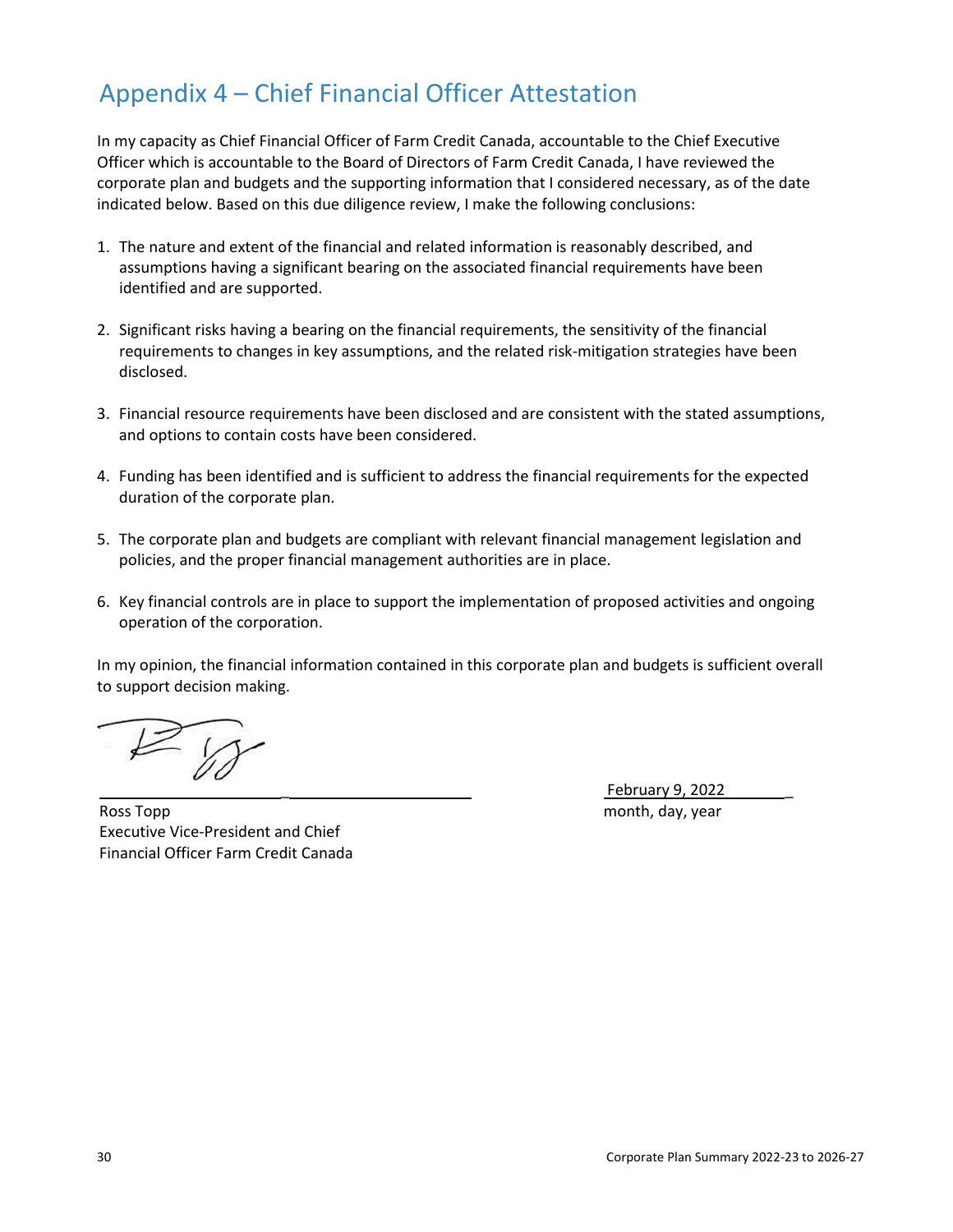## Appendix 4 – Chief Financial Officer Attestation

In my capacity as Chief Financial Officer of Farm Credit Canada, accountable to the Chief Executive Officer which is accountable to the Board of Directors of Farm Credit Canada, I have reviewed the corporate plan and budgets and the supporting information that I considered necessary, as of the date indicated below. Based on this due diligence review, I make the following conclusions:

1. The nature and extent of the financial and related information is reasonably described, and assumptions having a significant bearing on the associated financial requirements have been identified and are supported.

2. Significant risks having a bearing on the financial requirements, the sensitivity of the financial requirements to changes in key assumptions, and the related risk-mitigation strategies have been disclosed.

3. Financial resource requirements have been disclosed and are consistent with the stated assumptions, and options to contain costs have been considered.

4. Funding has been identified and is sufficient to address the financial requirements for the expected duration of the corporate plan.

5. The corporate plan and budgets are compliant with relevant financial management legislation and policies, and the proper financial management authorities are in place.

6. Key financial controls are in place to support the implementation of proposed activities and ongoing operation of the corporation.

In my opinion, the financial information contained in this corporate plan and budgets is sufficient overall to support decision making.

Ross Topp
Executive Vice-President and Chief Financial Officer Farm Credit Canada

February 9, 2022
month, day, year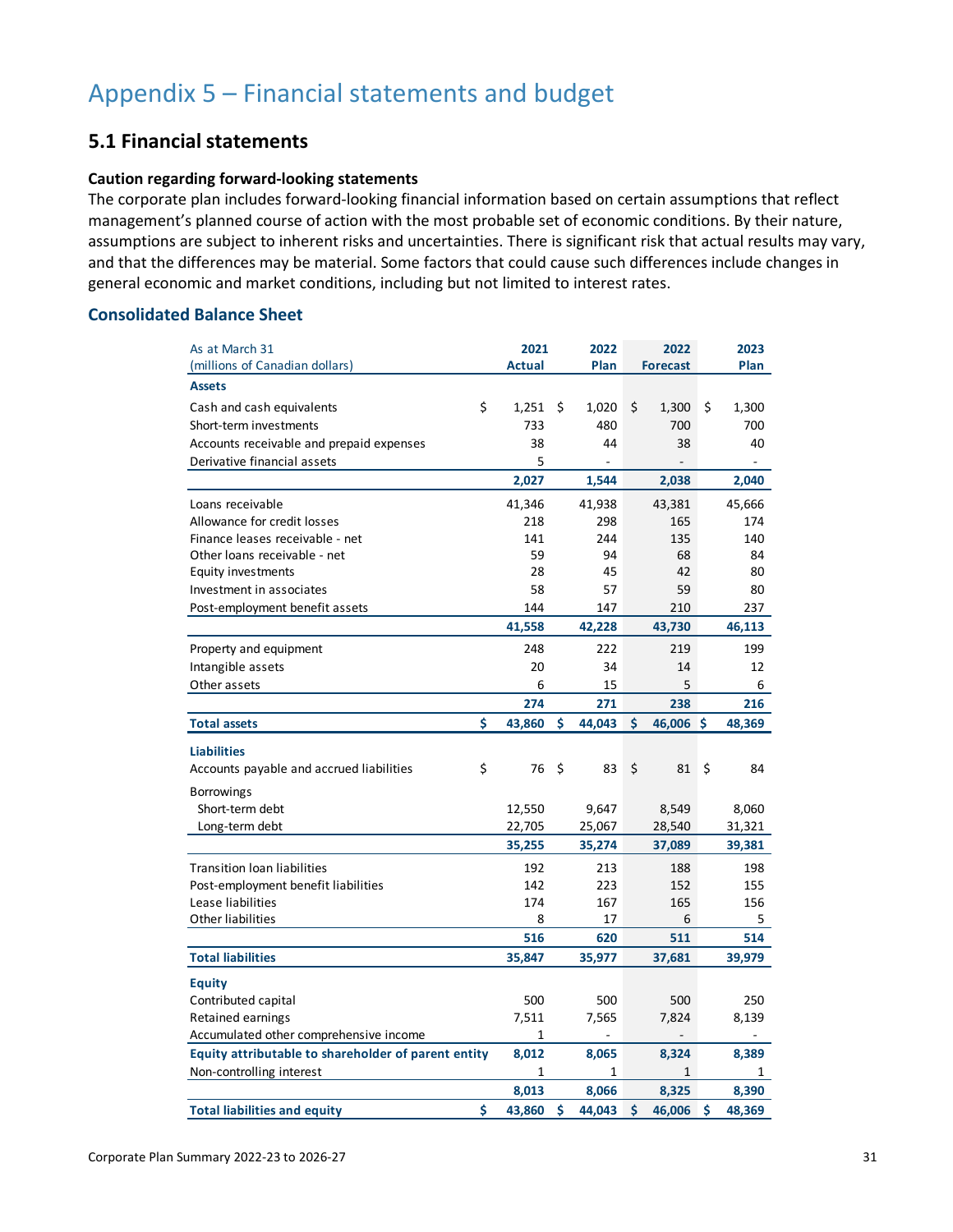# Appendix 5 – Financial statements and budget

## 5.1 Financial statements

**Caution regarding forward-looking statements**

The corporate plan includes forward-looking financial information based on certain assumptions that reflect management's planned course of action with the most probable set of economic conditions. By their nature, assumptions are subject to inherent risks and uncertainties. There is significant risk that actual results may vary, and that the differences may be material. Some factors that could cause such differences include changes in general economic and market conditions, including but not limited to interest rates.

### Consolidated Balance Sheet

| As at March 31 (millions of Canadian dollars) | 2021 Actual | 2022 Plan | 2022 Forecast | 2023 Plan |
|---|---|---|---|---|
| **Assets** | | | | |
| Cash and cash equivalents | $ 1,251 | $ 1,020 | $ 1,300 | $ 1,300 |
| Short-term investments | 733 | 480 | 700 | 700 |
| Accounts receivable and prepaid expenses | 38 | 44 | 38 | 40 |
| Derivative financial assets | 5 | - | - | - |
| | **2,027** | **1,544** | **2,038** | **2,040** |
| Loans receivable | 41,346 | 41,938 | 43,381 | 45,666 |
| Allowance for credit losses | 218 | 298 | 165 | 174 |
| Finance leases receivable - net | 141 | 244 | 135 | 140 |
| Other loans receivable - net | 59 | 94 | 68 | 84 |
| Equity investments | 28 | 45 | 42 | 80 |
| Investment in associates | 58 | 57 | 59 | 80 |
| Post-employment benefit assets | 144 | 147 | 210 | 237 |
| | **41,558** | **42,228** | **43,730** | **46,113** |
| Property and equipment | 248 | 222 | 219 | 199 |
| Intangible assets | 20 | 34 | 14 | 12 |
| Other assets | 6 | 15 | 5 | 6 |
| | **274** | **271** | **238** | **216** |
| **Total assets** | **$ 43,860** | **$ 44,043** | **$ 46,006** | **$ 48,369** |
| **Liabilities** | | | | |
| Accounts payable and accrued liabilities | $ 76 | $ 83 | $ 81 | $ 84 |
| Borrowings | | | | |
| Short-term debt | 12,550 | 9,647 | 8,549 | 8,060 |
| Long-term debt | 22,705 | 25,067 | 28,540 | 31,321 |
| | **35,255** | **35,274** | **37,089** | **39,381** |
| Transition loan liabilities | 192 | 213 | 188 | 198 |
| Post-employment benefit liabilities | 142 | 223 | 152 | 155 |
| Lease liabilities | 174 | 167 | 165 | 156 |
| Other liabilities | 8 | 17 | 6 | 5 |
| | **516** | **620** | **511** | **514** |
| **Total liabilities** | **35,847** | **35,977** | **37,681** | **39,979** |
| **Equity** | | | | |
| Contributed capital | 500 | 500 | 500 | 250 |
| Retained earnings | 7,511 | 7,565 | 7,824 | 8,139 |
| Accumulated other comprehensive income | 1 | - | - | - |
| **Equity attributable to shareholder of parent entity** | **8,012** | **8,065** | **8,324** | **8,389** |
| Non-controlling interest | 1 | 1 | 1 | 1 |
| | **8,013** | **8,066** | **8,325** | **8,390** |
| **Total liabilities and equity** | **$ 43,860** | **$ 44,043** | **$ 46,006** | **$ 48,369** |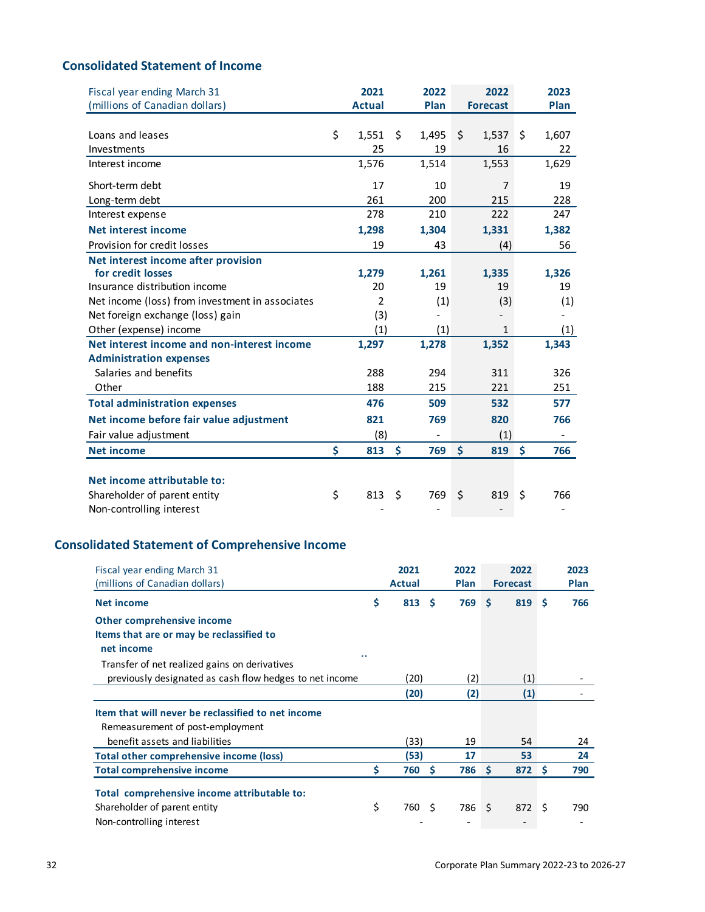## Consolidated Statement of Income

| Fiscal year ending March 31 (millions of Canadian dollars) | 2021 Actual | 2022 Plan | 2022 Forecast | 2023 Plan |
|---|---|---|---|---|
| Loans and leases | $ 1,551 | $ 1,495 | $ 1,537 | $ 1,607 |
| Investments | 25 | 19 | 16 | 22 |
| Interest income | 1,576 | 1,514 | 1,553 | 1,629 |
| Short-term debt | 17 | 10 | 7 | 19 |
| Long-term debt | 261 | 200 | 215 | 228 |
| Interest expense | 278 | 210 | 222 | 247 |
| **Net interest income** | **1,298** | **1,304** | **1,331** | **1,382** |
| Provision for credit losses | 19 | 43 | (4) | 56 |
| **Net interest income after provision for credit losses** | **1,279** | **1,261** | **1,335** | **1,326** |
| Insurance distribution income | 20 | 19 | 19 | 19 |
| Net income (loss) from investment in associates | 2 | (1) | (3) | (1) |
| Net foreign exchange (loss) gain | (3) | - | - | - |
| Other (expense) income | (1) | (1) | 1 | (1) |
| **Net interest income and non-interest income** | **1,297** | **1,278** | **1,352** | **1,343** |
| **Administration expenses** | | | | |
| Salaries and benefits | 288 | 294 | 311 | 326 |
| Other | 188 | 215 | 221 | 251 |
| **Total administration expenses** | **476** | **509** | **532** | **577** |
| **Net income before fair value adjustment** | **821** | **769** | **820** | **766** |
| Fair value adjustment | (8) | - | (1) | - |
| **Net income** | **$ 813** | **$ 769** | **$ 819** | **$ 766** |
| **Net income attributable to:** | | | | |
| Shareholder of parent entity | $ 813 | $ 769 | $ 819 | $ 766 |
| Non-controlling interest | - | - | - | - |

## Consolidated Statement of Comprehensive Income

| Fiscal year ending March 31 (millions of Canadian dollars) | 2021 Actual | 2022 Plan | 2022 Forecast | 2023 Plan |
|---|---|---|---|---|
| **Net income** | **$ 813** | **$ 769** | **$ 819** | **$ 766** |
| **Other comprehensive income** | | | | |
| **Items that are or may be reclassified to net income** | | | | |
| Transfer of net realized gains on derivatives previously designated as cash flow hedges to net income | (20) | (2) | (1) | - |
| | **(20)** | **(2)** | **(1)** | - |
| **Item that will never be reclassified to net income** | | | | |
| Remeasurement of post-employment benefit assets and liabilities | (33) | 19 | 54 | 24 |
| **Total other comprehensive income (loss)** | **(53)** | **17** | **53** | **24** |
| **Total comprehensive income** | **$ 760** | **$ 786** | **$ 872** | **$ 790** |
| **Total comprehensive income attributable to:** | | | | |
| Shareholder of parent entity | $ 760 | $ 786 | $ 872 | $ 790 |
| Non-controlling interest | - | - | - | - |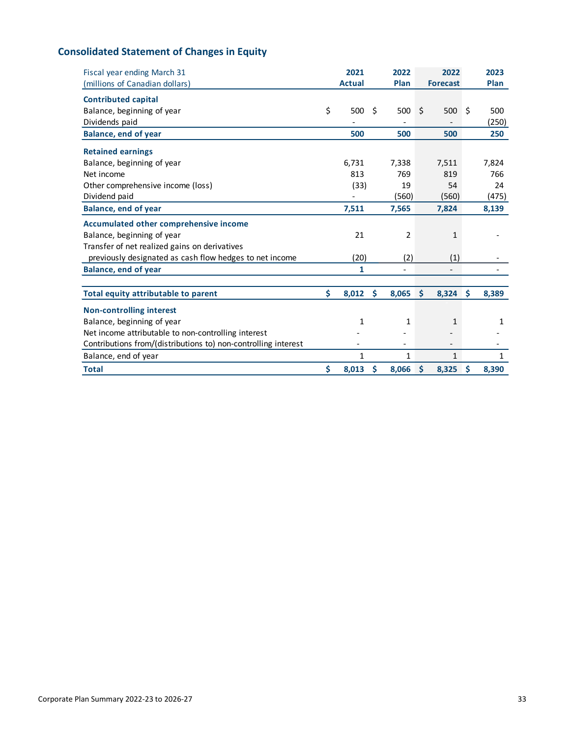## Consolidated Statement of Changes in Equity

| Fiscal year ending March 31<br>(millions of Canadian dollars) | 2021<br>Actual | 2022<br>Plan | 2022<br>Forecast | 2023<br>Plan |
|---|---|---|---|---|
| **Contributed capital** | | | | |
| Balance, beginning of year | $ 500 | $ 500 | $ 500 | $ 500 |
| Dividends paid | - | - | - | (250) |
| **Balance, end of year** | **500** | **500** | **500** | **250** |
| **Retained earnings** | | | | |
| Balance, beginning of year | 6,731 | 7,338 | 7,511 | 7,824 |
| Net income | 813 | 769 | 819 | 766 |
| Other comprehensive income (loss) | (33) | 19 | 54 | 24 |
| Dividend paid | - | (560) | (560) | (475) |
| **Balance, end of year** | **7,511** | **7,565** | **7,824** | **8,139** |
| **Accumulated other comprehensive income** | | | | |
| Balance, beginning of year | 21 | 2 | 1 | - |
| Transfer of net realized gains on derivatives previously designated as cash flow hedges to net income | (20) | (2) | (1) | - |
| **Balance, end of year** | **1** | - | - | - |
| **Total equity attributable to parent** | **$ 8,012** | **$ 8,065** | **$ 8,324** | **$ 8,389** |
| **Non-controlling interest** | | | | |
| Balance, beginning of year | 1 | 1 | 1 | 1 |
| Net income attributable to non-controlling interest | - | - | - | - |
| Contributions from/(distributions to) non-controlling interest | - | - | - | - |
| Balance, end of year | 1 | 1 | 1 | 1 |
| **Total** | **$ 8,013** | **$ 8,066** | **$ 8,325** | **$ 8,390** |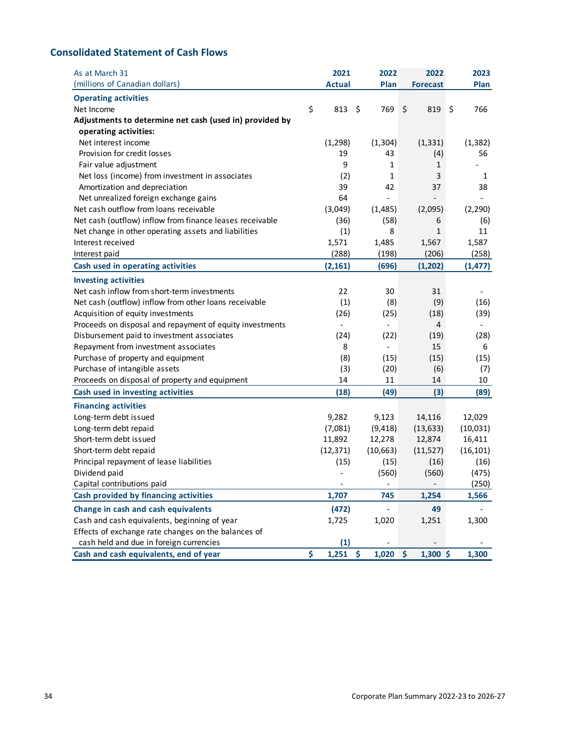## Consolidated Statement of Cash Flows

| As at March 31<br>(millions of Canadian dollars) | 2021<br>Actual | 2022<br>Plan | 2022<br>Forecast | 2023<br>Plan |
|---|---|---|---|---|
| **Operating activities** | | | | |
| Net Income | $ 813 | $ 769 | $ 819 | $ 766 |
| **Adjustments to determine net cash (used in) provided by operating activities:** | | | | |
| Net interest income | (1,298) | (1,304) | (1,331) | (1,382) |
| Provision for credit losses | 19 | 43 | (4) | 56 |
| Fair value adjustment | 9 | 1 | 1 | - |
| Net loss (income) from investment in associates | (2) | 1 | 3 | 1 |
| Amortization and depreciation | 39 | 42 | 37 | 38 |
| Net unrealized foreign exchange gains | 64 | - | - | - |
| Net cash outflow from loans receivable | (3,049) | (1,485) | (2,095) | (2,290) |
| Net cash (outflow) inflow from finance leases receivable | (36) | (58) | 6 | (6) |
| Net change in other operating assets and liabilities | (1) | 8 | 1 | 11 |
| Interest received | 1,571 | 1,485 | 1,567 | 1,587 |
| Interest paid | (288) | (198) | (206) | (258) |
| **Cash used in operating activities** | **(2,161)** | **(696)** | **(1,202)** | **(1,477)** |
| **Investing activities** | | | | |
| Net cash inflow from short-term investments | 22 | 30 | 31 | - |
| Net cash (outflow) inflow from other loans receivable | (1) | (8) | (9) | (16) |
| Acquisition of equity investments | (26) | (25) | (18) | (39) |
| Proceeds on disposal and repayment of equity investments | - | - | 4 | - |
| Disbursement paid to investment associates | (24) | (22) | (19) | (28) |
| Repayment from investment associates | 8 | - | 15 | 6 |
| Purchase of property and equipment | (8) | (15) | (15) | (15) |
| Purchase of intangible assets | (3) | (20) | (6) | (7) |
| Proceeds on disposal of property and equipment | 14 | 11 | 14 | 10 |
| **Cash used in investing activities** | **(18)** | **(49)** | **(3)** | **(89)** |
| **Financing activities** | | | | |
| Long-term debt issued | 9,282 | 9,123 | 14,116 | 12,029 |
| Long-term debt repaid | (7,081) | (9,418) | (13,633) | (10,031) |
| Short-term debt issued | 11,892 | 12,278 | 12,874 | 16,411 |
| Short-term debt repaid | (12,371) | (10,663) | (11,527) | (16,101) |
| Principal repayment of lease liabilities | (15) | (15) | (16) | (16) |
| Dividend paid | - | (560) | (560) | (475) |
| Capital contributions paid | - | - | - | (250) |
| **Cash provided by financing activities** | **1,707** | **745** | **1,254** | **1,566** |
| **Change in cash and cash equivalents** | **(472)** | **-** | **49** | **-** |
| Cash and cash equivalents, beginning of year | 1,725 | 1,020 | 1,251 | 1,300 |
| Effects of exchange rate changes on the balances of cash held and due in foreign currencies | **(1)** | - | - | - |
| **Cash and cash equivalents, end of year** | **$ 1,251** | **$ 1,020** | **$ 1,300** | **$ 1,300** |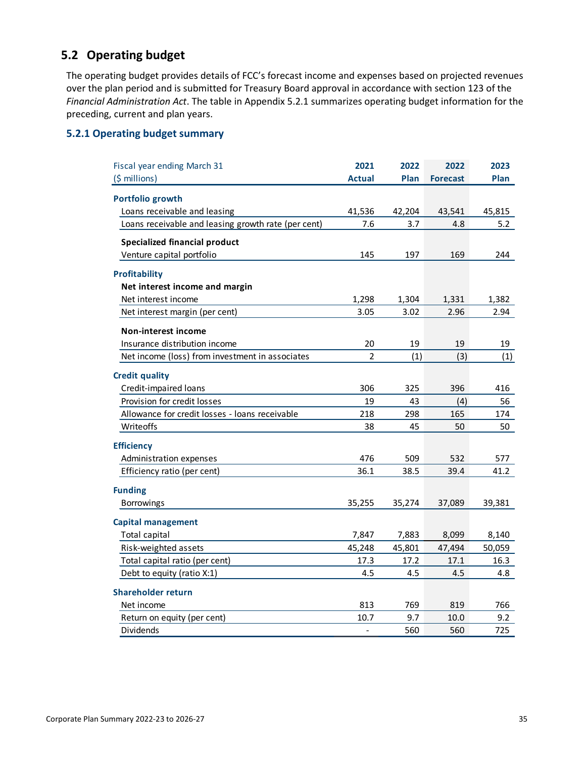## 5.2 Operating budget

The operating budget provides details of FCC's forecast income and expenses based on projected revenues over the plan period and is submitted for Treasury Board approval in accordance with section 123 of the *Financial Administration Act*. The table in Appendix 5.2.1 summarizes operating budget information for the preceding, current and plan years.

### 5.2.1 Operating budget summary

| Fiscal year ending March 31<br>($ millions) | 2021<br>Actual | 2022<br>Plan | 2022<br>Forecast | 2023<br>Plan |
|---|---|---|---|---|
| **Portfolio growth** | | | | |
| Loans receivable and leasing | 41,536 | 42,204 | 43,541 | 45,815 |
| Loans receivable and leasing growth rate (per cent) | 7.6 | 3.7 | 4.8 | 5.2 |
| **Specialized financial product** | | | | |
| Venture capital portfolio | 145 | 197 | 169 | 244 |
| **Profitability** | | | | |
| **Net interest income and margin** | | | | |
| Net interest income | 1,298 | 1,304 | 1,331 | 1,382 |
| Net interest margin (per cent) | 3.05 | 3.02 | 2.96 | 2.94 |
| **Non-interest income** | | | | |
| Insurance distribution income | 20 | 19 | 19 | 19 |
| Net income (loss) from investment in associates | 2 | (1) | (3) | (1) |
| **Credit quality** | | | | |
| Credit-impaired loans | 306 | 325 | 396 | 416 |
| Provision for credit losses | 19 | 43 | (4) | 56 |
| Allowance for credit losses - loans receivable | 218 | 298 | 165 | 174 |
| Writeoffs | 38 | 45 | 50 | 50 |
| **Efficiency** | | | | |
| Administration expenses | 476 | 509 | 532 | 577 |
| Efficiency ratio (per cent) | 36.1 | 38.5 | 39.4 | 41.2 |
| **Funding** | | | | |
| Borrowings | 35,255 | 35,274 | 37,089 | 39,381 |
| **Capital management** | | | | |
| Total capital | 7,847 | 7,883 | 8,099 | 8,140 |
| Risk-weighted assets | 45,248 | 45,801 | 47,494 | 50,059 |
| Total capital ratio (per cent) | 17.3 | 17.2 | 17.1 | 16.3 |
| Debt to equity (ratio X:1) | 4.5 | 4.5 | 4.5 | 4.8 |
| **Shareholder return** | | | | |
| Net income | 813 | 769 | 819 | 766 |
| Return on equity (per cent) | 10.7 | 9.7 | 10.0 | 9.2 |
| Dividends | - | 560 | 560 | 725 |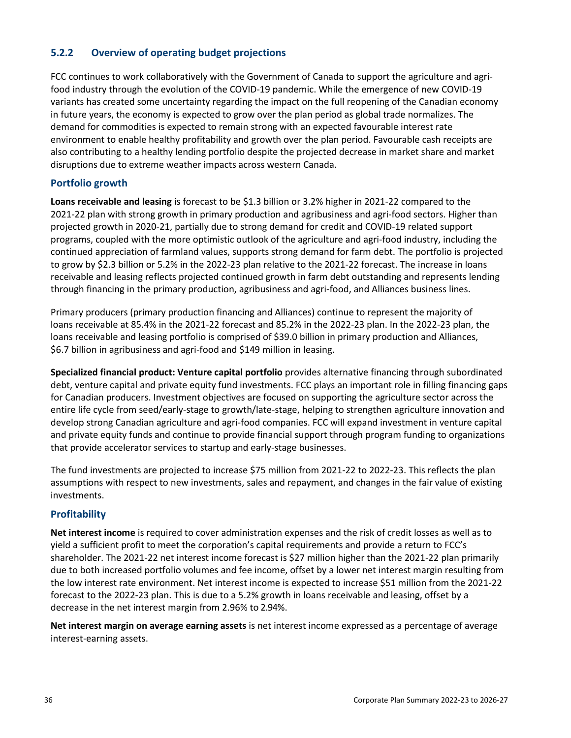### 5.2.2 Overview of operating budget projections

FCC continues to work collaboratively with the Government of Canada to support the agriculture and agri-food industry through the evolution of the COVID-19 pandemic. While the emergence of new COVID-19 variants has created some uncertainty regarding the impact on the full reopening of the Canadian economy in future years, the economy is expected to grow over the plan period as global trade normalizes. The demand for commodities is expected to remain strong with an expected favourable interest rate environment to enable healthy profitability and growth over the plan period. Favourable cash receipts are also contributing to a healthy lending portfolio despite the projected decrease in market share and market disruptions due to extreme weather impacts across western Canada.

#### Portfolio growth

**Loans receivable and leasing** is forecast to be $1.3 billion or 3.2% higher in 2021-22 compared to the 2021-22 plan with strong growth in primary production and agribusiness and agri-food sectors. Higher than projected growth in 2020-21, partially due to strong demand for credit and COVID-19 related support programs, coupled with the more optimistic outlook of the agriculture and agri-food industry, including the continued appreciation of farmland values, supports strong demand for farm debt. The portfolio is projected to grow by $2.3 billion or 5.2% in the 2022-23 plan relative to the 2021-22 forecast. The increase in loans receivable and leasing reflects projected continued growth in farm debt outstanding and represents lending through financing in the primary production, agribusiness and agri-food, and Alliances business lines.

Primary producers (primary production financing and Alliances) continue to represent the majority of loans receivable at 85.4% in the 2021-22 forecast and 85.2% in the 2022-23 plan. In the 2022-23 plan, the loans receivable and leasing portfolio is comprised of $39.0 billion in primary production and Alliances, $6.7 billion in agribusiness and agri-food and $149 million in leasing.

**Specialized financial product: Venture capital portfolio** provides alternative financing through subordinated debt, venture capital and private equity fund investments. FCC plays an important role in filling financing gaps for Canadian producers. Investment objectives are focused on supporting the agriculture sector across the entire life cycle from seed/early-stage to growth/late-stage, helping to strengthen agriculture innovation and develop strong Canadian agriculture and agri-food companies. FCC will expand investment in venture capital and private equity funds and continue to provide financial support through program funding to organizations that provide accelerator services to startup and early-stage businesses.

The fund investments are projected to increase $75 million from 2021-22 to 2022-23. This reflects the plan assumptions with respect to new investments, sales and repayment, and changes in the fair value of existing investments.

#### Profitability

**Net interest income** is required to cover administration expenses and the risk of credit losses as well as to yield a sufficient profit to meet the corporation's capital requirements and provide a return to FCC's shareholder. The 2021-22 net interest income forecast is $27 million higher than the 2021-22 plan primarily due to both increased portfolio volumes and fee income, offset by a lower net interest margin resulting from the low interest rate environment. Net interest income is expected to increase $51 million from the 2021-22 forecast to the 2022-23 plan. This is due to a 5.2% growth in loans receivable and leasing, offset by a decrease in the net interest margin from 2.96% to 2.94%.

**Net interest margin on average earning assets** is net interest income expressed as a percentage of average interest-earning assets.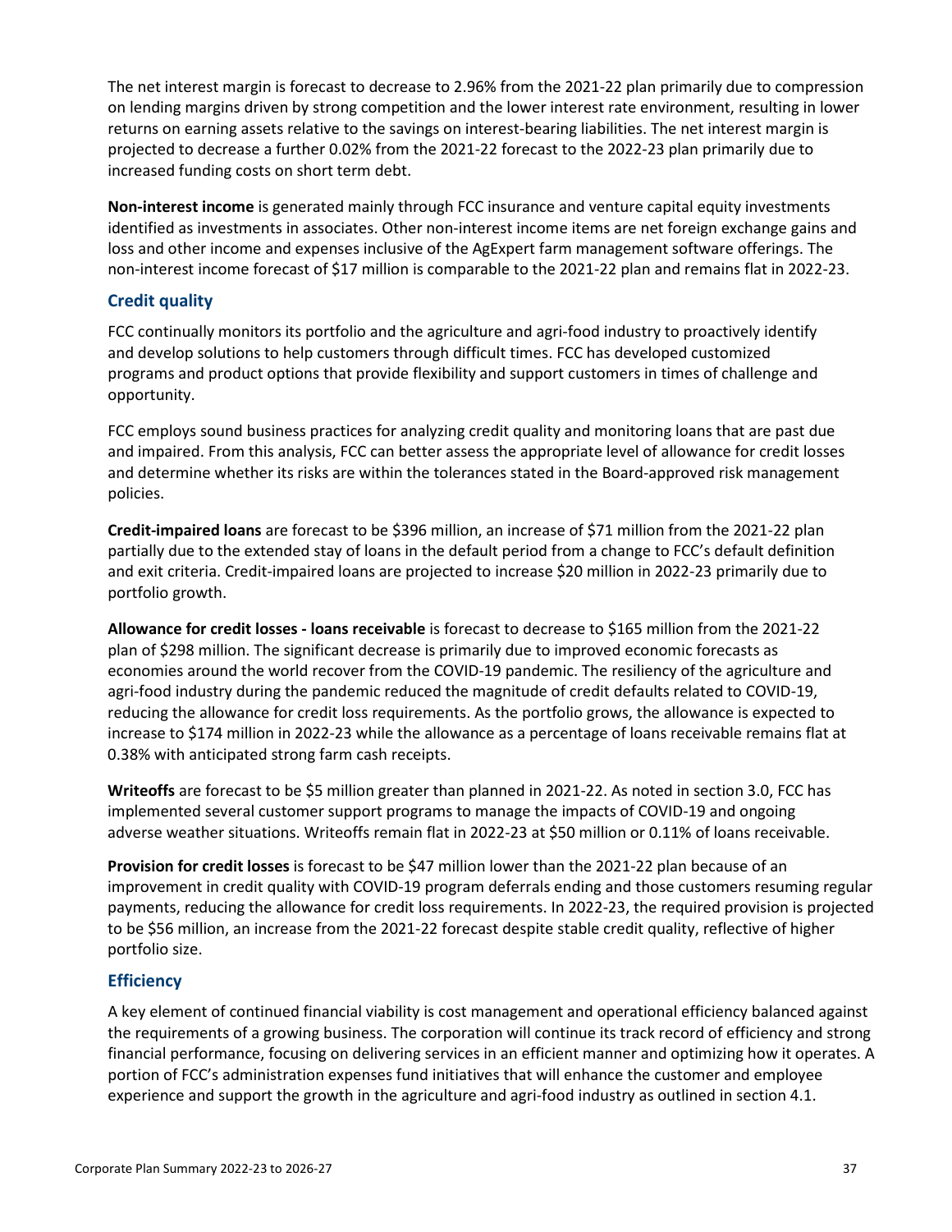The net interest margin is forecast to decrease to 2.96% from the 2021-22 plan primarily due to compression on lending margins driven by strong competition and the lower interest rate environment, resulting in lower returns on earning assets relative to the savings on interest-bearing liabilities. The net interest margin is projected to decrease a further 0.02% from the 2021-22 forecast to the 2022-23 plan primarily due to increased funding costs on short term debt.

**Non-interest income** is generated mainly through FCC insurance and venture capital equity investments identified as investments in associates. Other non-interest income items are net foreign exchange gains and loss and other income and expenses inclusive of the AgExpert farm management software offerings. The non-interest income forecast of $17 million is comparable to the 2021-22 plan and remains flat in 2022-23.

## Credit quality

FCC continually monitors its portfolio and the agriculture and agri-food industry to proactively identify and develop solutions to help customers through difficult times. FCC has developed customized programs and product options that provide flexibility and support customers in times of challenge and opportunity.

FCC employs sound business practices for analyzing credit quality and monitoring loans that are past due and impaired. From this analysis, FCC can better assess the appropriate level of allowance for credit losses and determine whether its risks are within the tolerances stated in the Board-approved risk management policies.

**Credit-impaired loans** are forecast to be $396 million, an increase of $71 million from the 2021-22 plan partially due to the extended stay of loans in the default period from a change to FCC's default definition and exit criteria. Credit-impaired loans are projected to increase $20 million in 2022-23 primarily due to portfolio growth.

**Allowance for credit losses - loans receivable** is forecast to decrease to $165 million from the 2021-22 plan of $298 million. The significant decrease is primarily due to improved economic forecasts as economies around the world recover from the COVID-19 pandemic. The resiliency of the agriculture and agri-food industry during the pandemic reduced the magnitude of credit defaults related to COVID-19, reducing the allowance for credit loss requirements. As the portfolio grows, the allowance is expected to increase to $174 million in 2022-23 while the allowance as a percentage of loans receivable remains flat at 0.38% with anticipated strong farm cash receipts.

**Writeoffs** are forecast to be $5 million greater than planned in 2021-22. As noted in section 3.0, FCC has implemented several customer support programs to manage the impacts of COVID-19 and ongoing adverse weather situations. Writeoffs remain flat in 2022-23 at $50 million or 0.11% of loans receivable.

**Provision for credit losses** is forecast to be $47 million lower than the 2021-22 plan because of an improvement in credit quality with COVID-19 program deferrals ending and those customers resuming regular payments, reducing the allowance for credit loss requirements. In 2022-23, the required provision is projected to be $56 million, an increase from the 2021-22 forecast despite stable credit quality, reflective of higher portfolio size.

## Efficiency

A key element of continued financial viability is cost management and operational efficiency balanced against the requirements of a growing business. The corporation will continue its track record of efficiency and strong financial performance, focusing on delivering services in an efficient manner and optimizing how it operates. A portion of FCC's administration expenses fund initiatives that will enhance the customer and employee experience and support the growth in the agriculture and agri-food industry as outlined in section 4.1.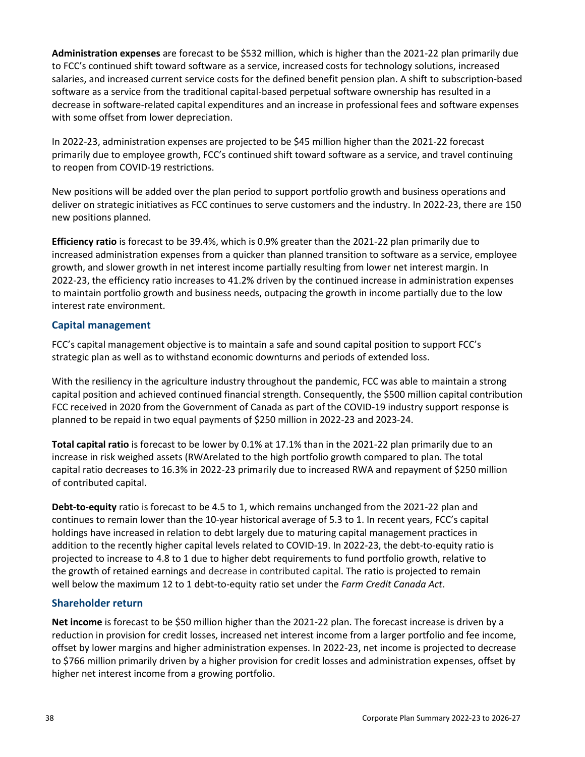**Administration expenses** are forecast to be $532 million, which is higher than the 2021-22 plan primarily due to FCC's continued shift toward software as a service, increased costs for technology solutions, increased salaries, and increased current service costs for the defined benefit pension plan. A shift to subscription-based software as a service from the traditional capital-based perpetual software ownership has resulted in a decrease in software-related capital expenditures and an increase in professional fees and software expenses with some offset from lower depreciation.

In 2022-23, administration expenses are projected to be $45 million higher than the 2021-22 forecast primarily due to employee growth, FCC's continued shift toward software as a service, and travel continuing to reopen from COVID-19 restrictions.

New positions will be added over the plan period to support portfolio growth and business operations and deliver on strategic initiatives as FCC continues to serve customers and the industry. In 2022-23, there are 150 new positions planned.

**Efficiency ratio** is forecast to be 39.4%, which is 0.9% greater than the 2021-22 plan primarily due to increased administration expenses from a quicker than planned transition to software as a service, employee growth, and slower growth in net interest income partially resulting from lower net interest margin. In 2022-23, the efficiency ratio increases to 41.2% driven by the continued increase in administration expenses to maintain portfolio growth and business needs, outpacing the growth in income partially due to the low interest rate environment.

## Capital management

FCC's capital management objective is to maintain a safe and sound capital position to support FCC's strategic plan as well as to withstand economic downturns and periods of extended loss.

With the resiliency in the agriculture industry throughout the pandemic, FCC was able to maintain a strong capital position and achieved continued financial strength. Consequently, the $500 million capital contribution FCC received in 2020 from the Government of Canada as part of the COVID-19 industry support response is planned to be repaid in two equal payments of $250 million in 2022-23 and 2023-24.

**Total capital ratio** is forecast to be lower by 0.1% at 17.1% than in the 2021-22 plan primarily due to an increase in risk weighed assets (RWArelated to the high portfolio growth compared to plan. The total capital ratio decreases to 16.3% in 2022-23 primarily due to increased RWA and repayment of $250 million of contributed capital.

**Debt-to-equity** ratio is forecast to be 4.5 to 1, which remains unchanged from the 2021-22 plan and continues to remain lower than the 10-year historical average of 5.3 to 1. In recent years, FCC's capital holdings have increased in relation to debt largely due to maturing capital management practices in addition to the recently higher capital levels related to COVID-19. In 2022-23, the debt-to-equity ratio is projected to increase to 4.8 to 1 due to higher debt requirements to fund portfolio growth, relative to the growth of retained earnings and decrease in contributed capital. The ratio is projected to remain well below the maximum 12 to 1 debt-to-equity ratio set under the *Farm Credit Canada Act*.

## Shareholder return

**Net income** is forecast to be $50 million higher than the 2021-22 plan. The forecast increase is driven by a reduction in provision for credit losses, increased net interest income from a larger portfolio and fee income, offset by lower margins and higher administration expenses. In 2022-23, net income is projected to decrease to $766 million primarily driven by a higher provision for credit losses and administration expenses, offset by higher net interest income from a growing portfolio.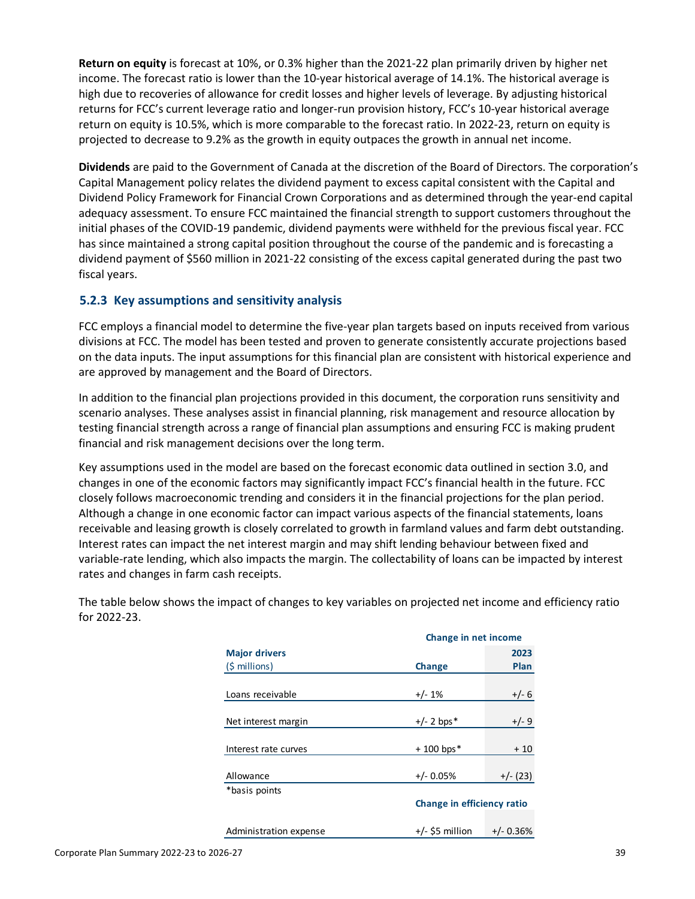**Return on equity** is forecast at 10%, or 0.3% higher than the 2021-22 plan primarily driven by higher net income. The forecast ratio is lower than the 10-year historical average of 14.1%. The historical average is high due to recoveries of allowance for credit losses and higher levels of leverage. By adjusting historical returns for FCC's current leverage ratio and longer-run provision history, FCC's 10-year historical average return on equity is 10.5%, which is more comparable to the forecast ratio. In 2022-23, return on equity is projected to decrease to 9.2% as the growth in equity outpaces the growth in annual net income.

**Dividends** are paid to the Government of Canada at the discretion of the Board of Directors. The corporation's Capital Management policy relates the dividend payment to excess capital consistent with the Capital and Dividend Policy Framework for Financial Crown Corporations and as determined through the year-end capital adequacy assessment. To ensure FCC maintained the financial strength to support customers throughout the initial phases of the COVID-19 pandemic, dividend payments were withheld for the previous fiscal year. FCC has since maintained a strong capital position throughout the course of the pandemic and is forecasting a dividend payment of $560 million in 2021-22 consisting of the excess capital generated during the past two fiscal years.

### 5.2.3 Key assumptions and sensitivity analysis

FCC employs a financial model to determine the five-year plan targets based on inputs received from various divisions at FCC. The model has been tested and proven to generate consistently accurate projections based on the data inputs. The input assumptions for this financial plan are consistent with historical experience and are approved by management and the Board of Directors.

In addition to the financial plan projections provided in this document, the corporation runs sensitivity and scenario analyses. These analyses assist in financial planning, risk management and resource allocation by testing financial strength across a range of financial plan assumptions and ensuring FCC is making prudent financial and risk management decisions over the long term.

Key assumptions used in the model are based on the forecast economic data outlined in section 3.0, and changes in one of the economic factors may significantly impact FCC's financial health in the future. FCC closely follows macroeconomic trending and considers it in the financial projections for the plan period. Although a change in one economic factor can impact various aspects of the financial statements, loans receivable and leasing growth is closely correlated to growth in farmland values and farm debt outstanding. Interest rates can impact the net interest margin and may shift lending behaviour between fixed and variable-rate lending, which also impacts the margin. The collectability of loans can be impacted by interest rates and changes in farm cash receipts.

The table below shows the impact of changes to key variables on projected net income and efficiency ratio for 2022-23.

| | Change in net income | |
|---|---|---|
| **Major drivers** ($ millions) | **Change** | **2023 Plan** |
| Loans receivable | +/- 1% | +/- 6 |
| Net interest margin | +/- 2 bps* | +/- 9 |
| Interest rate curves | + 100 bps* | + 10 |
| Allowance | +/- 0.05% | +/- (23) |
| | **Change in efficiency ratio** | |
| Administration expense | +/- $5 million | +/- 0.36% |

*basis points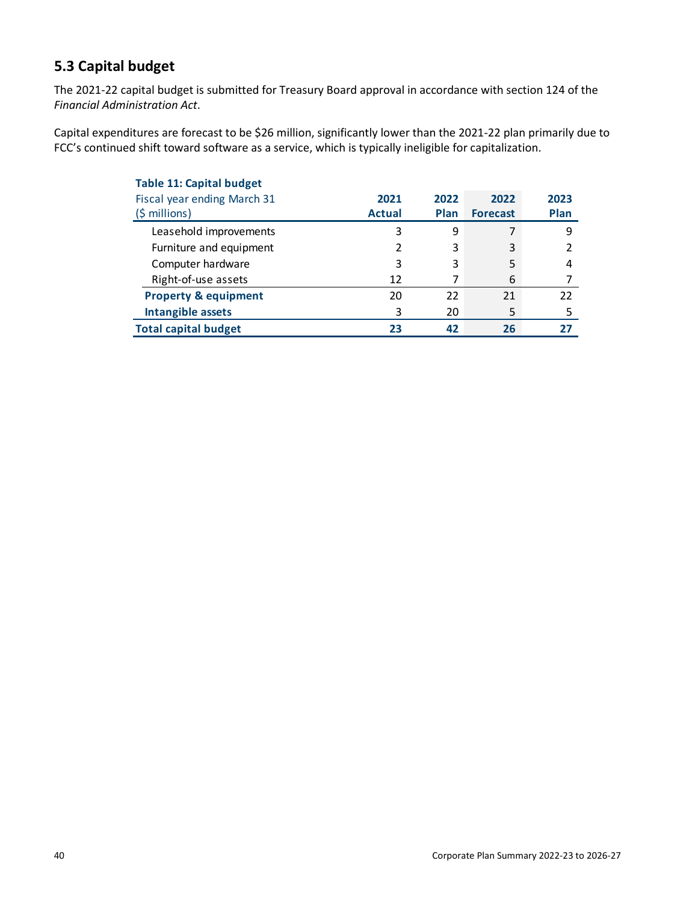## 5.3 Capital budget

The 2021-22 capital budget is submitted for Treasury Board approval in accordance with section 124 of the *Financial Administration Act*.

Capital expenditures are forecast to be $26 million, significantly lower than the 2021-22 plan primarily due to FCC's continued shift toward software as a service, which is typically ineligible for capitalization.

**Table 11: Capital budget**

| Fiscal year ending March 31 ($ millions) | 2021 Actual | 2022 Plan | 2022 Forecast | 2023 Plan |
|---|---|---|---|---|
| Leasehold improvements | 3 | 9 | 7 | 9 |
| Furniture and equipment | 2 | 3 | 3 | 2 |
| Computer hardware | 3 | 3 | 5 | 4 |
| Right-of-use assets | 12 | 7 | 6 | 7 |
| **Property & equipment** | 20 | 22 | 21 | 22 |
| **Intangible assets** | 3 | 20 | 5 | 5 |
| **Total capital budget** | **23** | **42** | **26** | **27** |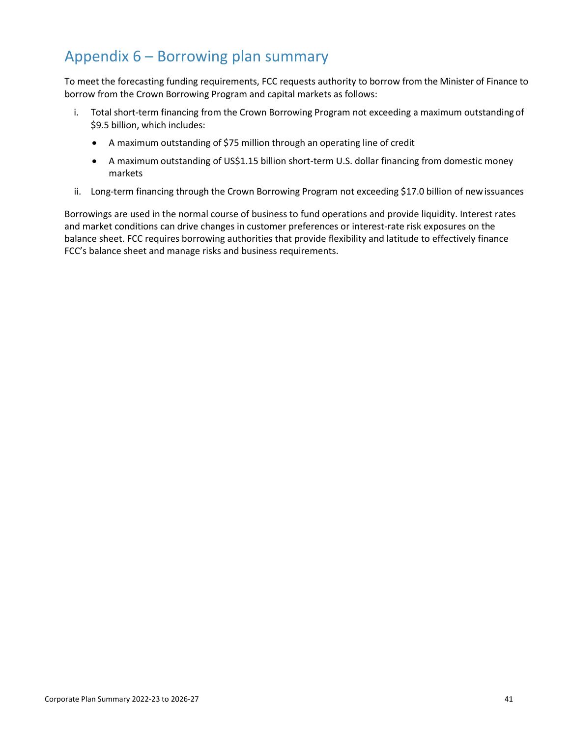# Appendix 6 – Borrowing plan summary

To meet the forecasting funding requirements, FCC requests authority to borrow from the Minister of Finance to borrow from the Crown Borrowing Program and capital markets as follows:

i. Total short-term financing from the Crown Borrowing Program not exceeding a maximum outstanding of $9.5 billion, which includes:
   - A maximum outstanding of $75 million through an operating line of credit
   - A maximum outstanding of US$1.15 billion short-term U.S. dollar financing from domestic money markets

ii. Long-term financing through the Crown Borrowing Program not exceeding $17.0 billion of new issuances

Borrowings are used in the normal course of business to fund operations and provide liquidity. Interest rates and market conditions can drive changes in customer preferences or interest-rate risk exposures on the balance sheet. FCC requires borrowing authorities that provide flexibility and latitude to effectively finance FCC's balance sheet and manage risks and business requirements.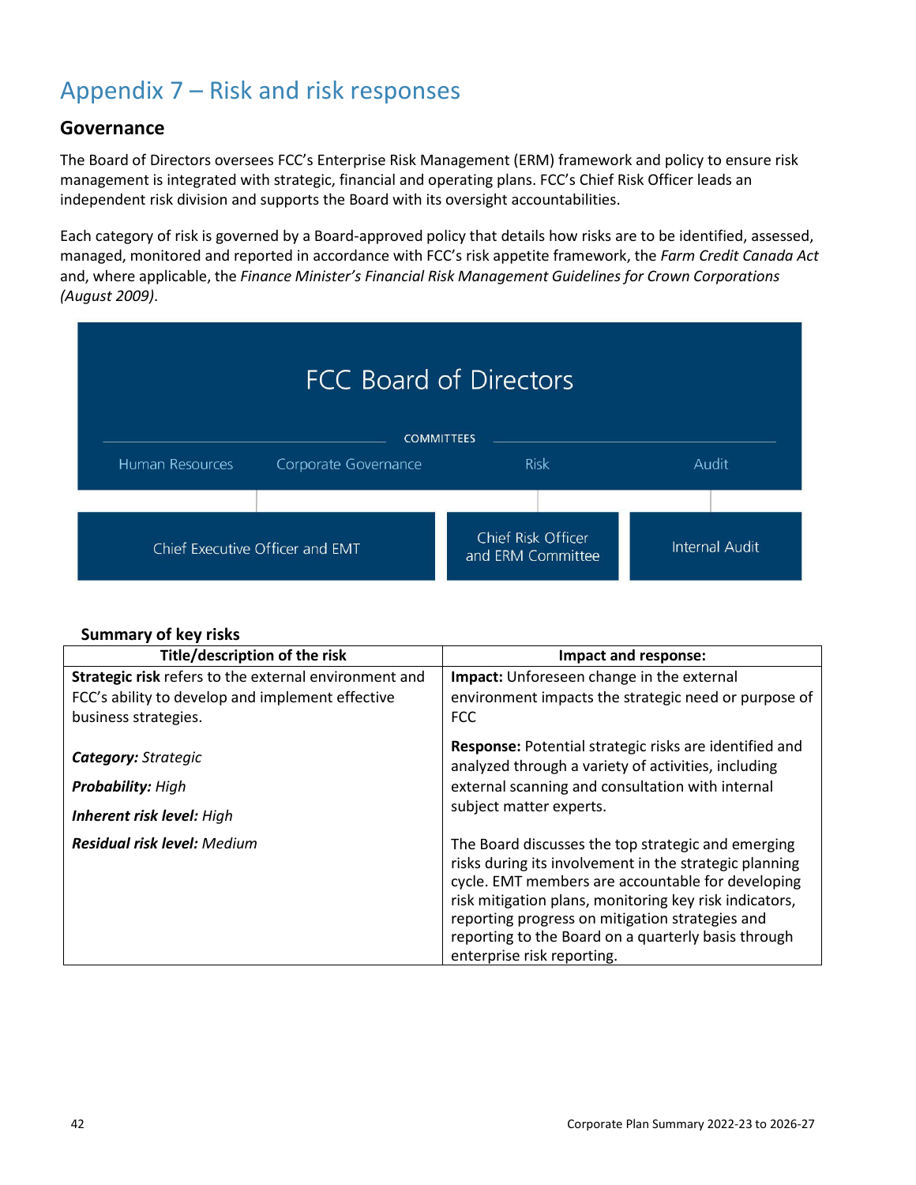# Appendix 7 – Risk and risk responses

## Governance

The Board of Directors oversees FCC's Enterprise Risk Management (ERM) framework and policy to ensure risk management is integrated with strategic, financial and operating plans. FCC's Chief Risk Officer leads an independent risk division and supports the Board with its oversight accountabilities.

Each category of risk is governed by a Board-approved policy that details how risks are to be identified, assessed, managed, monitored and reported in accordance with FCC's risk appetite framework, the *Farm Credit Canada Act* and, where applicable, the *Finance Minister's Financial Risk Management Guidelines for Crown Corporations (August 2009)*.

FCC Board of Directors

COMMITTEES

Human Resources | Corporate Governance | Risk | Audit

Chief Executive Officer and EMT | Chief Risk Officer and ERM Committee | Internal Audit

### Summary of key risks

| Title/description of the risk | Impact and response: |
|---|---|
| **Strategic risk** refers to the external environment and FCC's ability to develop and implement effective business strategies.<br><br>***Category:*** *Strategic*<br><br>***Probability:*** *High*<br><br>***Inherent risk level:*** *High*<br><br>***Residual risk level:*** *Medium* | **Impact:** Unforeseen change in the external environment impacts the strategic need or purpose of FCC<br><br>**Response:** Potential strategic risks are identified and analyzed through a variety of activities, including external scanning and consultation with internal subject matter experts.<br><br>The Board discusses the top strategic and emerging risks during its involvement in the strategic planning cycle. EMT members are accountable for developing risk mitigation plans, monitoring key risk indicators, reporting progress on mitigation strategies and reporting to the Board on a quarterly basis through enterprise risk reporting. |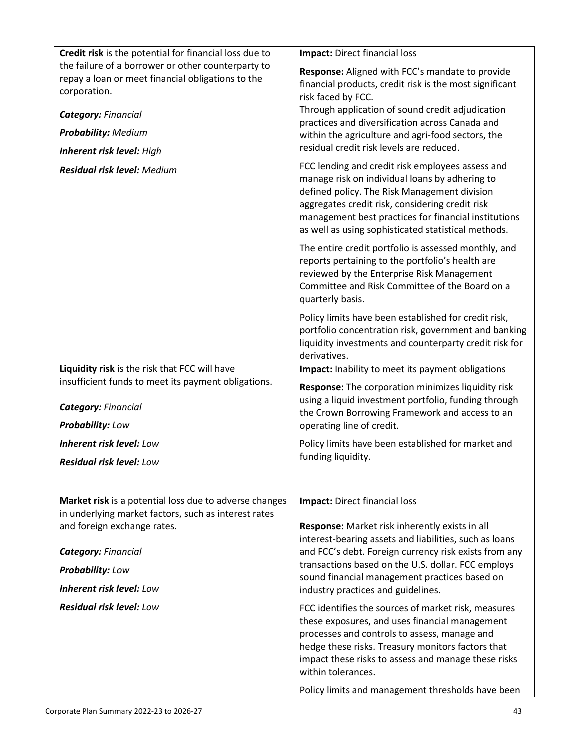| | |
|---|---|
| **Credit risk** is the potential for financial loss due to the failure of a borrower or other counterparty to repay a loan or meet financial obligations to the corporation.<br><br>***Category:*** *Financial*<br><br>***Probability:*** *Medium*<br><br>***Inherent risk level:*** *High*<br><br>***Residual risk level:*** *Medium* | **Impact:** Direct financial loss<br><br>**Response:** Aligned with FCC's mandate to provide financial products, credit risk is the most significant risk faced by FCC.<br>Through application of sound credit adjudication practices and diversification across Canada and within the agriculture and agri-food sectors, the residual credit risk levels are reduced.<br><br>FCC lending and credit risk employees assess and manage risk on individual loans by adhering to defined policy. The Risk Management division aggregates credit risk, considering credit risk management best practices for financial institutions as well as using sophisticated statistical methods.<br><br>The entire credit portfolio is assessed monthly, and reports pertaining to the portfolio's health are reviewed by the Enterprise Risk Management Committee and Risk Committee of the Board on a quarterly basis.<br><br>Policy limits have been established for credit risk, portfolio concentration risk, government and banking liquidity investments and counterparty credit risk for derivatives. |
| **Liquidity risk** is the risk that FCC will have insufficient funds to meet its payment obligations.<br><br>***Category:*** *Financial*<br><br>***Probability:*** *Low*<br><br>***Inherent risk level:*** *Low*<br><br>***Residual risk level:*** *Low* | **Impact:** Inability to meet its payment obligations<br><br>**Response:** The corporation minimizes liquidity risk using a liquid investment portfolio, funding through the Crown Borrowing Framework and access to an operating line of credit.<br><br>Policy limits have been established for market and funding liquidity. |
| **Market risk** is a potential loss due to adverse changes in underlying market factors, such as interest rates and foreign exchange rates.<br><br>***Category:*** *Financial*<br><br>***Probability:*** *Low*<br><br>***Inherent risk level:*** *Low*<br><br>***Residual risk level:*** *Low* | **Impact:** Direct financial loss<br><br>**Response:** Market risk inherently exists in all interest-bearing assets and liabilities, such as loans and FCC's debt. Foreign currency risk exists from any transactions based on the U.S. dollar. FCC employs sound financial management practices based on industry practices and guidelines.<br><br>FCC identifies the sources of market risk, measures these exposures, and uses financial management processes and controls to assess, manage and hedge these risks. Treasury monitors factors that impact these risks to assess and manage these risks within tolerances.<br><br>Policy limits and management thresholds have been |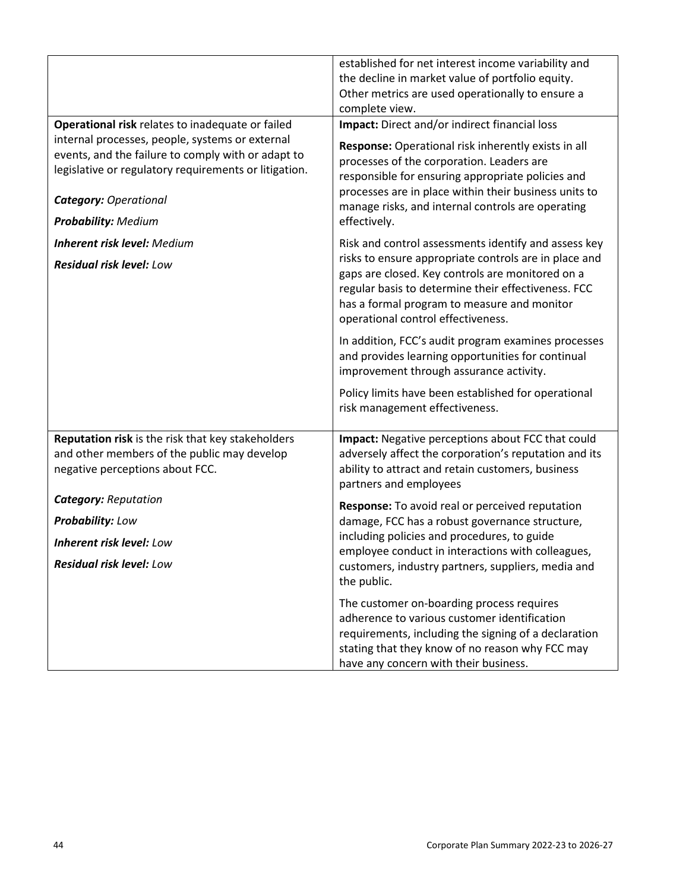| | |
|---|---|
| | established for net interest income variability and the decline in market value of portfolio equity. Other metrics are used operationally to ensure a complete view. |
| **Operational risk** relates to inadequate or failed internal processes, people, systems or external events, and the failure to comply with or adapt to legislative or regulatory requirements or litigation.<br><br>***Category:*** *Operational*<br><br>***Probability:*** *Medium*<br><br>***Inherent risk level:*** *Medium*<br><br>***Residual risk level:*** *Low* | **Impact:** Direct and/or indirect financial loss<br><br>**Response:** Operational risk inherently exists in all processes of the corporation. Leaders are responsible for ensuring appropriate policies and processes are in place within their business units to manage risks, and internal controls are operating effectively.<br><br>Risk and control assessments identify and assess key risks to ensure appropriate controls are in place and gaps are closed. Key controls are monitored on a regular basis to determine their effectiveness. FCC has a formal program to measure and monitor operational control effectiveness.<br><br>In addition, FCC's audit program examines processes and provides learning opportunities for continual improvement through assurance activity.<br><br>Policy limits have been established for operational risk management effectiveness. |
| **Reputation risk** is the risk that key stakeholders and other members of the public may develop negative perceptions about FCC.<br><br>***Category:*** *Reputation*<br><br>***Probability:*** *Low*<br><br>***Inherent risk level:*** *Low*<br><br>***Residual risk level:*** *Low* | **Impact:** Negative perceptions about FCC that could adversely affect the corporation's reputation and its ability to attract and retain customers, business partners and employees<br><br>**Response:** To avoid real or perceived reputation damage, FCC has a robust governance structure, including policies and procedures, to guide employee conduct in interactions with colleagues, customers, industry partners, suppliers, media and the public.<br><br>The customer on-boarding process requires adherence to various customer identification requirements, including the signing of a declaration stating that they know of no reason why FCC may have any concern with their business. |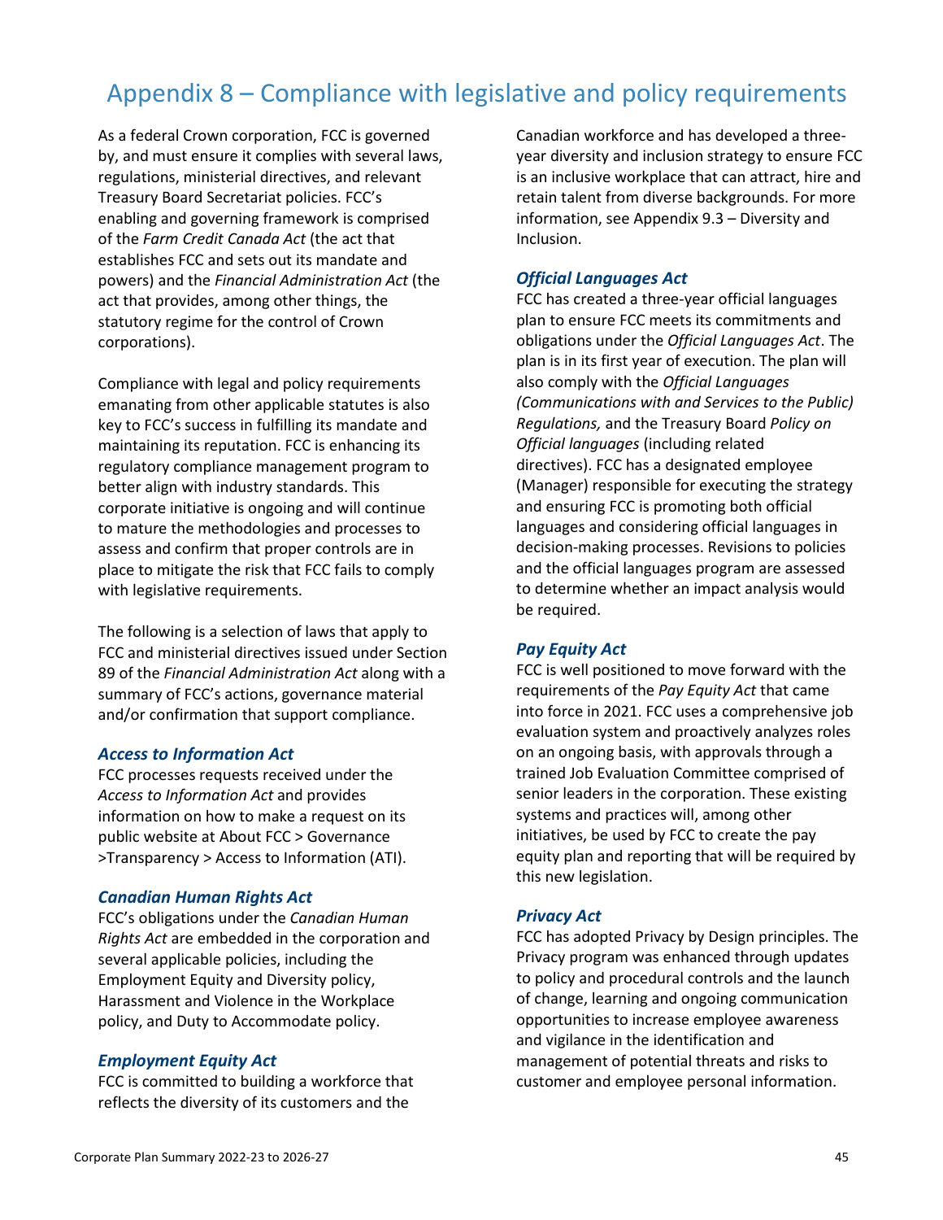# Appendix 8 – Compliance with legislative and policy requirements

As a federal Crown corporation, FCC is governed by, and must ensure it complies with several laws, regulations, ministerial directives, and relevant Treasury Board Secretariat policies. FCC's enabling and governing framework is comprised of the *Farm Credit Canada Act* (the act that establishes FCC and sets out its mandate and powers) and the *Financial Administration Act* (the act that provides, among other things, the statutory regime for the control of Crown corporations).

Compliance with legal and policy requirements emanating from other applicable statutes is also key to FCC's success in fulfilling its mandate and maintaining its reputation. FCC is enhancing its regulatory compliance management program to better align with industry standards. This corporate initiative is ongoing and will continue to mature the methodologies and processes to assess and confirm that proper controls are in place to mitigate the risk that FCC fails to comply with legislative requirements.

The following is a selection of laws that apply to FCC and ministerial directives issued under Section 89 of the *Financial Administration Act* along with a summary of FCC's actions, governance material and/or confirmation that support compliance.

### *Access to Information Act*

FCC processes requests received under the *Access to Information Act* and provides information on how to make a request on its public website at About FCC > Governance >Transparency > Access to Information (ATI).

### *Canadian Human Rights Act*

FCC's obligations under the *Canadian Human Rights Act* are embedded in the corporation and several applicable policies, including the Employment Equity and Diversity policy, Harassment and Violence in the Workplace policy, and Duty to Accommodate policy.

### *Employment Equity Act*

FCC is committed to building a workforce that reflects the diversity of its customers and the Canadian workforce and has developed a three-year diversity and inclusion strategy to ensure FCC is an inclusive workplace that can attract, hire and retain talent from diverse backgrounds. For more information, see Appendix 9.3 – Diversity and Inclusion.

### *Official Languages Act*

FCC has created a three-year official languages plan to ensure FCC meets its commitments and obligations under the *Official Languages Act*. The plan is in its first year of execution. The plan will also comply with the *Official Languages (Communications with and Services to the Public) Regulations,* and the Treasury Board *Policy on Official languages* (including related directives). FCC has a designated employee (Manager) responsible for executing the strategy and ensuring FCC is promoting both official languages and considering official languages in decision-making processes. Revisions to policies and the official languages program are assessed to determine whether an impact analysis would be required.

### *Pay Equity Act*

FCC is well positioned to move forward with the requirements of the *Pay Equity Act* that came into force in 2021. FCC uses a comprehensive job evaluation system and proactively analyzes roles on an ongoing basis, with approvals through a trained Job Evaluation Committee comprised of senior leaders in the corporation. These existing systems and practices will, among other initiatives, be used by FCC to create the pay equity plan and reporting that will be required by this new legislation.

### *Privacy Act*

FCC has adopted Privacy by Design principles. The Privacy program was enhanced through updates to policy and procedural controls and the launch of change, learning and ongoing communication opportunities to increase employee awareness and vigilance in the identification and management of potential threats and risks to customer and employee personal information.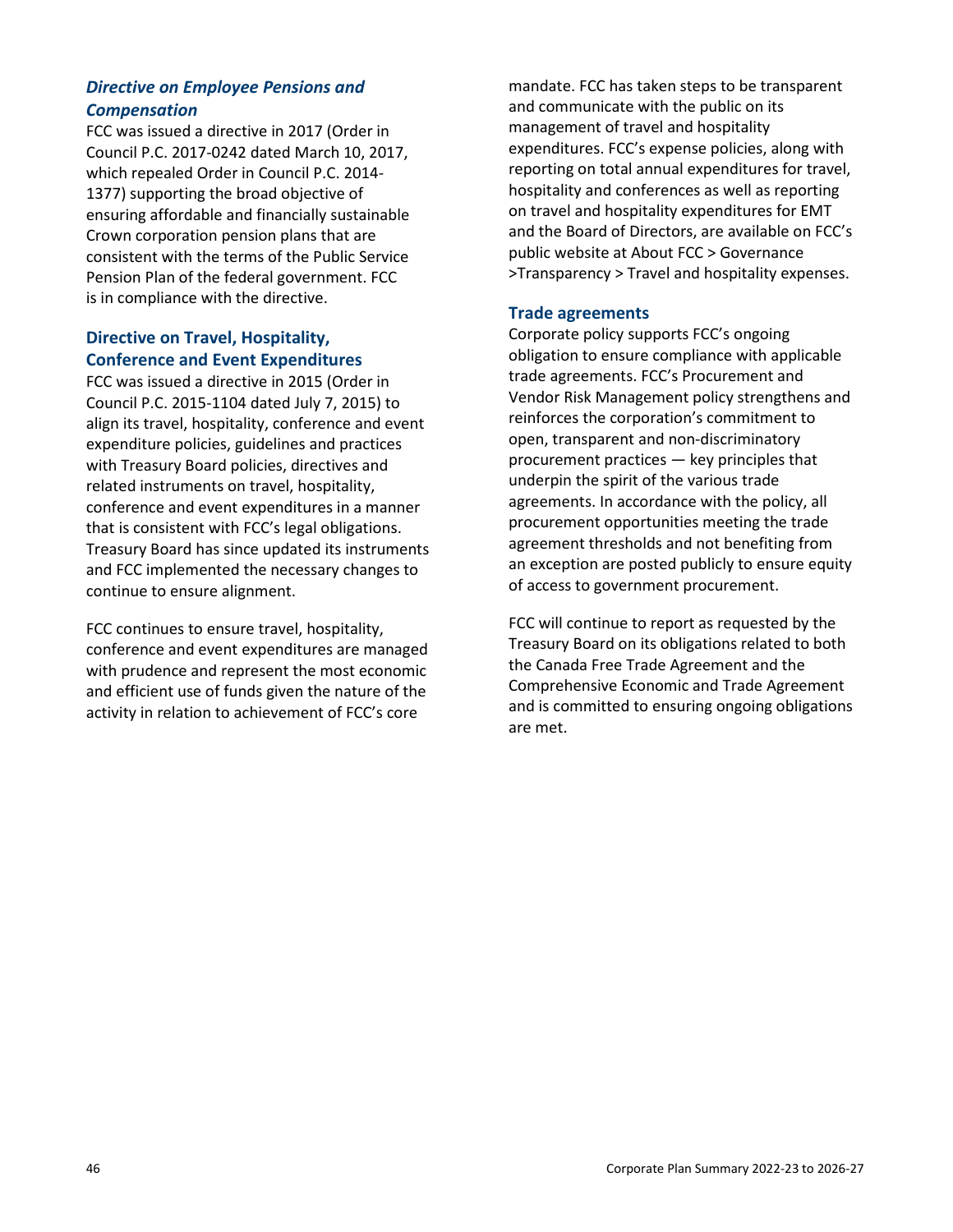### *Directive on Employee Pensions and Compensation*

FCC was issued a directive in 2017 (Order in Council P.C. 2017-0242 dated March 10, 2017, which repealed Order in Council P.C. 2014-1377) supporting the broad objective of ensuring affordable and financially sustainable Crown corporation pension plans that are consistent with the terms of the Public Service Pension Plan of the federal government. FCC is in compliance with the directive.

### Directive on Travel, Hospitality, Conference and Event Expenditures

FCC was issued a directive in 2015 (Order in Council P.C. 2015-1104 dated July 7, 2015) to align its travel, hospitality, conference and event expenditure policies, guidelines and practices with Treasury Board policies, directives and related instruments on travel, hospitality, conference and event expenditures in a manner that is consistent with FCC's legal obligations. Treasury Board has since updated its instruments and FCC implemented the necessary changes to continue to ensure alignment.

FCC continues to ensure travel, hospitality, conference and event expenditures are managed with prudence and represent the most economic and efficient use of funds given the nature of the activity in relation to achievement of FCC's core mandate. FCC has taken steps to be transparent and communicate with the public on its management of travel and hospitality expenditures. FCC's expense policies, along with reporting on total annual expenditures for travel, hospitality and conferences as well as reporting on travel and hospitality expenditures for EMT and the Board of Directors, are available on FCC's public website at About FCC > Governance >Transparency > Travel and hospitality expenses.

### Trade agreements

Corporate policy supports FCC's ongoing obligation to ensure compliance with applicable trade agreements. FCC's Procurement and Vendor Risk Management policy strengthens and reinforces the corporation's commitment to open, transparent and non-discriminatory procurement practices — key principles that underpin the spirit of the various trade agreements. In accordance with the policy, all procurement opportunities meeting the trade agreement thresholds and not benefiting from an exception are posted publicly to ensure equity of access to government procurement.

FCC will continue to report as requested by the Treasury Board on its obligations related to both the Canada Free Trade Agreement and the Comprehensive Economic and Trade Agreement and is committed to ensuring ongoing obligations are met.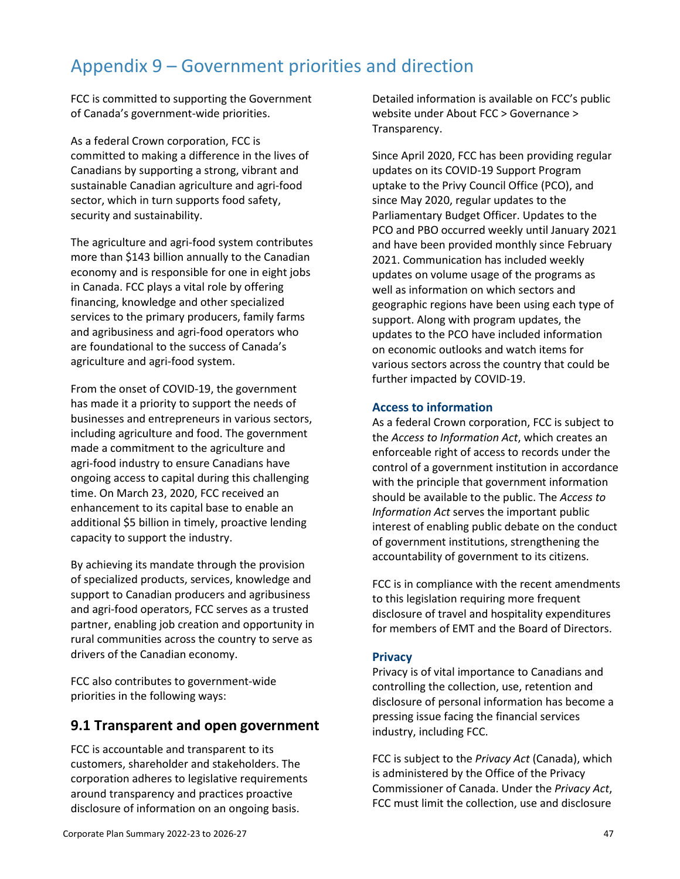# Appendix 9 – Government priorities and direction

FCC is committed to supporting the Government of Canada's government-wide priorities.

As a federal Crown corporation, FCC is committed to making a difference in the lives of Canadians by supporting a strong, vibrant and sustainable Canadian agriculture and agri-food sector, which in turn supports food safety, security and sustainability.

The agriculture and agri-food system contributes more than $143 billion annually to the Canadian economy and is responsible for one in eight jobs in Canada. FCC plays a vital role by offering financing, knowledge and other specialized services to the primary producers, family farms and agribusiness and agri-food operators who are foundational to the success of Canada's agriculture and agri-food system.

From the onset of COVID-19, the government has made it a priority to support the needs of businesses and entrepreneurs in various sectors, including agriculture and food. The government made a commitment to the agriculture and agri-food industry to ensure Canadians have ongoing access to capital during this challenging time. On March 23, 2020, FCC received an enhancement to its capital base to enable an additional $5 billion in timely, proactive lending capacity to support the industry.

By achieving its mandate through the provision of specialized products, services, knowledge and support to Canadian producers and agribusiness and agri-food operators, FCC serves as a trusted partner, enabling job creation and opportunity in rural communities across the country to serve as drivers of the Canadian economy.

FCC also contributes to government-wide priorities in the following ways:

## 9.1 Transparent and open government

FCC is accountable and transparent to its customers, shareholder and stakeholders. The corporation adheres to legislative requirements around transparency and practices proactive disclosure of information on an ongoing basis. Detailed information is available on FCC's public website under About FCC > Governance > Transparency.

Since April 2020, FCC has been providing regular updates on its COVID-19 Support Program uptake to the Privy Council Office (PCO), and since May 2020, regular updates to the Parliamentary Budget Officer. Updates to the PCO and PBO occurred weekly until January 2021 and have been provided monthly since February 2021. Communication has included weekly updates on volume usage of the programs as well as information on which sectors and geographic regions have been using each type of support. Along with program updates, the updates to the PCO have included information on economic outlooks and watch items for various sectors across the country that could be further impacted by COVID-19.

### Access to information

As a federal Crown corporation, FCC is subject to the *Access to Information Act*, which creates an enforceable right of access to records under the control of a government institution in accordance with the principle that government information should be available to the public. The *Access to Information Act* serves the important public interest of enabling public debate on the conduct of government institutions, strengthening the accountability of government to its citizens.

FCC is in compliance with the recent amendments to this legislation requiring more frequent disclosure of travel and hospitality expenditures for members of EMT and the Board of Directors.

### Privacy

Privacy is of vital importance to Canadians and controlling the collection, use, retention and disclosure of personal information has become a pressing issue facing the financial services industry, including FCC.

FCC is subject to the *Privacy Act* (Canada), which is administered by the Office of the Privacy Commissioner of Canada. Under the *Privacy Act*, FCC must limit the collection, use and disclosure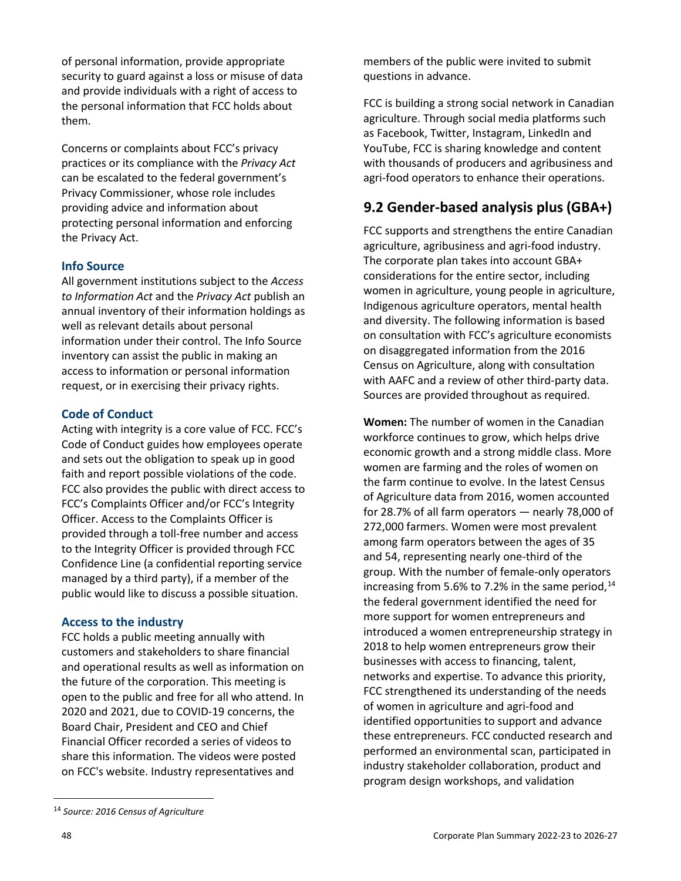of personal information, provide appropriate security to guard against a loss or misuse of data and provide individuals with a right of access to the personal information that FCC holds about them.

Concerns or complaints about FCC's privacy practices or its compliance with the *Privacy Act* can be escalated to the federal government's Privacy Commissioner, whose role includes providing advice and information about protecting personal information and enforcing the Privacy Act.

### Info Source

All government institutions subject to the *Access to Information Act* and the *Privacy Act* publish an annual inventory of their information holdings as well as relevant details about personal information under their control. The Info Source inventory can assist the public in making an access to information or personal information request, or in exercising their privacy rights.

### Code of Conduct

Acting with integrity is a core value of FCC. FCC's Code of Conduct guides how employees operate and sets out the obligation to speak up in good faith and report possible violations of the code. FCC also provides the public with direct access to FCC's Complaints Officer and/or FCC's Integrity Officer. Access to the Complaints Officer is provided through a toll-free number and access to the Integrity Officer is provided through FCC Confidence Line (a confidential reporting service managed by a third party), if a member of the public would like to discuss a possible situation.

### Access to the industry

FCC holds a public meeting annually with customers and stakeholders to share financial and operational results as well as information on the future of the corporation. This meeting is open to the public and free for all who attend. In 2020 and 2021, due to COVID-19 concerns, the Board Chair, President and CEO and Chief Financial Officer recorded a series of videos to share this information. The videos were posted on FCC's website. Industry representatives and members of the public were invited to submit questions in advance.

FCC is building a strong social network in Canadian agriculture. Through social media platforms such as Facebook, Twitter, Instagram, LinkedIn and YouTube, FCC is sharing knowledge and content with thousands of producers and agribusiness and agri-food operators to enhance their operations.

## 9.2 Gender-based analysis plus (GBA+)

FCC supports and strengthens the entire Canadian agriculture, agribusiness and agri-food industry. The corporate plan takes into account GBA+ considerations for the entire sector, including women in agriculture, young people in agriculture, Indigenous agriculture operators, mental health and diversity. The following information is based on consultation with FCC's agriculture economists on disaggregated information from the 2016 Census on Agriculture, along with consultation with AAFC and a review of other third-party data. Sources are provided throughout as required.

**Women:** The number of women in the Canadian workforce continues to grow, which helps drive economic growth and a strong middle class. More women are farming and the roles of women on the farm continue to evolve. In the latest Census of Agriculture data from 2016, women accounted for 28.7% of all farm operators — nearly 78,000 of 272,000 farmers. Women were most prevalent among farm operators between the ages of 35 and 54, representing nearly one-third of the group. With the number of female-only operators increasing from 5.6% to 7.2% in the same period,[14] the federal government identified the need for more support for women entrepreneurs and introduced a women entrepreneurship strategy in 2018 to help women entrepreneurs grow their businesses with access to financing, talent, networks and expertise. To advance this priority, FCC strengthened its understanding of the needs of women in agriculture and agri-food and identified opportunities to support and advance these entrepreneurs. FCC conducted research and performed an environmental scan, participated in industry stakeholder collaboration, product and program design workshops, and validation

[14] *Source: 2016 Census of Agriculture*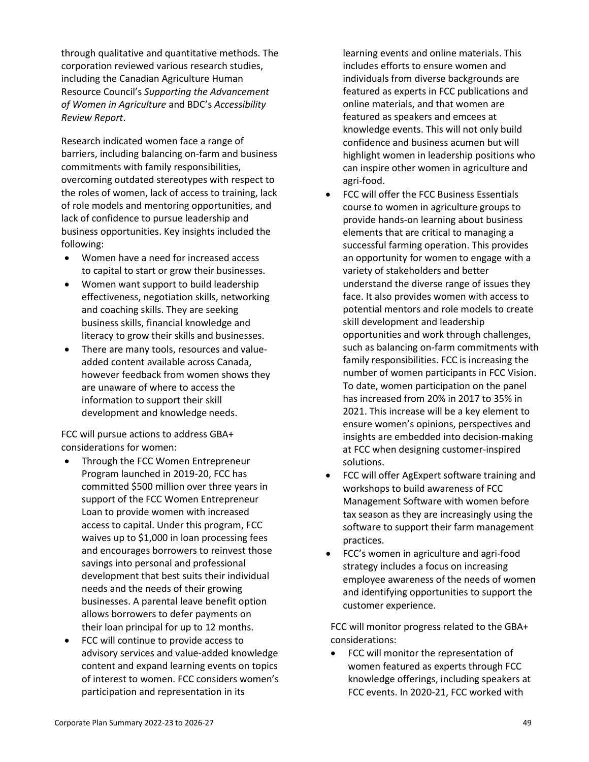through qualitative and quantitative methods. The corporation reviewed various research studies, including the Canadian Agriculture Human Resource Council's *Supporting the Advancement of Women in Agriculture* and BDC's *Accessibility Review Report*.

Research indicated women face a range of barriers, including balancing on-farm and business commitments with family responsibilities, overcoming outdated stereotypes with respect to the roles of women, lack of access to training, lack of role models and mentoring opportunities, and lack of confidence to pursue leadership and business opportunities. Key insights included the following:

- Women have a need for increased access to capital to start or grow their businesses.
- Women want support to build leadership effectiveness, negotiation skills, networking and coaching skills. They are seeking business skills, financial knowledge and literacy to grow their skills and businesses.
- There are many tools, resources and value-added content available across Canada, however feedback from women shows they are unaware of where to access the information to support their skill development and knowledge needs.

FCC will pursue actions to address GBA+ considerations for women:

- Through the FCC Women Entrepreneur Program launched in 2019-20, FCC has committed $500 million over three years in support of the FCC Women Entrepreneur Loan to provide women with increased access to capital. Under this program, FCC waives up to $1,000 in loan processing fees and encourages borrowers to reinvest those savings into personal and professional development that best suits their individual needs and the needs of their growing businesses. A parental leave benefit option allows borrowers to defer payments on their loan principal for up to 12 months.
- FCC will continue to provide access to advisory services and value-added knowledge content and expand learning events on topics of interest to women. FCC considers women's participation and representation in its learning events and online materials. This includes efforts to ensure women and individuals from diverse backgrounds are featured as experts in FCC publications and online materials, and that women are featured as speakers and emcees at knowledge events. This will not only build confidence and business acumen but will highlight women in leadership positions who can inspire other women in agriculture and agri-food.
- FCC will offer the FCC Business Essentials course to women in agriculture groups to provide hands-on learning about business elements that are critical to managing a successful farming operation. This provides an opportunity for women to engage with a variety of stakeholders and better understand the diverse range of issues they face. It also provides women with access to potential mentors and role models to create skill development and leadership opportunities and work through challenges, such as balancing on-farm commitments with family responsibilities. FCC is increasing the number of women participants in FCC Vision. To date, women participation on the panel has increased from 20% in 2017 to 35% in 2021. This increase will be a key element to ensure women's opinions, perspectives and insights are embedded into decision-making at FCC when designing customer-inspired solutions.
- FCC will offer AgExpert software training and workshops to build awareness of FCC Management Software with women before tax season as they are increasingly using the software to support their farm management practices.
- FCC's women in agriculture and agri-food strategy includes a focus on increasing employee awareness of the needs of women and identifying opportunities to support the customer experience.

FCC will monitor progress related to the GBA+ considerations:

- FCC will monitor the representation of women featured as experts through FCC knowledge offerings, including speakers at FCC events. In 2020-21, FCC worked with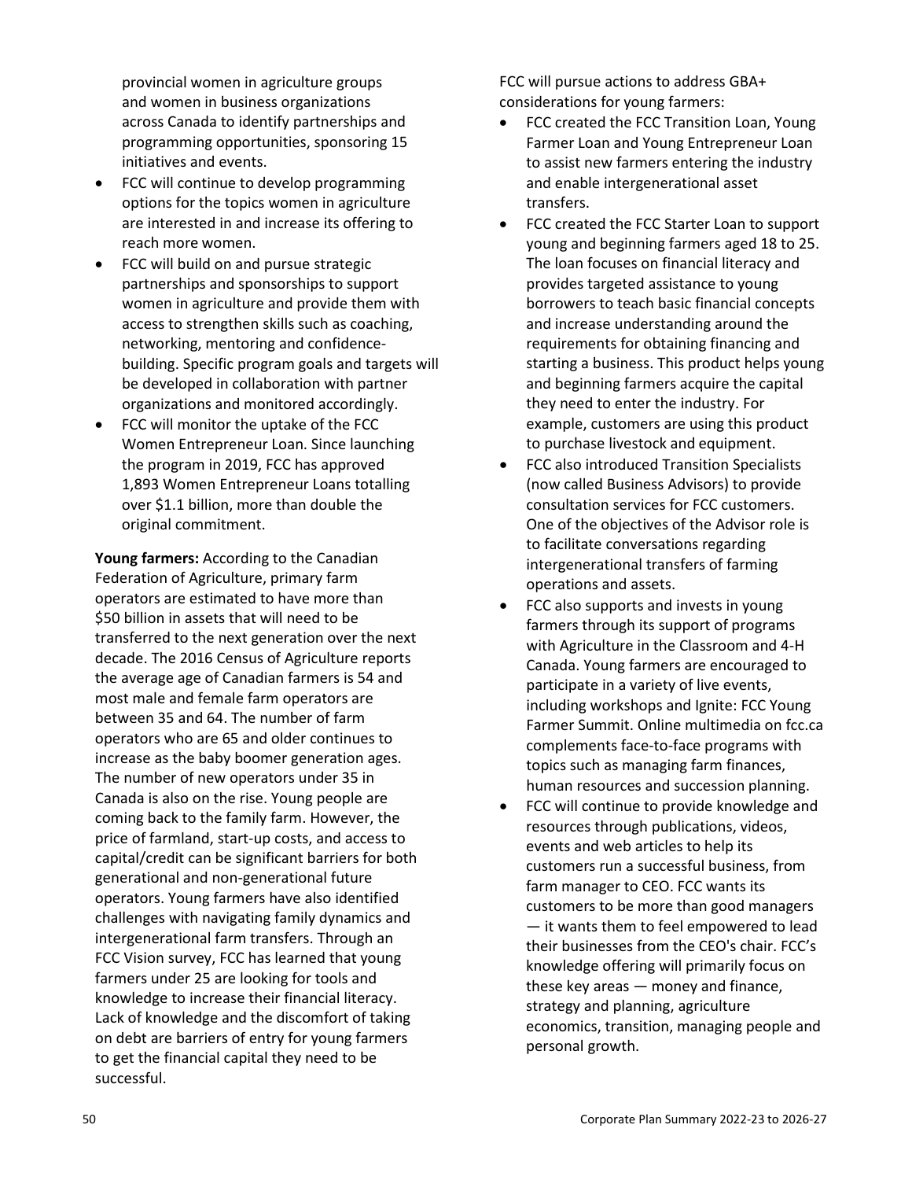provincial women in agriculture groups and women in business organizations across Canada to identify partnerships and programming opportunities, sponsoring 15 initiatives and events.

- FCC will continue to develop programming options for the topics women in agriculture are interested in and increase its offering to reach more women.
- FCC will build on and pursue strategic partnerships and sponsorships to support women in agriculture and provide them with access to strengthen skills such as coaching, networking, mentoring and confidence-building. Specific program goals and targets will be developed in collaboration with partner organizations and monitored accordingly.
- FCC will monitor the uptake of the FCC Women Entrepreneur Loan. Since launching the program in 2019, FCC has approved 1,893 Women Entrepreneur Loans totalling over $1.1 billion, more than double the original commitment.

**Young farmers:** According to the Canadian Federation of Agriculture, primary farm operators are estimated to have more than $50 billion in assets that will need to be transferred to the next generation over the next decade. The 2016 Census of Agriculture reports the average age of Canadian farmers is 54 and most male and female farm operators are between 35 and 64. The number of farm operators who are 65 and older continues to increase as the baby boomer generation ages. The number of new operators under 35 in Canada is also on the rise. Young people are coming back to the family farm. However, the price of farmland, start-up costs, and access to capital/credit can be significant barriers for both generational and non-generational future operators. Young farmers have also identified challenges with navigating family dynamics and intergenerational farm transfers. Through an FCC Vision survey, FCC has learned that young farmers under 25 are looking for tools and knowledge to increase their financial literacy. Lack of knowledge and the discomfort of taking on debt are barriers of entry for young farmers to get the financial capital they need to be successful.

FCC will pursue actions to address GBA+ considerations for young farmers:

- FCC created the FCC Transition Loan, Young Farmer Loan and Young Entrepreneur Loan to assist new farmers entering the industry and enable intergenerational asset transfers.
- FCC created the FCC Starter Loan to support young and beginning farmers aged 18 to 25. The loan focuses on financial literacy and provides targeted assistance to young borrowers to teach basic financial concepts and increase understanding around the requirements for obtaining financing and starting a business. This product helps young and beginning farmers acquire the capital they need to enter the industry. For example, customers are using this product to purchase livestock and equipment.
- FCC also introduced Transition Specialists (now called Business Advisors) to provide consultation services for FCC customers. One of the objectives of the Advisor role is to facilitate conversations regarding intergenerational transfers of farming operations and assets.
- FCC also supports and invests in young farmers through its support of programs with Agriculture in the Classroom and 4-H Canada. Young farmers are encouraged to participate in a variety of live events, including workshops and Ignite: FCC Young Farmer Summit. Online multimedia on fcc.ca complements face-to-face programs with topics such as managing farm finances, human resources and succession planning.
- FCC will continue to provide knowledge and resources through publications, videos, events and web articles to help its customers run a successful business, from farm manager to CEO. FCC wants its customers to be more than good managers — it wants them to feel empowered to lead their businesses from the CEO's chair. FCC's knowledge offering will primarily focus on these key areas — money and finance, strategy and planning, agriculture economics, transition, managing people and personal growth.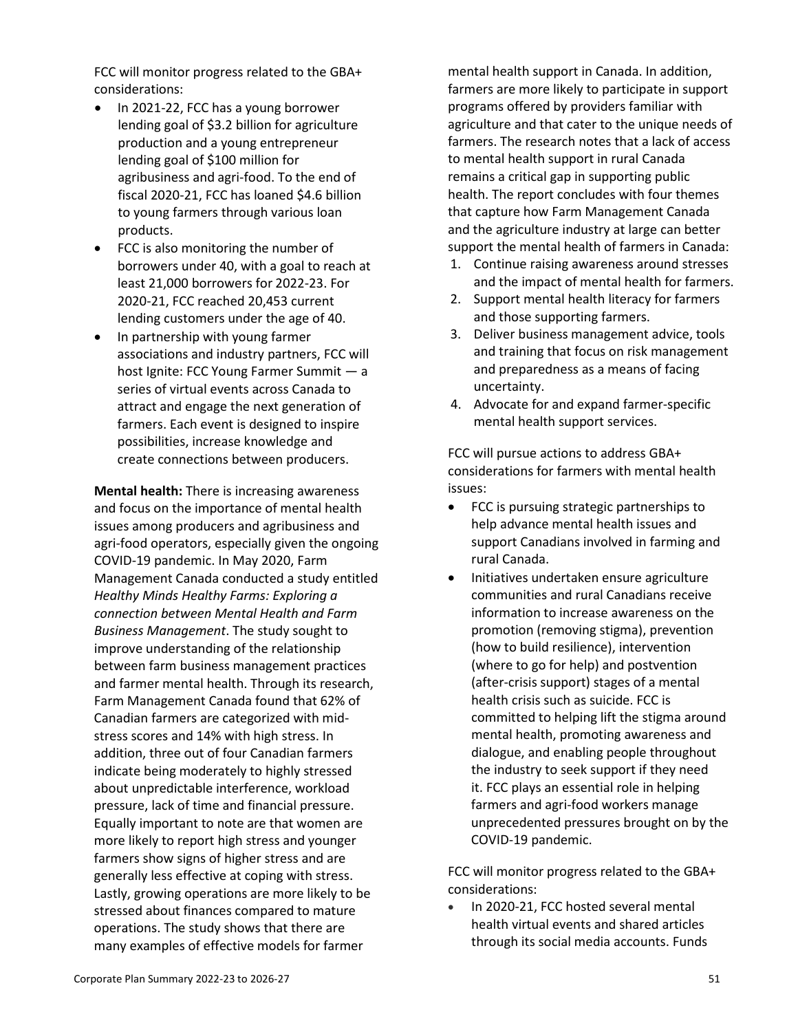FCC will monitor progress related to the GBA+ considerations:

- In 2021-22, FCC has a young borrower lending goal of $3.2 billion for agriculture production and a young entrepreneur lending goal of $100 million for agribusiness and agri-food. To the end of fiscal 2020-21, FCC has loaned $4.6 billion to young farmers through various loan products.
- FCC is also monitoring the number of borrowers under 40, with a goal to reach at least 21,000 borrowers for 2022-23. For 2020-21, FCC reached 20,453 current lending customers under the age of 40.
- In partnership with young farmer associations and industry partners, FCC will host Ignite: FCC Young Farmer Summit — a series of virtual events across Canada to attract and engage the next generation of farmers. Each event is designed to inspire possibilities, increase knowledge and create connections between producers.

**Mental health:** There is increasing awareness and focus on the importance of mental health issues among producers and agribusiness and agri-food operators, especially given the ongoing COVID-19 pandemic. In May 2020, Farm Management Canada conducted a study entitled *Healthy Minds Healthy Farms: Exploring a connection between Mental Health and Farm Business Management*. The study sought to improve understanding of the relationship between farm business management practices and farmer mental health. Through its research, Farm Management Canada found that 62% of Canadian farmers are categorized with mid-stress scores and 14% with high stress. In addition, three out of four Canadian farmers indicate being moderately to highly stressed about unpredictable interference, workload pressure, lack of time and financial pressure. Equally important to note are that women are more likely to report high stress and younger farmers show signs of higher stress and are generally less effective at coping with stress. Lastly, growing operations are more likely to be stressed about finances compared to mature operations. The study shows that there are many examples of effective models for farmer mental health support in Canada. In addition, farmers are more likely to participate in support programs offered by providers familiar with agriculture and that cater to the unique needs of farmers. The research notes that a lack of access to mental health support in rural Canada remains a critical gap in supporting public health. The report concludes with four themes that capture how Farm Management Canada and the agriculture industry at large can better support the mental health of farmers in Canada:

1. Continue raising awareness around stresses and the impact of mental health for farmers.
2. Support mental health literacy for farmers and those supporting farmers.
3. Deliver business management advice, tools and training that focus on risk management and preparedness as a means of facing uncertainty.
4. Advocate for and expand farmer-specific mental health support services.

FCC will pursue actions to address GBA+ considerations for farmers with mental health issues:

- FCC is pursuing strategic partnerships to help advance mental health issues and support Canadians involved in farming and rural Canada.
- Initiatives undertaken ensure agriculture communities and rural Canadians receive information to increase awareness on the promotion (removing stigma), prevention (how to build resilience), intervention (where to go for help) and postvention (after-crisis support) stages of a mental health crisis such as suicide. FCC is committed to helping lift the stigma around mental health, promoting awareness and dialogue, and enabling people throughout the industry to seek support if they need it. FCC plays an essential role in helping farmers and agri-food workers manage unprecedented pressures brought on by the COVID-19 pandemic.

FCC will monitor progress related to the GBA+ considerations:

- In 2020-21, FCC hosted several mental health virtual events and shared articles through its social media accounts. Funds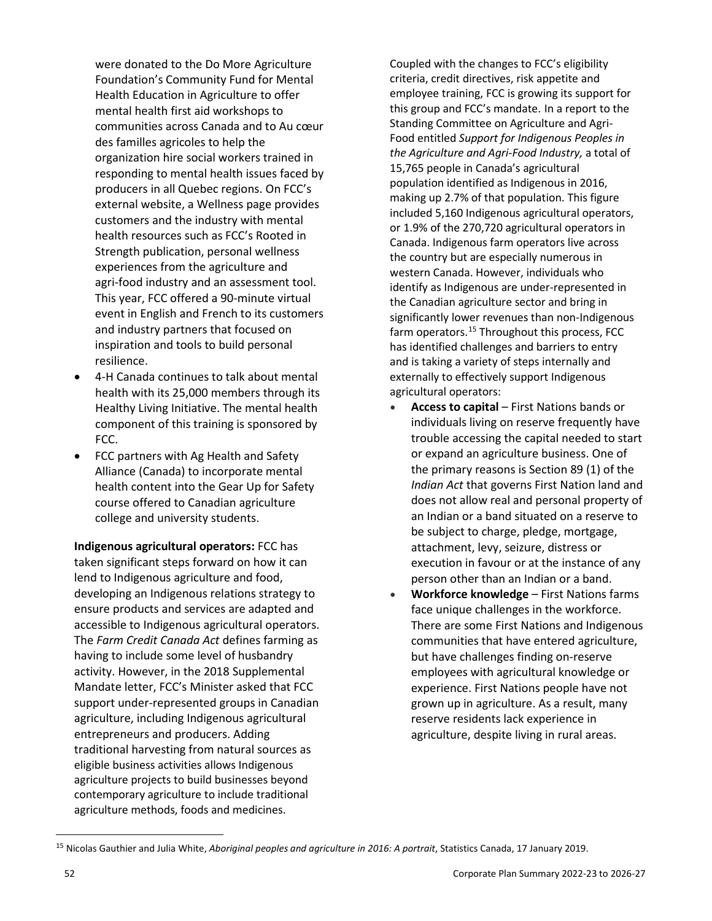were donated to the Do More Agriculture Foundation's Community Fund for Mental Health Education in Agriculture to offer mental health first aid workshops to communities across Canada and to Au cœur des familles agricoles to help the organization hire social workers trained in responding to mental health issues faced by producers in all Quebec regions. On FCC's external website, a Wellness page provides customers and the industry with mental health resources such as FCC's Rooted in Strength publication, personal wellness experiences from the agriculture and agri-food industry and an assessment tool. This year, FCC offered a 90-minute virtual event in English and French to its customers and industry partners that focused on inspiration and tools to build personal resilience.

- 4-H Canada continues to talk about mental health with its 25,000 members through its Healthy Living Initiative. The mental health component of this training is sponsored by FCC.
- FCC partners with Ag Health and Safety Alliance (Canada) to incorporate mental health content into the Gear Up for Safety course offered to Canadian agriculture college and university students.

**Indigenous agricultural operators:** FCC has taken significant steps forward on how it can lend to Indigenous agriculture and food, developing an Indigenous relations strategy to ensure products and services are adapted and accessible to Indigenous agricultural operators. The *Farm Credit Canada Act* defines farming as having to include some level of husbandry activity. However, in the 2018 Supplemental Mandate letter, FCC's Minister asked that FCC support under-represented groups in Canadian agriculture, including Indigenous agricultural entrepreneurs and producers. Adding traditional harvesting from natural sources as eligible business activities allows Indigenous agriculture projects to build businesses beyond contemporary agriculture to include traditional agriculture methods, foods and medicines.

Coupled with the changes to FCC's eligibility criteria, credit directives, risk appetite and employee training, FCC is growing its support for this group and FCC's mandate. In a report to the Standing Committee on Agriculture and Agri-Food entitled *Support for Indigenous Peoples in the Agriculture and Agri-Food Industry,* a total of 15,765 people in Canada's agricultural population identified as Indigenous in 2016, making up 2.7% of that population. This figure included 5,160 Indigenous agricultural operators, or 1.9% of the 270,720 agricultural operators in Canada. Indigenous farm operators live across the country but are especially numerous in western Canada. However, individuals who identify as Indigenous are under-represented in the Canadian agriculture sector and bring in significantly lower revenues than non-Indigenous farm operators.[15] Throughout this process, FCC has identified challenges and barriers to entry and is taking a variety of steps internally and externally to effectively support Indigenous agricultural operators:

- **Access to capital** – First Nations bands or individuals living on reserve frequently have trouble accessing the capital needed to start or expand an agriculture business. One of the primary reasons is Section 89 (1) of the *Indian Act* that governs First Nation land and does not allow real and personal property of an Indian or a band situated on a reserve to be subject to charge, pledge, mortgage, attachment, levy, seizure, distress or execution in favour or at the instance of any person other than an Indian or a band.
- **Workforce knowledge** – First Nations farms face unique challenges in the workforce. There are some First Nations and Indigenous communities that have entered agriculture, but have challenges finding on-reserve employees with agricultural knowledge or experience. First Nations people have not grown up in agriculture. As a result, many reserve residents lack experience in agriculture, despite living in rural areas.

---

[15] Nicolas Gauthier and Julia White, *Aboriginal peoples and agriculture in 2016: A portrait*, Statistics Canada, 17 January 2019.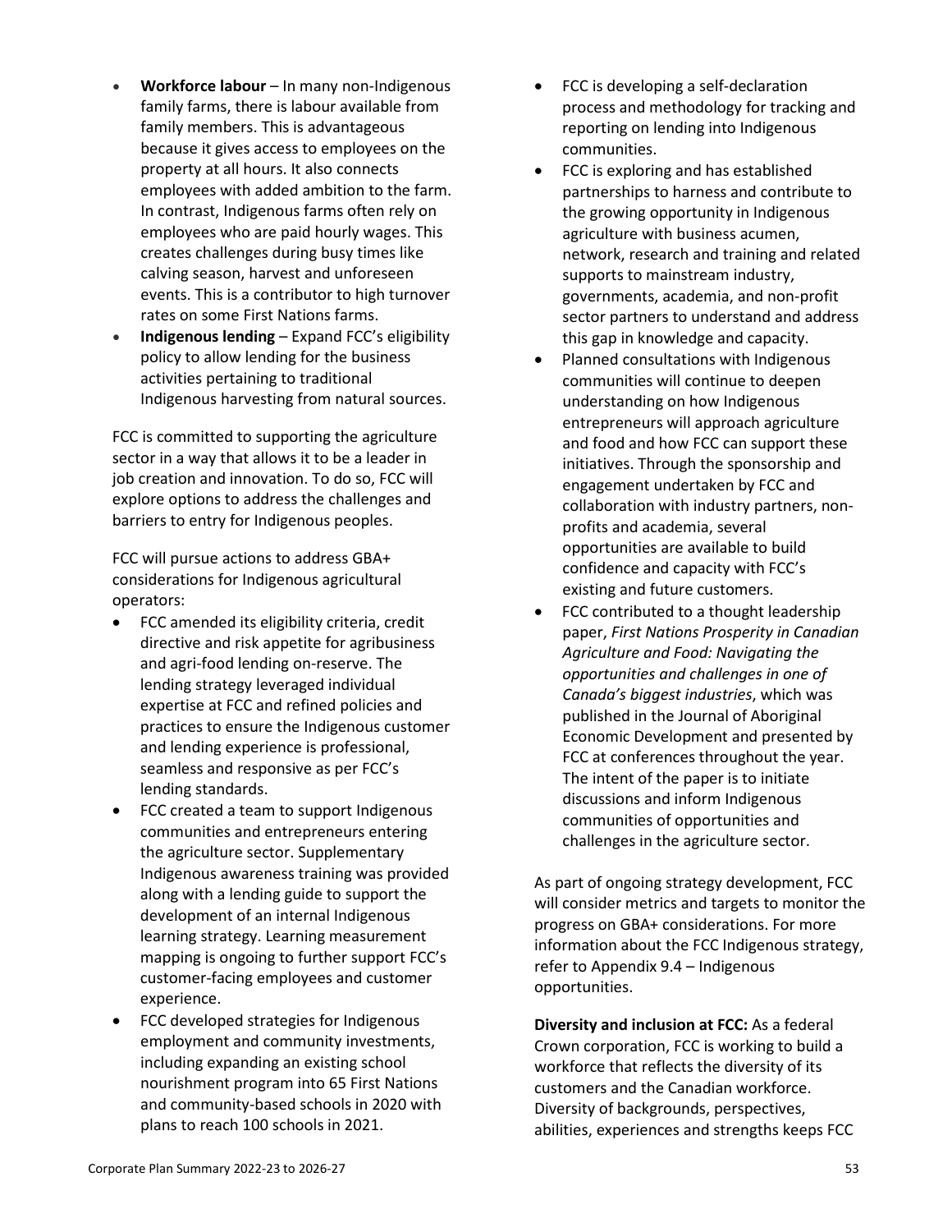- **Workforce labour** – In many non-Indigenous family farms, there is labour available from family members. This is advantageous because it gives access to employees on the property at all hours. It also connects employees with added ambition to the farm. In contrast, Indigenous farms often rely on employees who are paid hourly wages. This creates challenges during busy times like calving season, harvest and unforeseen events. This is a contributor to high turnover rates on some First Nations farms.
- **Indigenous lending** – Expand FCC's eligibility policy to allow lending for the business activities pertaining to traditional Indigenous harvesting from natural sources.

FCC is committed to supporting the agriculture sector in a way that allows it to be a leader in job creation and innovation. To do so, FCC will explore options to address the challenges and barriers to entry for Indigenous peoples.

FCC will pursue actions to address GBA+ considerations for Indigenous agricultural operators:

- FCC amended its eligibility criteria, credit directive and risk appetite for agribusiness and agri-food lending on-reserve. The lending strategy leveraged individual expertise at FCC and refined policies and practices to ensure the Indigenous customer and lending experience is professional, seamless and responsive as per FCC's lending standards.
- FCC created a team to support Indigenous communities and entrepreneurs entering the agriculture sector. Supplementary Indigenous awareness training was provided along with a lending guide to support the development of an internal Indigenous learning strategy. Learning measurement mapping is ongoing to further support FCC's customer-facing employees and customer experience.
- FCC developed strategies for Indigenous employment and community investments, including expanding an existing school nourishment program into 65 First Nations and community-based schools in 2020 with plans to reach 100 schools in 2021.
- FCC is developing a self-declaration process and methodology for tracking and reporting on lending into Indigenous communities.
- FCC is exploring and has established partnerships to harness and contribute to the growing opportunity in Indigenous agriculture with business acumen, network, research and training and related supports to mainstream industry, governments, academia, and non-profit sector partners to understand and address this gap in knowledge and capacity.
- Planned consultations with Indigenous communities will continue to deepen understanding on how Indigenous entrepreneurs will approach agriculture and food and how FCC can support these initiatives. Through the sponsorship and engagement undertaken by FCC and collaboration with industry partners, non-profits and academia, several opportunities are available to build confidence and capacity with FCC's existing and future customers.
- FCC contributed to a thought leadership paper, *First Nations Prosperity in Canadian Agriculture and Food: Navigating the opportunities and challenges in one of Canada's biggest industries*, which was published in the Journal of Aboriginal Economic Development and presented by FCC at conferences throughout the year. The intent of the paper is to initiate discussions and inform Indigenous communities of opportunities and challenges in the agriculture sector.

As part of ongoing strategy development, FCC will consider metrics and targets to monitor the progress on GBA+ considerations. For more information about the FCC Indigenous strategy, refer to Appendix 9.4 – Indigenous opportunities.

**Diversity and inclusion at FCC:** As a federal Crown corporation, FCC is working to build a workforce that reflects the diversity of its customers and the Canadian workforce. Diversity of backgrounds, perspectives, abilities, experiences and strengths keeps FCC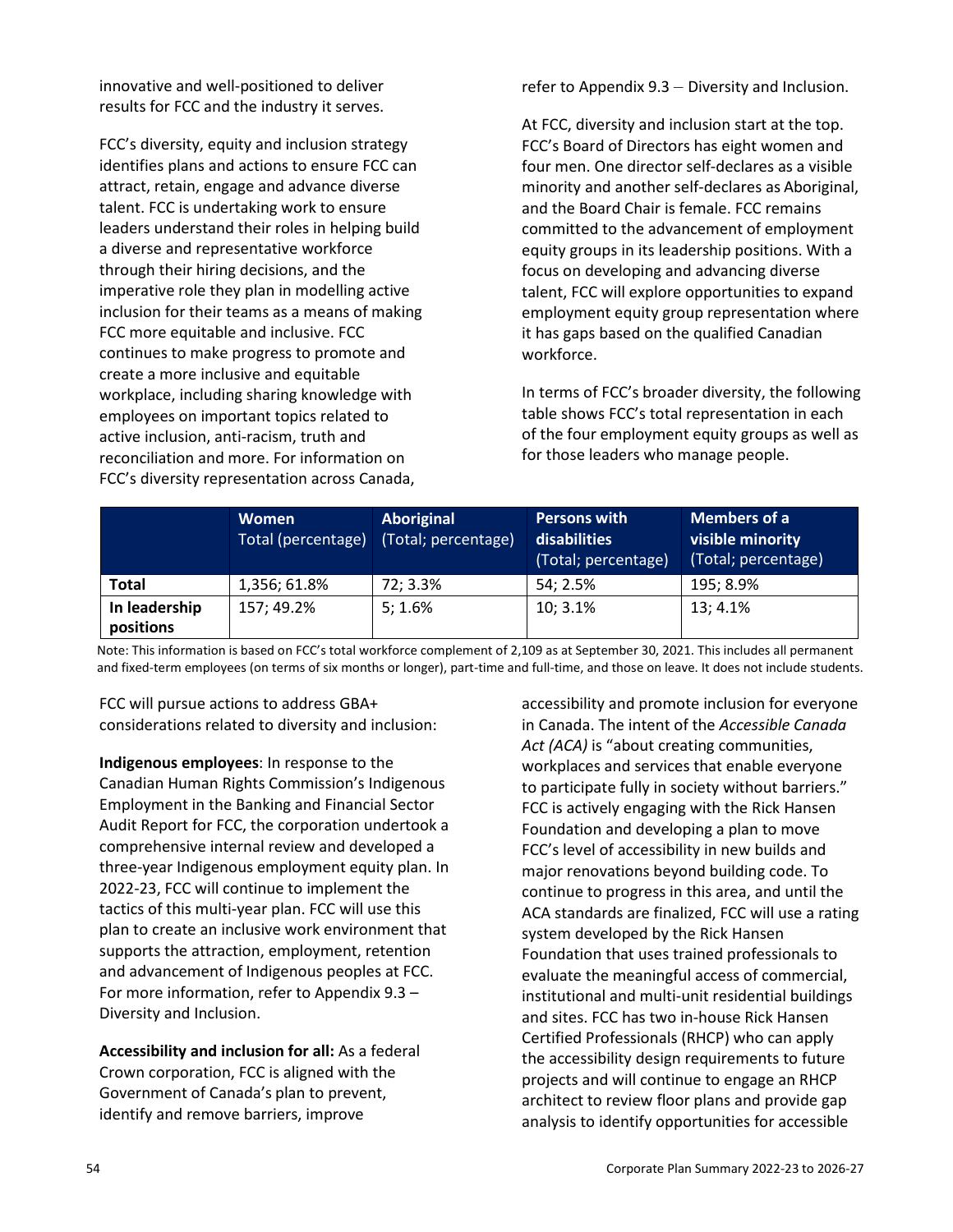innovative and well-positioned to deliver results for FCC and the industry it serves.

FCC's diversity, equity and inclusion strategy identifies plans and actions to ensure FCC can attract, retain, engage and advance diverse talent. FCC is undertaking work to ensure leaders understand their roles in helping build a diverse and representative workforce through their hiring decisions, and the imperative role they plan in modelling active inclusion for their teams as a means of making FCC more equitable and inclusive. FCC continues to make progress to promote and create a more inclusive and equitable workplace, including sharing knowledge with employees on important topics related to active inclusion, anti-racism, truth and reconciliation and more. For information on FCC's diversity representation across Canada, refer to Appendix 9.3 – Diversity and Inclusion.

At FCC, diversity and inclusion start at the top. FCC's Board of Directors has eight women and four men. One director self-declares as a visible minority and another self-declares as Aboriginal, and the Board Chair is female. FCC remains committed to the advancement of employment equity groups in its leadership positions. With a focus on developing and advancing diverse talent, FCC will explore opportunities to expand employment equity group representation where it has gaps based on the qualified Canadian workforce.

In terms of FCC's broader diversity, the following table shows FCC's total representation in each of the four employment equity groups as well as for those leaders who manage people.

| | **Women** Total (percentage) | **Aboriginal** (Total; percentage) | **Persons with disabilities** (Total; percentage) | **Members of a visible minority** (Total; percentage) |
|---|---|---|---|---|
| **Total** | 1,356; 61.8% | 72; 3.3% | 54; 2.5% | 195; 8.9% |
| **In leadership positions** | 157; 49.2% | 5; 1.6% | 10; 3.1% | 13; 4.1% |

Note: This information is based on FCC's total workforce complement of 2,109 as at September 30, 2021. This includes all permanent and fixed-term employees (on terms of six months or longer), part-time and full-time, and those on leave. It does not include students.

FCC will pursue actions to address GBA+ considerations related to diversity and inclusion:

**Indigenous employees**: In response to the Canadian Human Rights Commission's Indigenous Employment in the Banking and Financial Sector Audit Report for FCC, the corporation undertook a comprehensive internal review and developed a three-year Indigenous employment equity plan. In 2022-23, FCC will continue to implement the tactics of this multi-year plan. FCC will use this plan to create an inclusive work environment that supports the attraction, employment, retention and advancement of Indigenous peoples at FCC. For more information, refer to Appendix 9.3 – Diversity and Inclusion.

**Accessibility and inclusion for all:** As a federal Crown corporation, FCC is aligned with the Government of Canada's plan to prevent, identify and remove barriers, improve accessibility and promote inclusion for everyone in Canada. The intent of the *Accessible Canada Act (ACA)* is "about creating communities, workplaces and services that enable everyone to participate fully in society without barriers." FCC is actively engaging with the Rick Hansen Foundation and developing a plan to move FCC's level of accessibility in new builds and major renovations beyond building code. To continue to progress in this area, and until the ACA standards are finalized, FCC will use a rating system developed by the Rick Hansen Foundation that uses trained professionals to evaluate the meaningful access of commercial, institutional and multi-unit residential buildings and sites. FCC has two in-house Rick Hansen Certified Professionals (RHCP) who can apply the accessibility design requirements to future projects and will continue to engage an RHCP architect to review floor plans and provide gap analysis to identify opportunities for accessible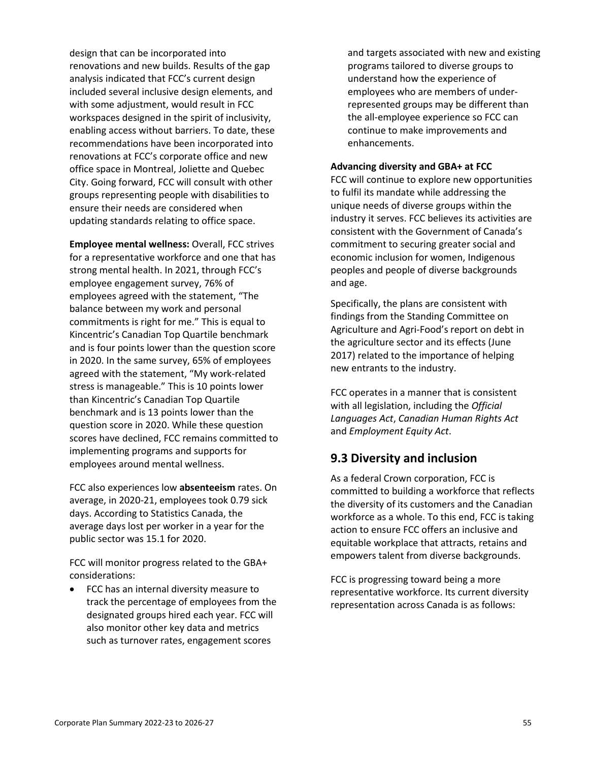design that can be incorporated into renovations and new builds. Results of the gap analysis indicated that FCC's current design included several inclusive design elements, and with some adjustment, would result in FCC workspaces designed in the spirit of inclusivity, enabling access without barriers. To date, these recommendations have been incorporated into renovations at FCC's corporate office and new office space in Montreal, Joliette and Quebec City. Going forward, FCC will consult with other groups representing people with disabilities to ensure their needs are considered when updating standards relating to office space.

**Employee mental wellness:** Overall, FCC strives for a representative workforce and one that has strong mental health. In 2021, through FCC's employee engagement survey, 76% of employees agreed with the statement, "The balance between my work and personal commitments is right for me." This is equal to Kincentric's Canadian Top Quartile benchmark and is four points lower than the question score in 2020. In the same survey, 65% of employees agreed with the statement, "My work-related stress is manageable." This is 10 points lower than Kincentric's Canadian Top Quartile benchmark and is 13 points lower than the question score in 2020. While these question scores have declined, FCC remains committed to implementing programs and supports for employees around mental wellness.

FCC also experiences low **absenteeism** rates. On average, in 2020-21, employees took 0.79 sick days. According to Statistics Canada, the average days lost per worker in a year for the public sector was 15.1 for 2020.

FCC will monitor progress related to the GBA+ considerations:

- FCC has an internal diversity measure to track the percentage of employees from the designated groups hired each year. FCC will also monitor other key data and metrics such as turnover rates, engagement scores and targets associated with new and existing programs tailored to diverse groups to understand how the experience of employees who are members of under-represented groups may be different than the all-employee experience so FCC can continue to make improvements and enhancements.

**Advancing diversity and GBA+ at FCC**

FCC will continue to explore new opportunities to fulfil its mandate while addressing the unique needs of diverse groups within the industry it serves. FCC believes its activities are consistent with the Government of Canada's commitment to securing greater social and economic inclusion for women, Indigenous peoples and people of diverse backgrounds and age.

Specifically, the plans are consistent with findings from the Standing Committee on Agriculture and Agri-Food's report on debt in the agriculture sector and its effects (June 2017) related to the importance of helping new entrants to the industry.

FCC operates in a manner that is consistent with all legislation, including the *Official Languages Act*, *Canadian Human Rights Act* and *Employment Equity Act*.

## 9.3 Diversity and inclusion

As a federal Crown corporation, FCC is committed to building a workforce that reflects the diversity of its customers and the Canadian workforce as a whole. To this end, FCC is taking action to ensure FCC offers an inclusive and equitable workplace that attracts, retains and empowers talent from diverse backgrounds.

FCC is progressing toward being a more representative workforce. Its current diversity representation across Canada is as follows: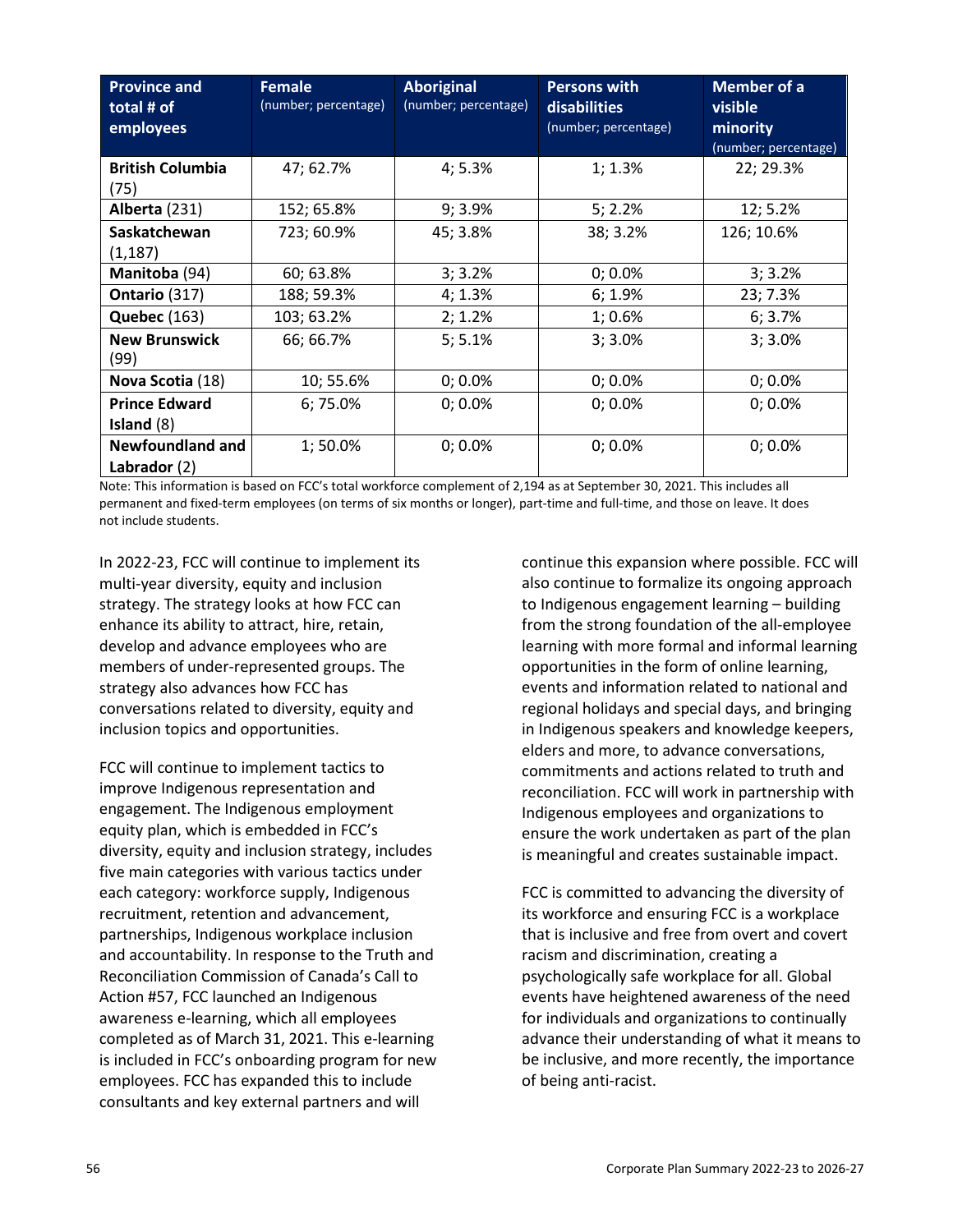| **Province and total # of employees** | **Female** (number; percentage) | **Aboriginal** (number; percentage) | **Persons with disabilities** (number; percentage) | **Member of a visible minority** (number; percentage) |
|---|---|---|---|---|
| **British Columbia** (75) | 47; 62.7% | 4; 5.3% | 1; 1.3% | 22; 29.3% |
| **Alberta** (231) | 152; 65.8% | 9; 3.9% | 5; 2.2% | 12; 5.2% |
| **Saskatchewan** (1,187) | 723; 60.9% | 45; 3.8% | 38; 3.2% | 126; 10.6% |
| **Manitoba** (94) | 60; 63.8% | 3; 3.2% | 0; 0.0% | 3; 3.2% |
| **Ontario** (317) | 188; 59.3% | 4; 1.3% | 6; 1.9% | 23; 7.3% |
| **Quebec** (163) | 103; 63.2% | 2; 1.2% | 1; 0.6% | 6; 3.7% |
| **New Brunswick** (99) | 66; 66.7% | 5; 5.1% | 3; 3.0% | 3; 3.0% |
| **Nova Scotia** (18) | 10; 55.6% | 0; 0.0% | 0; 0.0% | 0; 0.0% |
| **Prince Edward Island** (8) | 6; 75.0% | 0; 0.0% | 0; 0.0% | 0; 0.0% |
| **Newfoundland and Labrador** (2) | 1; 50.0% | 0; 0.0% | 0; 0.0% | 0; 0.0% |

Note: This information is based on FCC's total workforce complement of 2,194 as at September 30, 2021. This includes all permanent and fixed-term employees (on terms of six months or longer), part-time and full-time, and those on leave. It does not include students.

In 2022-23, FCC will continue to implement its multi-year diversity, equity and inclusion strategy. The strategy looks at how FCC can enhance its ability to attract, hire, retain, develop and advance employees who are members of under-represented groups. The strategy also advances how FCC has conversations related to diversity, equity and inclusion topics and opportunities.

FCC will continue to implement tactics to improve Indigenous representation and engagement. The Indigenous employment equity plan, which is embedded in FCC's diversity, equity and inclusion strategy, includes five main categories with various tactics under each category: workforce supply, Indigenous recruitment, retention and advancement, partnerships, Indigenous workplace inclusion and accountability. In response to the Truth and Reconciliation Commission of Canada's Call to Action #57, FCC launched an Indigenous awareness e-learning, which all employees completed as of March 31, 2021. This e-learning is included in FCC's onboarding program for new employees. FCC has expanded this to include consultants and key external partners and will continue this expansion where possible. FCC will also continue to formalize its ongoing approach to Indigenous engagement learning – building from the strong foundation of the all-employee learning with more formal and informal learning opportunities in the form of online learning, events and information related to national and regional holidays and special days, and bringing in Indigenous speakers and knowledge keepers, elders and more, to advance conversations, commitments and actions related to truth and reconciliation. FCC will work in partnership with Indigenous employees and organizations to ensure the work undertaken as part of the plan is meaningful and creates sustainable impact.

FCC is committed to advancing the diversity of its workforce and ensuring FCC is a workplace that is inclusive and free from overt and covert racism and discrimination, creating a psychologically safe workplace for all. Global events have heightened awareness of the need for individuals and organizations to continually advance their understanding of what it means to be inclusive, and more recently, the importance of being anti-racist.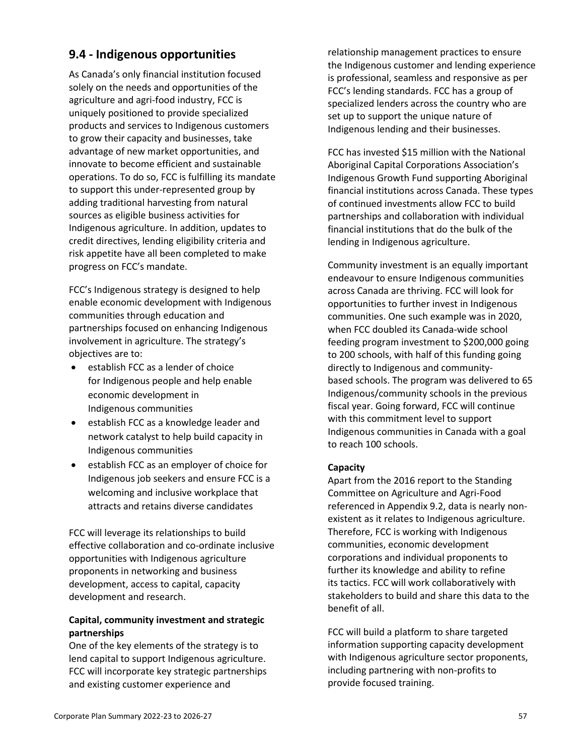## 9.4 - Indigenous opportunities

As Canada's only financial institution focused solely on the needs and opportunities of the agriculture and agri-food industry, FCC is uniquely positioned to provide specialized products and services to Indigenous customers to grow their capacity and businesses, take advantage of new market opportunities, and innovate to become efficient and sustainable operations. To do so, FCC is fulfilling its mandate to support this under-represented group by adding traditional harvesting from natural sources as eligible business activities for Indigenous agriculture. In addition, updates to credit directives, lending eligibility criteria and risk appetite have all been completed to make progress on FCC's mandate.

FCC's Indigenous strategy is designed to help enable economic development with Indigenous communities through education and partnerships focused on enhancing Indigenous involvement in agriculture. The strategy's objectives are to:

- establish FCC as a lender of choice for Indigenous people and help enable economic development in Indigenous communities
- establish FCC as a knowledge leader and network catalyst to help build capacity in Indigenous communities
- establish FCC as an employer of choice for Indigenous job seekers and ensure FCC is a welcoming and inclusive workplace that attracts and retains diverse candidates

FCC will leverage its relationships to build effective collaboration and co-ordinate inclusive opportunities with Indigenous agriculture proponents in networking and business development, access to capital, capacity development and research.

**Capital, community investment and strategic partnerships**

One of the key elements of the strategy is to lend capital to support Indigenous agriculture. FCC will incorporate key strategic partnerships and existing customer experience and relationship management practices to ensure the Indigenous customer and lending experience is professional, seamless and responsive as per FCC's lending standards. FCC has a group of specialized lenders across the country who are set up to support the unique nature of Indigenous lending and their businesses.

FCC has invested $15 million with the National Aboriginal Capital Corporations Association's Indigenous Growth Fund supporting Aboriginal financial institutions across Canada. These types of continued investments allow FCC to build partnerships and collaboration with individual financial institutions that do the bulk of the lending in Indigenous agriculture.

Community investment is an equally important endeavour to ensure Indigenous communities across Canada are thriving. FCC will look for opportunities to further invest in Indigenous communities. One such example was in 2020, when FCC doubled its Canada-wide school feeding program investment to $200,000 going to 200 schools, with half of this funding going directly to Indigenous and community-based schools. The program was delivered to 65 Indigenous/community schools in the previous fiscal year. Going forward, FCC will continue with this commitment level to support Indigenous communities in Canada with a goal to reach 100 schools.

**Capacity**

Apart from the 2016 report to the Standing Committee on Agriculture and Agri-Food referenced in Appendix 9.2, data is nearly non-existent as it relates to Indigenous agriculture. Therefore, FCC is working with Indigenous communities, economic development corporations and individual proponents to further its knowledge and ability to refine its tactics. FCC will work collaboratively with stakeholders to build and share this data to the benefit of all.

FCC will build a platform to share targeted information supporting capacity development with Indigenous agriculture sector proponents, including partnering with non-profits to provide focused training.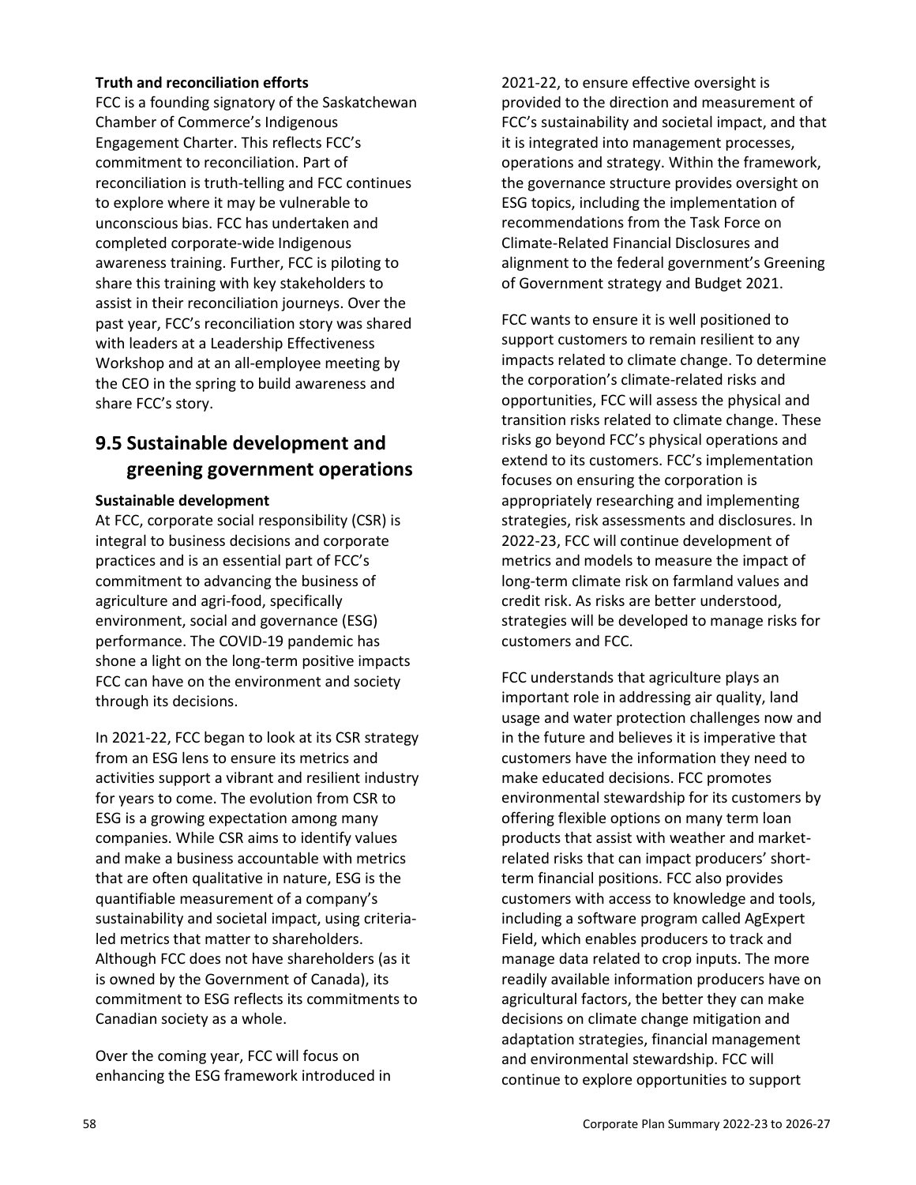**Truth and reconciliation efforts**

FCC is a founding signatory of the Saskatchewan Chamber of Commerce's Indigenous Engagement Charter. This reflects FCC's commitment to reconciliation. Part of reconciliation is truth-telling and FCC continues to explore where it may be vulnerable to unconscious bias. FCC has undertaken and completed corporate-wide Indigenous awareness training. Further, FCC is piloting to share this training with key stakeholders to assist in their reconciliation journeys. Over the past year, FCC's reconciliation story was shared with leaders at a Leadership Effectiveness Workshop and at an all-employee meeting by the CEO in the spring to build awareness and share FCC's story.

## 9.5 Sustainable development and greening government operations

**Sustainable development**

At FCC, corporate social responsibility (CSR) is integral to business decisions and corporate practices and is an essential part of FCC's commitment to advancing the business of agriculture and agri-food, specifically environment, social and governance (ESG) performance. The COVID-19 pandemic has shone a light on the long-term positive impacts FCC can have on the environment and society through its decisions.

In 2021-22, FCC began to look at its CSR strategy from an ESG lens to ensure its metrics and activities support a vibrant and resilient industry for years to come. The evolution from CSR to ESG is a growing expectation among many companies. While CSR aims to identify values and make a business accountable with metrics that are often qualitative in nature, ESG is the quantifiable measurement of a company's sustainability and societal impact, using criteria-led metrics that matter to shareholders. Although FCC does not have shareholders (as it is owned by the Government of Canada), its commitment to ESG reflects its commitments to Canadian society as a whole.

Over the coming year, FCC will focus on enhancing the ESG framework introduced in 2021-22, to ensure effective oversight is provided to the direction and measurement of FCC's sustainability and societal impact, and that it is integrated into management processes, operations and strategy. Within the framework, the governance structure provides oversight on ESG topics, including the implementation of recommendations from the Task Force on Climate-Related Financial Disclosures and alignment to the federal government's Greening of Government strategy and Budget 2021.

FCC wants to ensure it is well positioned to support customers to remain resilient to any impacts related to climate change. To determine the corporation's climate-related risks and opportunities, FCC will assess the physical and transition risks related to climate change. These risks go beyond FCC's physical operations and extend to its customers. FCC's implementation focuses on ensuring the corporation is appropriately researching and implementing strategies, risk assessments and disclosures. In 2022-23, FCC will continue development of metrics and models to measure the impact of long-term climate risk on farmland values and credit risk. As risks are better understood, strategies will be developed to manage risks for customers and FCC.

FCC understands that agriculture plays an important role in addressing air quality, land usage and water protection challenges now and in the future and believes it is imperative that customers have the information they need to make educated decisions. FCC promotes environmental stewardship for its customers by offering flexible options on many term loan products that assist with weather and market-related risks that can impact producers' short-term financial positions. FCC also provides customers with access to knowledge and tools, including a software program called AgExpert Field, which enables producers to track and manage data related to crop inputs. The more readily available information producers have on agricultural factors, the better they can make decisions on climate change mitigation and adaptation strategies, financial management and environmental stewardship. FCC will continue to explore opportunities to support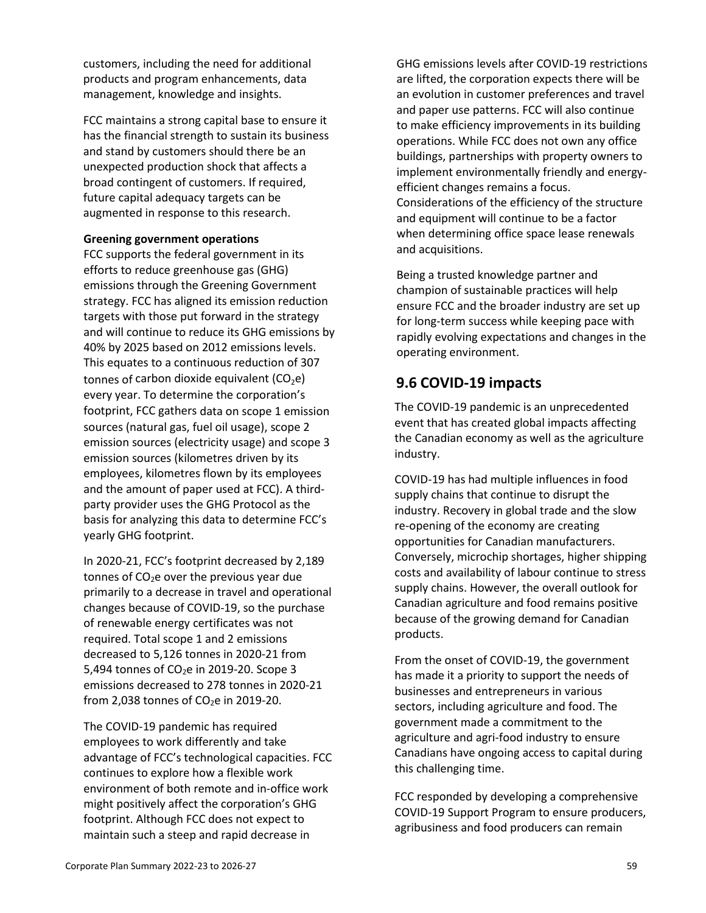customers, including the need for additional products and program enhancements, data management, knowledge and insights.

FCC maintains a strong capital base to ensure it has the financial strength to sustain its business and stand by customers should there be an unexpected production shock that affects a broad contingent of customers. If required, future capital adequacy targets can be augmented in response to this research.

**Greening government operations**

FCC supports the federal government in its efforts to reduce greenhouse gas (GHG) emissions through the Greening Government strategy. FCC has aligned its emission reduction targets with those put forward in the strategy and will continue to reduce its GHG emissions by 40% by 2025 based on 2012 emissions levels. This equates to a continuous reduction of 307 tonnes of carbon dioxide equivalent ($CO_2e$) every year. To determine the corporation's footprint, FCC gathers data on scope 1 emission sources (natural gas, fuel oil usage), scope 2 emission sources (electricity usage) and scope 3 emission sources (kilometres driven by its employees, kilometres flown by its employees and the amount of paper used at FCC). A third-party provider uses the GHG Protocol as the basis for analyzing this data to determine FCC's yearly GHG footprint.

In 2020-21, FCC's footprint decreased by 2,189 tonnes of $CO_2e$ over the previous year due primarily to a decrease in travel and operational changes because of COVID-19, so the purchase of renewable energy certificates was not required. Total scope 1 and 2 emissions decreased to 5,126 tonnes in 2020-21 from 5,494 tonnes of $CO_2e$ in 2019-20. Scope 3 emissions decreased to 278 tonnes in 2020-21 from 2,038 tonnes of $CO_2e$ in 2019-20.

The COVID-19 pandemic has required employees to work differently and take advantage of FCC's technological capacities. FCC continues to explore how a flexible work environment of both remote and in-office work might positively affect the corporation's GHG footprint. Although FCC does not expect to maintain such a steep and rapid decrease in GHG emissions levels after COVID-19 restrictions are lifted, the corporation expects there will be an evolution in customer preferences and travel and paper use patterns. FCC will also continue to make efficiency improvements in its building operations. While FCC does not own any office buildings, partnerships with property owners to implement environmentally friendly and energy-efficient changes remains a focus. Considerations of the efficiency of the structure and equipment will continue to be a factor when determining office space lease renewals and acquisitions.

Being a trusted knowledge partner and champion of sustainable practices will help ensure FCC and the broader industry are set up for long-term success while keeping pace with rapidly evolving expectations and changes in the operating environment.

## 9.6 COVID-19 impacts

The COVID-19 pandemic is an unprecedented event that has created global impacts affecting the Canadian economy as well as the agriculture industry.

COVID-19 has had multiple influences in food supply chains that continue to disrupt the industry. Recovery in global trade and the slow re-opening of the economy are creating opportunities for Canadian manufacturers. Conversely, microchip shortages, higher shipping costs and availability of labour continue to stress supply chains. However, the overall outlook for Canadian agriculture and food remains positive because of the growing demand for Canadian products.

From the onset of COVID-19, the government has made it a priority to support the needs of businesses and entrepreneurs in various sectors, including agriculture and food. The government made a commitment to the agriculture and agri-food industry to ensure Canadians have ongoing access to capital during this challenging time.

FCC responded by developing a comprehensive COVID-19 Support Program to ensure producers, agribusiness and food producers can remain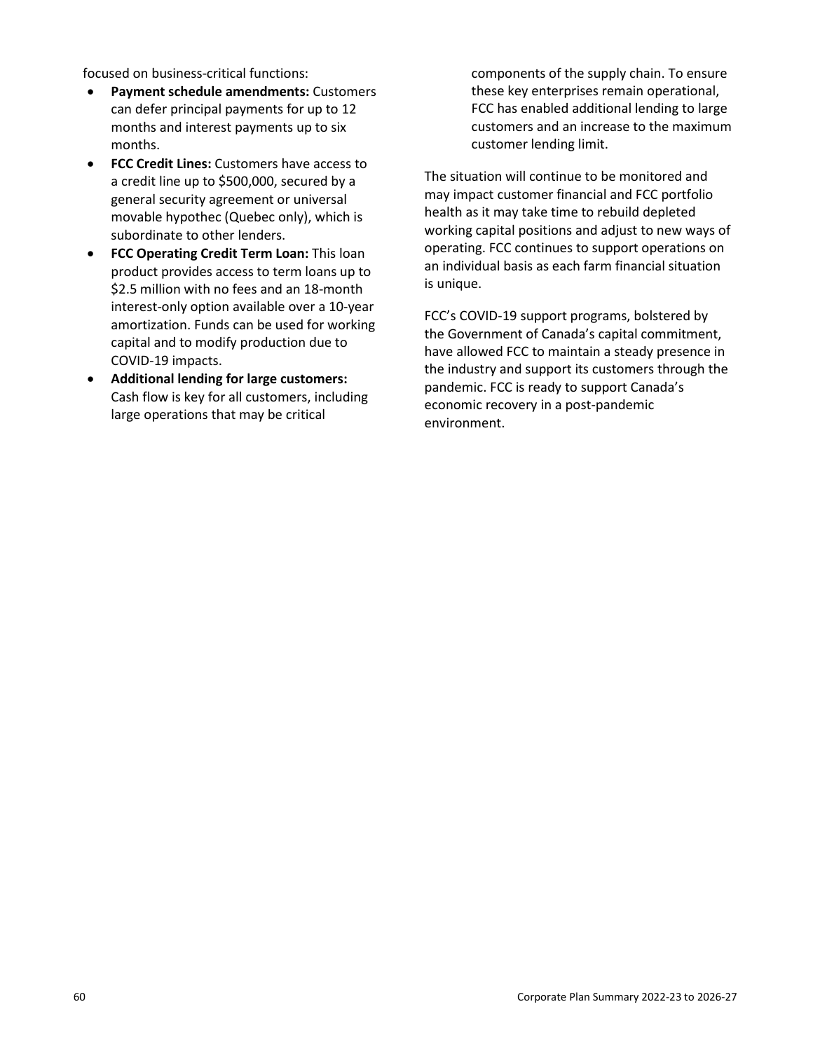focused on business-critical functions:

- **Payment schedule amendments:** Customers can defer principal payments for up to 12 months and interest payments up to six months.
- **FCC Credit Lines:** Customers have access to a credit line up to $500,000, secured by a general security agreement or universal movable hypothec (Quebec only), which is subordinate to other lenders.
- **FCC Operating Credit Term Loan:** This loan product provides access to term loans up to $2.5 million with no fees and an 18-month interest-only option available over a 10-year amortization. Funds can be used for working capital and to modify production due to COVID-19 impacts.
- **Additional lending for large customers:** Cash flow is key for all customers, including large operations that may be critical components of the supply chain. To ensure these key enterprises remain operational, FCC has enabled additional lending to large customers and an increase to the maximum customer lending limit.

The situation will continue to be monitored and may impact customer financial and FCC portfolio health as it may take time to rebuild depleted working capital positions and adjust to new ways of operating. FCC continues to support operations on an individual basis as each farm financial situation is unique.

FCC's COVID-19 support programs, bolstered by the Government of Canada's capital commitment, have allowed FCC to maintain a steady presence in the industry and support its customers through the pandemic. FCC is ready to support Canada's economic recovery in a post-pandemic environment.